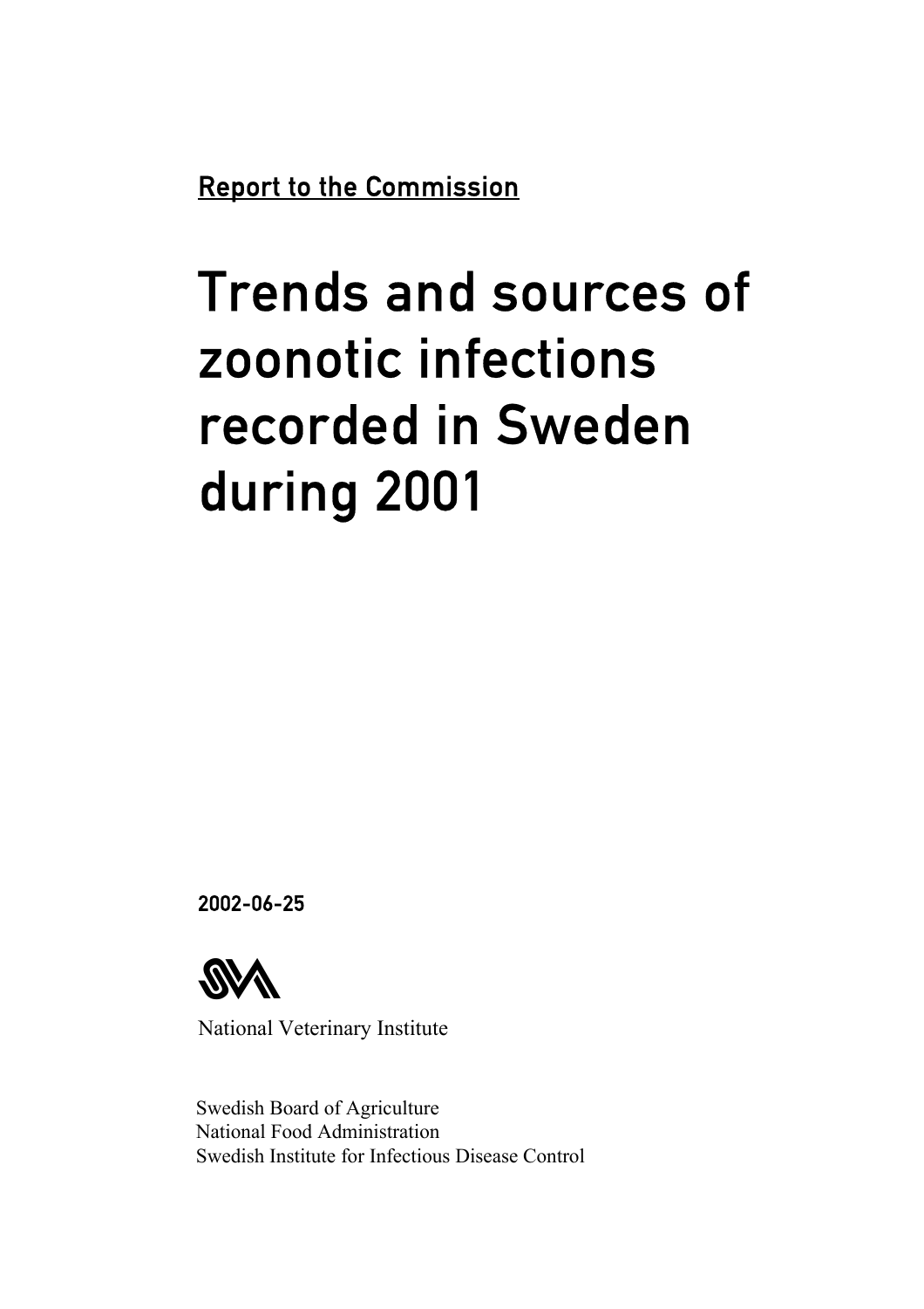<u>Report to the Commission</u>

# Trends and sources of zoonotic infections recorded in Sweden during 2001

**2002-06-25**

National Veterinary Institute

Swedish Board of Agriculture
National Food Administration
Swedish Institute for Infectious Disease Control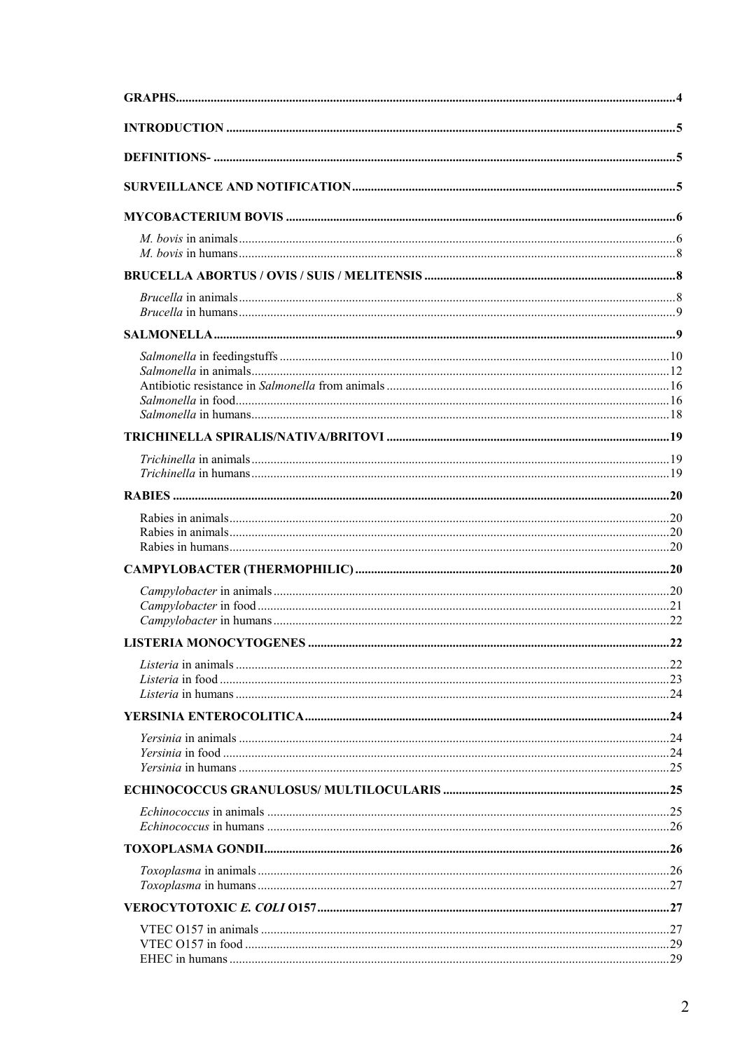**GRAPHS** .......... 4

**INTRODUCTION** .......... 5

**DEFINITIONS-** .......... 5

**SURVEILLANCE AND NOTIFICATION** .......... 5

**MYCOBACTERIUM BOVIS** .......... 6

*M. bovis* in animals .......... 6
*M. bovis* in humans .......... 8

**BRUCELLA ABORTUS / OVIS / SUIS / MELITENSIS** .......... 8

*Brucella* in animals .......... 8
*Brucella* in humans .......... 9

**SALMONELLA** .......... 9

*Salmonella* in feedingstuffs .......... 10
*Salmonella* in animals .......... 12
Antibiotic resistance in *Salmonella* from animals .......... 16
*Salmonella* in food .......... 16
*Salmonella* in humans .......... 18

**TRICHINELLA SPIRALIS/NATIVA/BRITOVI** .......... 19

*Trichinella* in animals .......... 19
*Trichinella* in humans .......... 19

**RABIES** .......... 20

Rabies in animals .......... 20
Rabies in animals .......... 20
Rabies in humans .......... 20

**CAMPYLOBACTER (THERMOPHILIC)** .......... 20

*Campylobacter* in animals .......... 20
*Campylobacter* in food .......... 21
*Campylobacter* in humans .......... 22

**LISTERIA MONOCYTOGENES** .......... 22

*Listeria* in animals .......... 22
*Listeria* in food .......... 23
*Listeria* in humans .......... 24

**YERSINIA ENTEROCOLITICA** .......... 24

*Yersinia* in animals .......... 24
*Yersinia* in food .......... 24
*Yersinia* in humans .......... 25

**ECHINOCOCCUS GRANULOSUS/ MULTILOCULARIS** .......... 25

*Echinococcus* in animals .......... 25
*Echinococcus* in humans .......... 26

**TOXOPLASMA GONDII** .......... 26

*Toxoplasma* in animals .......... 26
*Toxoplasma* in humans .......... 27

**VEROCYTOTOXIC *E. COLI* O157** .......... 27

VTEC O157 in animals .......... 27
VTEC O157 in food .......... 29
EHEC in humans .......... 29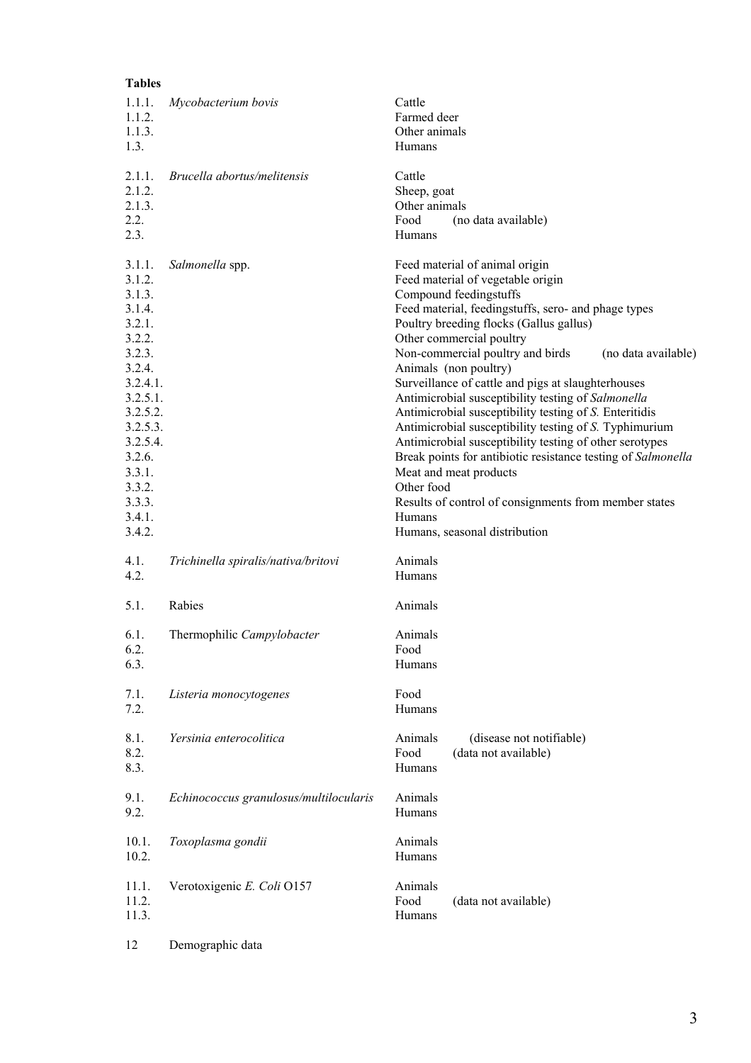**Tables**

| | | |
|---|---|---|
| 1.1.1. | *Mycobacterium bovis* | Cattle |
| 1.1.2. | | Farmed deer |
| 1.1.3. | | Other animals |
| 1.3. | | Humans |
| | | |
| 2.1.1. | *Brucella abortus/melitensis* | Cattle |
| 2.1.2. | | Sheep, goat |
| 2.1.3. | | Other animals |
| 2.2. | | Food (no data available) |
| 2.3. | | Humans |
| | | |
| 3.1.1. | *Salmonella* spp. | Feed material of animal origin |
| 3.1.2. | | Feed material of vegetable origin |
| 3.1.3. | | Compound feedingstuffs |
| 3.1.4. | | Feed material, feedingstuffs, sero- and phage types |
| 3.2.1. | | Poultry breeding flocks (Gallus gallus) |
| 3.2.2. | | Other commercial poultry |
| 3.2.3. | | Non-commercial poultry and birds (no data available) |
| 3.2.4. | | Animals (non poultry) |
| 3.2.4.1. | | Surveillance of cattle and pigs at slaughterhouses |
| 3.2.5.1. | | Antimicrobial susceptibility testing of *Salmonella* |
| 3.2.5.2. | | Antimicrobial susceptibility testing of *S.* Enteritidis |
| 3.2.5.3. | | Antimicrobial susceptibility testing of *S.* Typhimurium |
| 3.2.5.4. | | Antimicrobial susceptibility testing of other serotypes |
| 3.2.6. | | Break points for antibiotic resistance testing of *Salmonella* |
| 3.3.1. | | Meat and meat products |
| 3.3.2. | | Other food |
| 3.3.3. | | Results of control of consignments from member states |
| 3.4.1. | | Humans |
| 3.4.2. | | Humans, seasonal distribution |
| | | |
| 4.1. | *Trichinella spiralis/nativa/britovi* | Animals |
| 4.2. | | Humans |
| | | |
| 5.1. | Rabies | Animals |
| | | |
| 6.1. | Thermophilic *Campylobacter* | Animals |
| 6.2. | | Food |
| 6.3. | | Humans |
| | | |
| 7.1. | *Listeria monocytogenes* | Food |
| 7.2. | | Humans |
| | | |
| 8.1. | *Yersinia enterocolitica* | Animals (disease not notifiable) |
| 8.2. | | Food (data not available) |
| 8.3. | | Humans |
| | | |
| 9.1. | *Echinococcus granulosus/multilocularis* | Animals |
| 9.2. | | Humans |
| | | |
| 10.1. | *Toxoplasma gondii* | Animals |
| 10.2. | | Humans |
| | | |
| 11.1. | Verotoxigenic *E. Coli* O157 | Animals |
| 11.2. | | Food (data not available) |
| 11.3. | | Humans |
| | | |
| 12 | Demographic data | |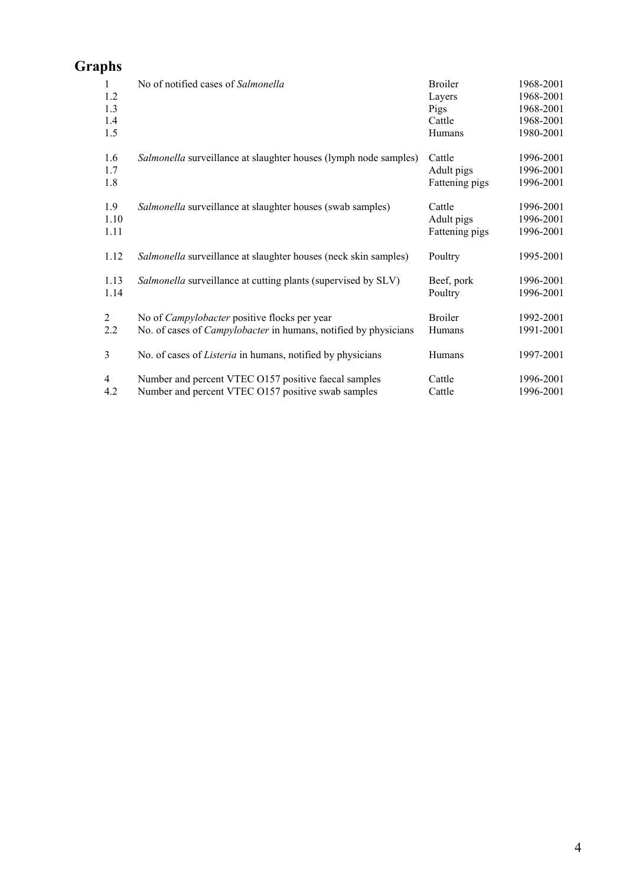## Graphs

| | | | |
|---|---|---|---|
| 1 | No of notified cases of *Salmonella* | Broiler | 1968-2001 |
| 1.2 | | Layers | 1968-2001 |
| 1.3 | | Pigs | 1968-2001 |
| 1.4 | | Cattle | 1968-2001 |
| 1.5 | | Humans | 1980-2001 |
| 1.6 | *Salmonella* surveillance at slaughter houses (lymph node samples) | Cattle | 1996-2001 |
| 1.7 | | Adult pigs | 1996-2001 |
| 1.8 | | Fattening pigs | 1996-2001 |
| 1.9 | *Salmonella* surveillance at slaughter houses (swab samples) | Cattle | 1996-2001 |
| 1.10 | | Adult pigs | 1996-2001 |
| 1.11 | | Fattening pigs | 1996-2001 |
| 1.12 | *Salmonella* surveillance at slaughter houses (neck skin samples) | Poultry | 1995-2001 |
| 1.13 | *Salmonella* surveillance at cutting plants (supervised by SLV) | Beef, pork | 1996-2001 |
| 1.14 | | Poultry | 1996-2001 |
| 2 | No of *Campylobacter* positive flocks per year | Broiler | 1992-2001 |
| 2.2 | No. of cases of *Campylobacter* in humans, notified by physicians | Humans | 1991-2001 |
| 3 | No. of cases of *Listeria* in humans, notified by physicians | Humans | 1997-2001 |
| 4 | Number and percent VTEC O157 positive faecal samples | Cattle | 1996-2001 |
| 4.2 | Number and percent VTEC O157 positive swab samples | Cattle | 1996-2001 |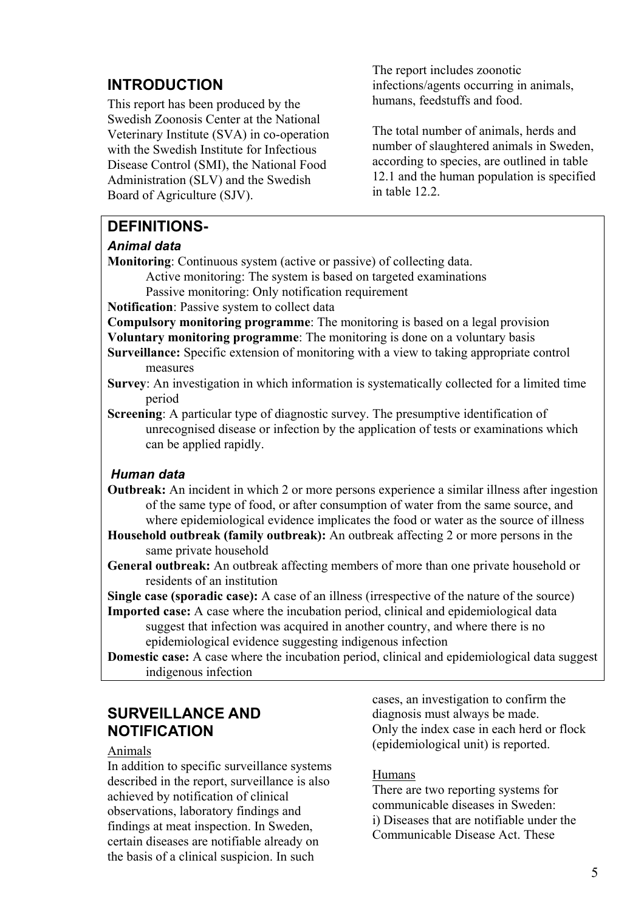## INTRODUCTION

This report has been produced by the Swedish Zoonosis Center at the National Veterinary Institute (SVA) in co-operation with the Swedish Institute for Infectious Disease Control (SMI), the National Food Administration (SLV) and the Swedish Board of Agriculture (SJV).

The report includes zoonotic infections/agents occurring in animals, humans, feedstuffs and food.

The total number of animals, herds and number of slaughtered animals in Sweden, according to species, are outlined in table 12.1 and the human population is specified in table 12.2.

## DEFINITIONS-

### *Animal data*

**Monitoring**: Continuous system (active or passive) of collecting data.
Active monitoring: The system is based on targeted examinations
Passive monitoring: Only notification requirement

**Notification**: Passive system to collect data

**Compulsory monitoring programme**: The monitoring is based on a legal provision

**Voluntary monitoring programme**: The monitoring is done on a voluntary basis

**Surveillance:** Specific extension of monitoring with a view to taking appropriate control measures

**Survey**: An investigation in which information is systematically collected for a limited time period

**Screening**: A particular type of diagnostic survey. The presumptive identification of unrecognised disease or infection by the application of tests or examinations which can be applied rapidly.

### *Human data*

**Outbreak:** An incident in which 2 or more persons experience a similar illness after ingestion of the same type of food, or after consumption of water from the same source, and where epidemiological evidence implicates the food or water as the source of illness

**Household outbreak (family outbreak):** An outbreak affecting 2 or more persons in the same private household

**General outbreak:** An outbreak affecting members of more than one private household or residents of an institution

**Single case (sporadic case):** A case of an illness (irrespective of the nature of the source)

**Imported case:** A case where the incubation period, clinical and epidemiological data suggest that infection was acquired in another country, and where there is no epidemiological evidence suggesting indigenous infection

**Domestic case:** A case where the incubation period, clinical and epidemiological data suggest indigenous infection

## SURVEILLANCE AND NOTIFICATION

Animals

In addition to specific surveillance systems described in the report, surveillance is also achieved by notification of clinical observations, laboratory findings and findings at meat inspection. In Sweden, certain diseases are notifiable already on the basis of a clinical suspicion. In such cases, an investigation to confirm the diagnosis must always be made. Only the index case in each herd or flock (epidemiological unit) is reported.

Humans

There are two reporting systems for communicable diseases in Sweden:
i) Diseases that are notifiable under the Communicable Disease Act. These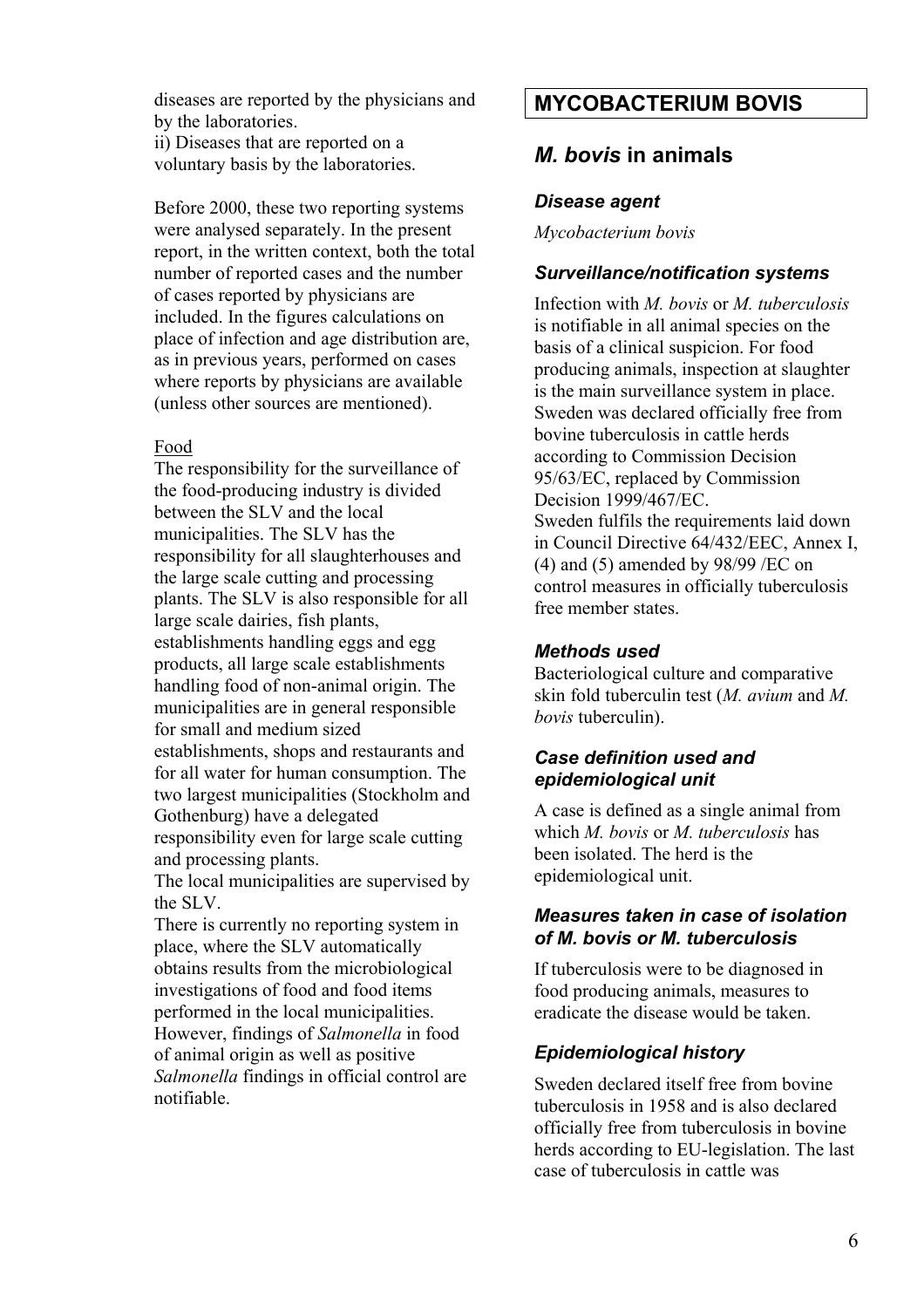diseases are reported by the physicians and by the laboratories.
ii) Diseases that are reported on a voluntary basis by the laboratories.

Before 2000, these two reporting systems were analysed separately. In the present report, in the written context, both the total number of reported cases and the number of cases reported by physicians are included. In the figures calculations on place of infection and age distribution are, as in previous years, performed on cases where reports by physicians are available (unless other sources are mentioned).

Food

The responsibility for the surveillance of the food-producing industry is divided between the SLV and the local municipalities. The SLV has the responsibility for all slaughterhouses and the large scale cutting and processing plants. The SLV is also responsible for all large scale dairies, fish plants, establishments handling eggs and egg products, all large scale establishments handling food of non-animal origin. The municipalities are in general responsible for small and medium sized establishments, shops and restaurants and for all water for human consumption. The two largest municipalities (Stockholm and Gothenburg) have a delegated responsibility even for large scale cutting and processing plants.
The local municipalities are supervised by the SLV.
There is currently no reporting system in place, where the SLV automatically obtains results from the microbiological investigations of food and food items performed in the local municipalities. However, findings of *Salmonella* in food of animal origin as well as positive *Salmonella* findings in official control are notifiable.

# MYCOBACTERIUM BOVIS

## *M. bovis* in animals

### *Disease agent*

*Mycobacterium bovis*

### *Surveillance/notification systems*

Infection with *M. bovis* or *M. tuberculosis* is notifiable in all animal species on the basis of a clinical suspicion. For food producing animals, inspection at slaughter is the main surveillance system in place. Sweden was declared officially free from bovine tuberculosis in cattle herds according to Commission Decision 95/63/EC, replaced by Commission Decision 1999/467/EC.
Sweden fulfils the requirements laid down in Council Directive 64/432/EEC, Annex I, (4) and (5) amended by 98/99 /EC on control measures in officially tuberculosis free member states.

### *Methods used*

Bacteriological culture and comparative skin fold tuberculin test (*M. avium* and *M. bovis* tuberculin).

### *Case definition used and epidemiological unit*

A case is defined as a single animal from which *M. bovis* or *M. tuberculosis* has been isolated. The herd is the epidemiological unit.

### *Measures taken in case of isolation of M. bovis or M. tuberculosis*

If tuberculosis were to be diagnosed in food producing animals, measures to eradicate the disease would be taken.

### *Epidemiological history*

Sweden declared itself free from bovine tuberculosis in 1958 and is also declared officially free from tuberculosis in bovine herds according to EU-legislation. The last case of tuberculosis in cattle was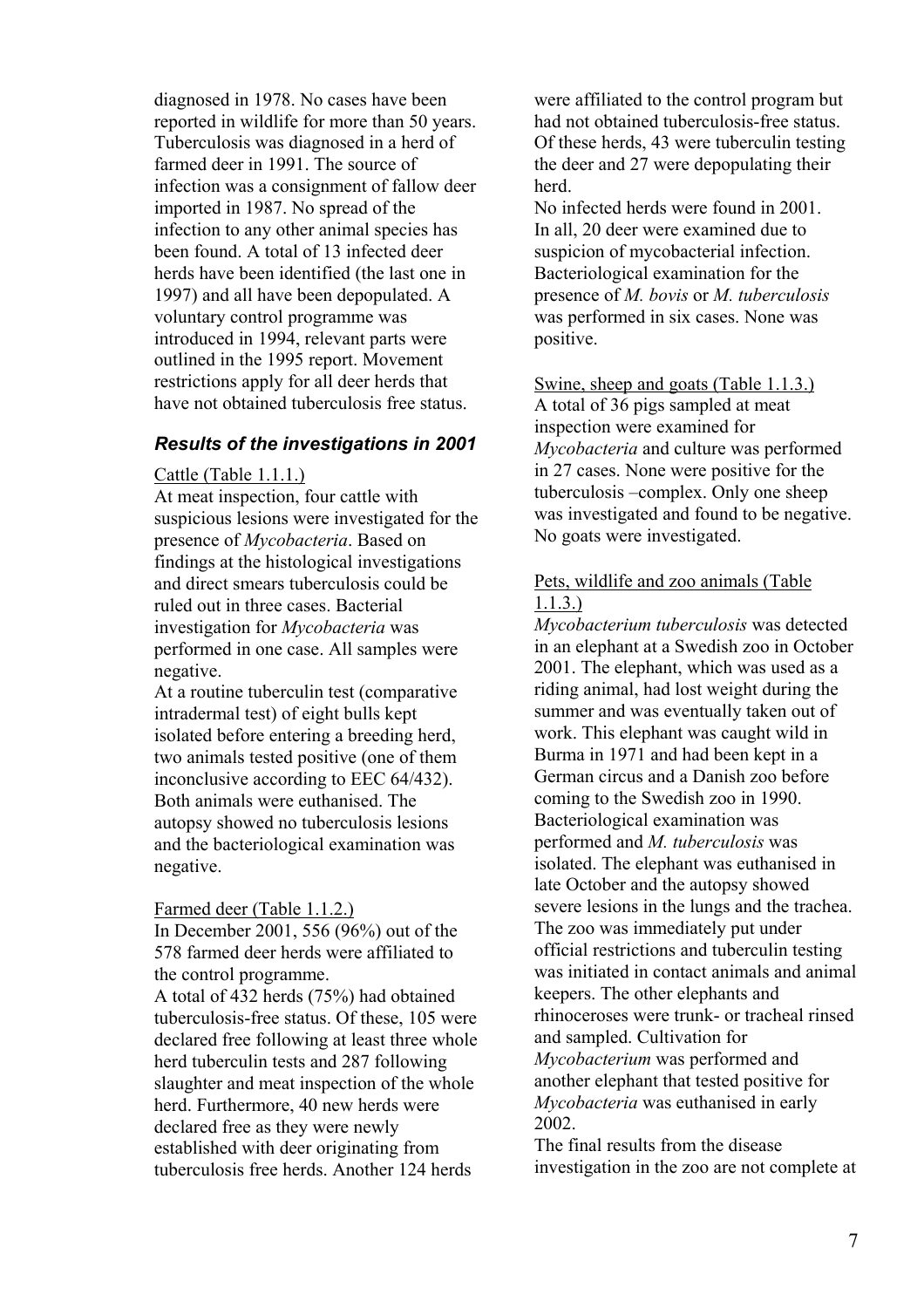diagnosed in 1978. No cases have been reported in wildlife for more than 50 years. Tuberculosis was diagnosed in a herd of farmed deer in 1991. The source of infection was a consignment of fallow deer imported in 1987. No spread of the infection to any other animal species has been found. A total of 13 infected deer herds have been identified (the last one in 1997) and all have been depopulated. A voluntary control programme was introduced in 1994, relevant parts were outlined in the 1995 report. Movement restrictions apply for all deer herds that have not obtained tuberculosis free status.

### *Results of the investigations in 2001*

Cattle (Table 1.1.1.)

At meat inspection, four cattle with suspicious lesions were investigated for the presence of *Mycobacteria*. Based on findings at the histological investigations and direct smears tuberculosis could be ruled out in three cases. Bacterial investigation for *Mycobacteria* was performed in one case. All samples were negative.

At a routine tuberculin test (comparative intradermal test) of eight bulls kept isolated before entering a breeding herd, two animals tested positive (one of them inconclusive according to EEC 64/432). Both animals were euthanised. The autopsy showed no tuberculosis lesions and the bacteriological examination was negative.

Farmed deer (Table 1.1.2.)

In December 2001, 556 (96%) out of the 578 farmed deer herds were affiliated to the control programme.

A total of 432 herds (75%) had obtained tuberculosis-free status. Of these, 105 were declared free following at least three whole herd tuberculin tests and 287 following slaughter and meat inspection of the whole herd. Furthermore, 40 new herds were declared free as they were newly established with deer originating from tuberculosis free herds. Another 124 herds were affiliated to the control program but had not obtained tuberculosis-free status. Of these herds, 43 were tuberculin testing the deer and 27 were depopulating their herd.

No infected herds were found in 2001. In all, 20 deer were examined due to suspicion of mycobacterial infection. Bacteriological examination for the presence of *M. bovis* or *M. tuberculosis* was performed in six cases. None was positive.

Swine, sheep and goats (Table 1.1.3.)

A total of 36 pigs sampled at meat inspection were examined for *Mycobacteria* and culture was performed in 27 cases. None were positive for the tuberculosis –complex. Only one sheep was investigated and found to be negative. No goats were investigated.

Pets, wildlife and zoo animals (Table 1.1.3.)

*Mycobacterium tuberculosis* was detected in an elephant at a Swedish zoo in October 2001. The elephant, which was used as a riding animal, had lost weight during the summer and was eventually taken out of work. This elephant was caught wild in Burma in 1971 and had been kept in a German circus and a Danish zoo before coming to the Swedish zoo in 1990. Bacteriological examination was performed and *M. tuberculosis* was isolated. The elephant was euthanised in late October and the autopsy showed severe lesions in the lungs and the trachea. The zoo was immediately put under official restrictions and tuberculin testing was initiated in contact animals and animal keepers. The other elephants and rhinoceroses were trunk- or tracheal rinsed and sampled. Cultivation for *Mycobacterium* was performed and another elephant that tested positive for *Mycobacteria* was euthanised in early 2002.

The final results from the disease investigation in the zoo are not complete at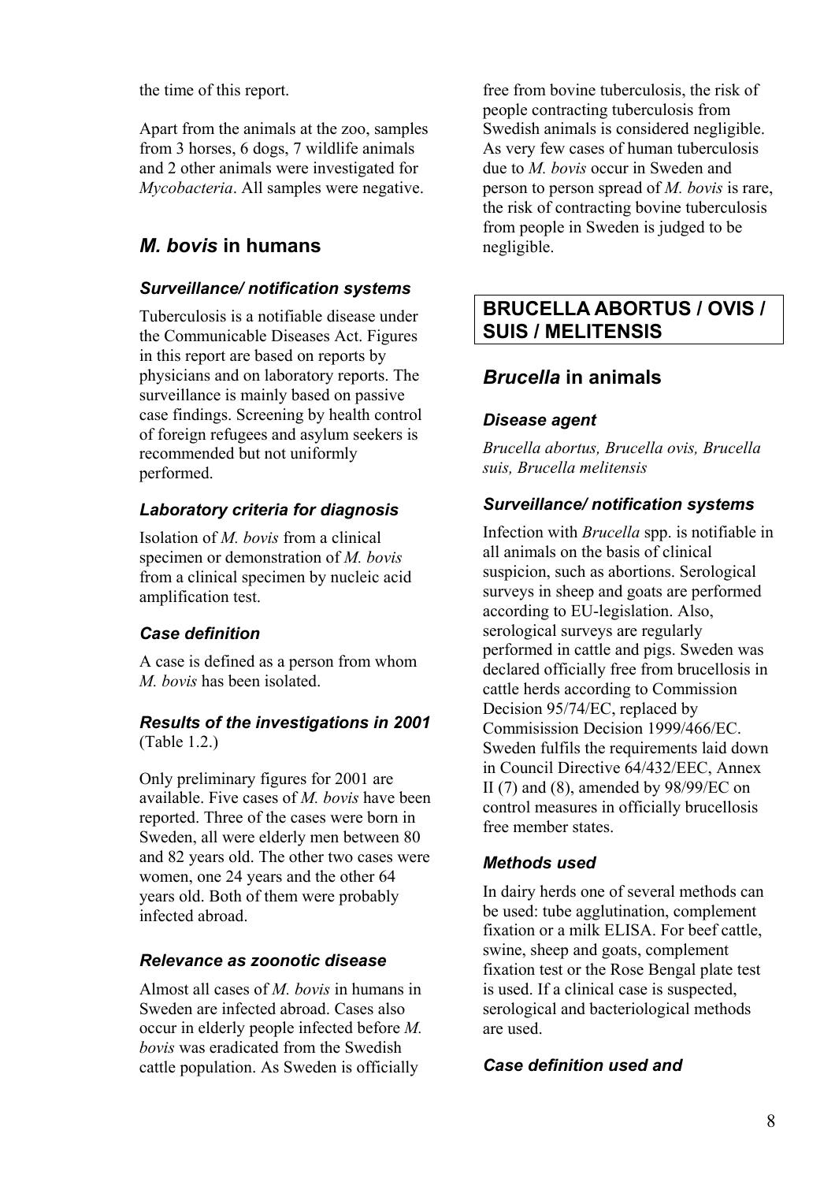the time of this report.

Apart from the animals at the zoo, samples from 3 horses, 6 dogs, 7 wildlife animals and 2 other animals were investigated for *Mycobacteria*. All samples were negative.

## *M. bovis* in humans

### *Surveillance/ notification systems*

Tuberculosis is a notifiable disease under the Communicable Diseases Act. Figures in this report are based on reports by physicians and on laboratory reports. The surveillance is mainly based on passive case findings. Screening by health control of foreign refugees and asylum seekers is recommended but not uniformly performed.

### *Laboratory criteria for diagnosis*

Isolation of *M. bovis* from a clinical specimen or demonstration of *M. bovis* from a clinical specimen by nucleic acid amplification test.

### *Case definition*

A case is defined as a person from whom *M. bovis* has been isolated.

### *Results of the investigations in 2001*

(Table 1.2.)

Only preliminary figures for 2001 are available. Five cases of *M. bovis* have been reported. Three of the cases were born in Sweden, all were elderly men between 80 and 82 years old. The other two cases were women, one 24 years and the other 64 years old. Both of them were probably infected abroad.

### *Relevance as zoonotic disease*

Almost all cases of *M. bovis* in humans in Sweden are infected abroad. Cases also occur in elderly people infected before *M. bovis* was eradicated from the Swedish cattle population. As Sweden is officially free from bovine tuberculosis, the risk of people contracting tuberculosis from Swedish animals is considered negligible. As very few cases of human tuberculosis due to *M. bovis* occur in Sweden and person to person spread of *M. bovis* is rare, the risk of contracting bovine tuberculosis from people in Sweden is judged to be negligible.

# BRUCELLA ABORTUS / OVIS / SUIS / MELITENSIS

## *Brucella* in animals

### *Disease agent*

*Brucella abortus, Brucella ovis, Brucella suis, Brucella melitensis*

### *Surveillance/ notification systems*

Infection with *Brucella* spp. is notifiable in all animals on the basis of clinical suspicion, such as abortions. Serological surveys in sheep and goats are performed according to EU-legislation. Also, serological surveys are regularly performed in cattle and pigs. Sweden was declared officially free from brucellosis in cattle herds according to Commission Decision 95/74/EC, replaced by Commisission Decision 1999/466/EC. Sweden fulfils the requirements laid down in Council Directive 64/432/EEC, Annex II (7) and (8), amended by 98/99/EC on control measures in officially brucellosis free member states.

### *Methods used*

In dairy herds one of several methods can be used: tube agglutination, complement fixation or a milk ELISA. For beef cattle, swine, sheep and goats, complement fixation test or the Rose Bengal plate test is used. If a clinical case is suspected, serological and bacteriological methods are used.

### *Case definition used and*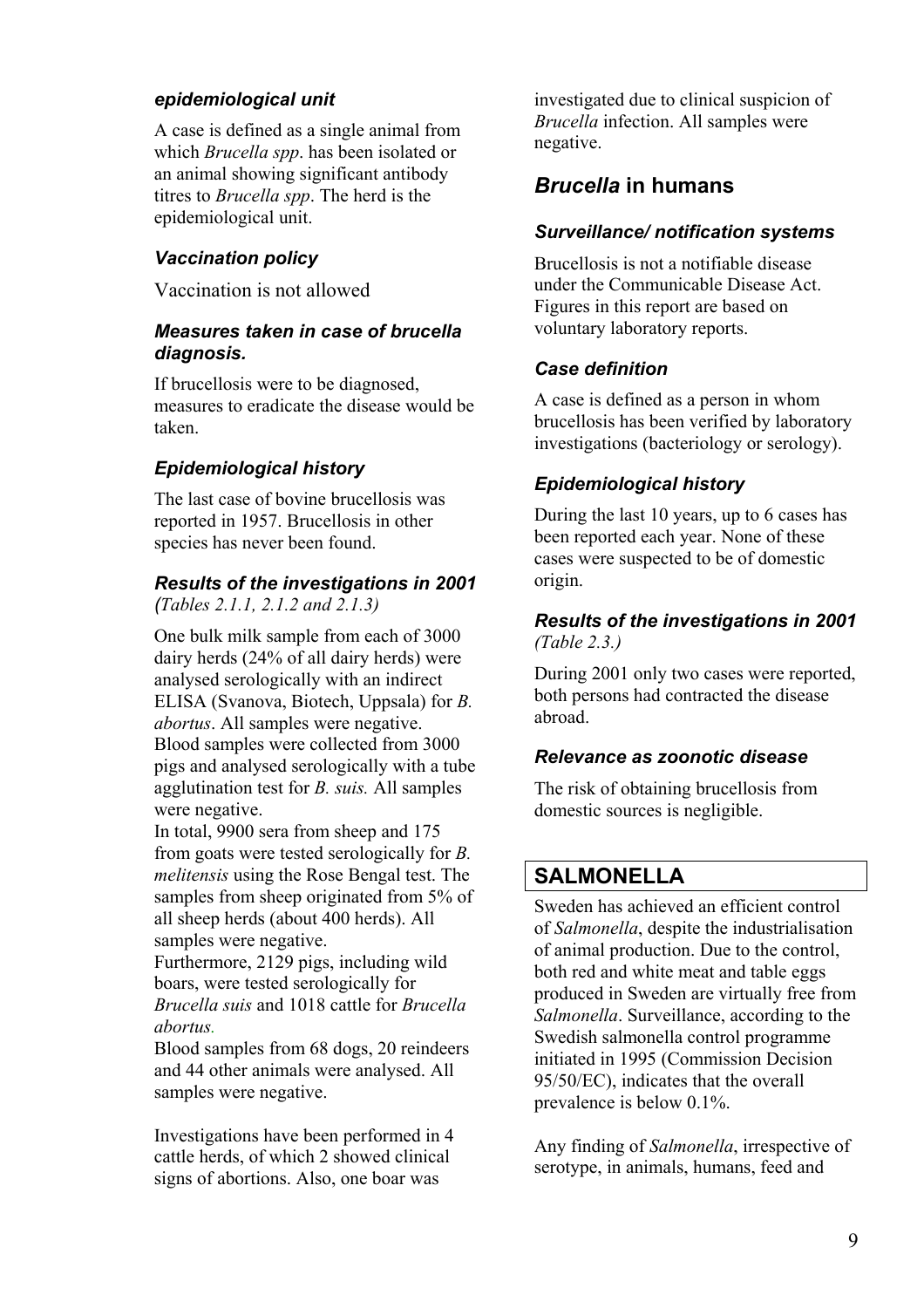### *epidemiological unit*

A case is defined as a single animal from which *Brucella spp*. has been isolated or an animal showing significant antibody titres to *Brucella spp*. The herd is the epidemiological unit.

### *Vaccination policy*

Vaccination is not allowed

### *Measures taken in case of brucella diagnosis.*

If brucellosis were to be diagnosed, measures to eradicate the disease would be taken.

### *Epidemiological history*

The last case of bovine brucellosis was reported in 1957. Brucellosis in other species has never been found.

### *Results of the investigations in 2001*
*(Tables 2.1.1, 2.1.2 and 2.1.3)*

One bulk milk sample from each of 3000 dairy herds (24% of all dairy herds) were analysed serologically with an indirect ELISA (Svanova, Biotech, Uppsala) for *B. abortus*. All samples were negative.
Blood samples were collected from 3000 pigs and analysed serologically with a tube agglutination test for *B. suis.* All samples were negative.
In total, 9900 sera from sheep and 175 from goats were tested serologically for *B. melitensis* using the Rose Bengal test. The samples from sheep originated from 5% of all sheep herds (about 400 herds). All samples were negative.
Furthermore, 2129 pigs, including wild boars, were tested serologically for *Brucella suis* and 1018 cattle for *Brucella abortus*.
Blood samples from 68 dogs, 20 reindeers and 44 other animals were analysed. All samples were negative.

Investigations have been performed in 4 cattle herds, of which 2 showed clinical signs of abortions. Also, one boar was investigated due to clinical suspicion of *Brucella* infection. All samples were negative.

## *Brucella* in humans

### *Surveillance/ notification systems*

Brucellosis is not a notifiable disease under the Communicable Disease Act. Figures in this report are based on voluntary laboratory reports.

### *Case definition*

A case is defined as a person in whom brucellosis has been verified by laboratory investigations (bacteriology or serology).

### *Epidemiological history*

During the last 10 years, up to 6 cases has been reported each year. None of these cases were suspected to be of domestic origin.

### *Results of the investigations in 2001*
*(Table 2.3.)*

During 2001 only two cases were reported, both persons had contracted the disease abroad.

### *Relevance as zoonotic disease*

The risk of obtaining brucellosis from domestic sources is negligible.

# SALMONELLA

Sweden has achieved an efficient control of *Salmonella*, despite the industrialisation of animal production. Due to the control, both red and white meat and table eggs produced in Sweden are virtually free from *Salmonella*. Surveillance, according to the Swedish salmonella control programme initiated in 1995 (Commission Decision 95/50/EC), indicates that the overall prevalence is below 0.1%.

Any finding of *Salmonella*, irrespective of serotype, in animals, humans, feed and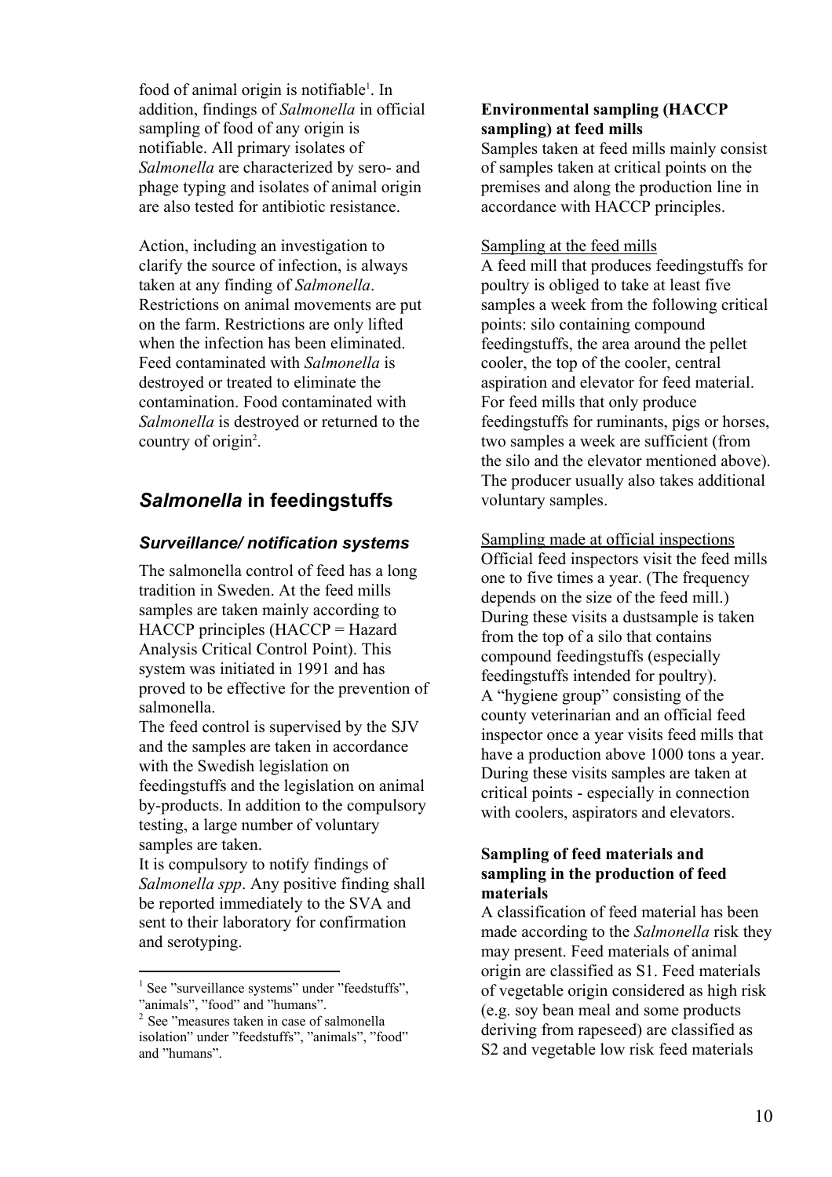food of animal origin is notifiable[1]. In addition, findings of *Salmonella* in official sampling of food of any origin is notifiable. All primary isolates of *Salmonella* are characterized by sero- and phage typing and isolates of animal origin are also tested for antibiotic resistance.

Action, including an investigation to clarify the source of infection, is always taken at any finding of *Salmonella*. Restrictions on animal movements are put on the farm. Restrictions are only lifted when the infection has been eliminated. Feed contaminated with *Salmonella* is destroyed or treated to eliminate the contamination. Food contaminated with *Salmonella* is destroyed or returned to the country of origin[2].

## *Salmonella* in feedingstuffs

### *Surveillance/ notification systems*

The salmonella control of feed has a long tradition in Sweden. At the feed mills samples are taken mainly according to HACCP principles (HACCP = Hazard Analysis Critical Control Point). This system was initiated in 1991 and has proved to be effective for the prevention of salmonella.
The feed control is supervised by the SJV and the samples are taken in accordance with the Swedish legislation on feedingstuffs and the legislation on animal by-products. In addition to the compulsory testing, a large number of voluntary samples are taken.
It is compulsory to notify findings of *Salmonella spp*. Any positive finding shall be reported immediately to the SVA and sent to their laboratory for confirmation and serotyping.

**Environmental sampling (HACCP sampling) at feed mills**
Samples taken at feed mills mainly consist of samples taken at critical points on the premises and along the production line in accordance with HACCP principles.

Sampling at the feed mills
A feed mill that produces feedingstuffs for poultry is obliged to take at least five samples a week from the following critical points: silo containing compound feedingstuffs, the area around the pellet cooler, the top of the cooler, central aspiration and elevator for feed material. For feed mills that only produce feedingstuffs for ruminants, pigs or horses, two samples a week are sufficient (from the silo and the elevator mentioned above). The producer usually also takes additional voluntary samples.

Sampling made at official inspections
Official feed inspectors visit the feed mills one to five times a year. (The frequency depends on the size of the feed mill.) During these visits a dustsample is taken from the top of a silo that contains compound feedingstuffs (especially feedingstuffs intended for poultry).
A "hygiene group" consisting of the county veterinarian and an official feed inspector once a year visits feed mills that have a production above 1000 tons a year. During these visits samples are taken at critical points - especially in connection with coolers, aspirators and elevators.

**Sampling of feed materials and sampling in the production of feed materials**
A classification of feed material has been made according to the *Salmonella* risk they may present. Feed materials of animal origin are classified as S1. Feed materials of vegetable origin considered as high risk (e.g. soy bean meal and some products deriving from rapeseed) are classified as S2 and vegetable low risk feed materials

[1] See "surveillance systems" under "feedstuffs", "animals", "food" and "humans".
[2] See "measures taken in case of salmonella isolation" under "feedstuffs", "animals", "food" and "humans".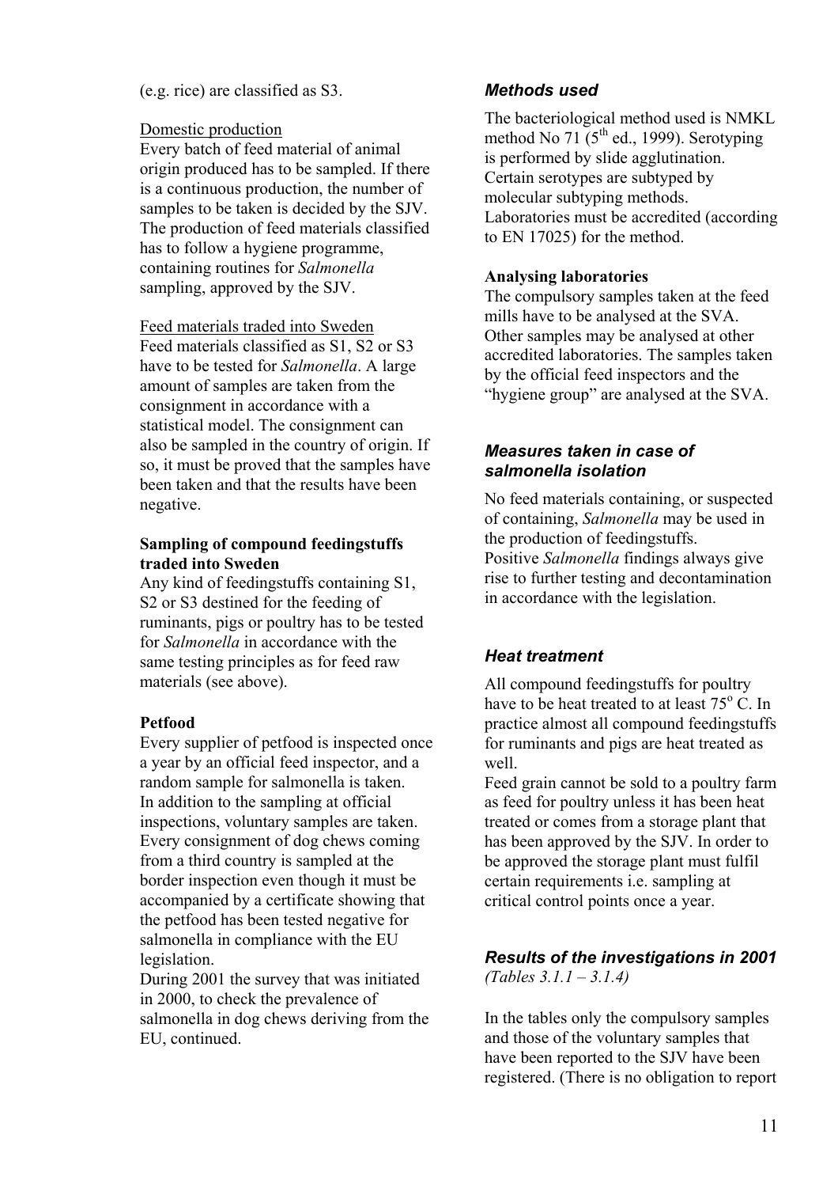(e.g. rice) are classified as S3.

Domestic production

Every batch of feed material of animal origin produced has to be sampled. If there is a continuous production, the number of samples to be taken is decided by the SJV. The production of feed materials classified has to follow a hygiene programme, containing routines for *Salmonella* sampling, approved by the SJV.

Feed materials traded into Sweden

Feed materials classified as S1, S2 or S3 have to be tested for *Salmonella*. A large amount of samples are taken from the consignment in accordance with a statistical model. The consignment can also be sampled in the country of origin. If so, it must be proved that the samples have been taken and that the results have been negative.

**Sampling of compound feedingstuffs traded into Sweden**

Any kind of feedingstuffs containing S1, S2 or S3 destined for the feeding of ruminants, pigs or poultry has to be tested for *Salmonella* in accordance with the same testing principles as for feed raw materials (see above).

**Petfood**

Every supplier of petfood is inspected once a year by an official feed inspector, and a random sample for salmonella is taken. In addition to the sampling at official inspections, voluntary samples are taken. Every consignment of dog chews coming from a third country is sampled at the border inspection even though it must be accompanied by a certificate showing that the petfood has been tested negative for salmonella in compliance with the EU legislation.

During 2001 the survey that was initiated in 2000, to check the prevalence of salmonella in dog chews deriving from the EU, continued.

### *Methods used*

The bacteriological method used is NMKL method No 71 (5th ed., 1999). Serotyping is performed by slide agglutination. Certain serotypes are subtyped by molecular subtyping methods. Laboratories must be accredited (according to EN 17025) for the method.

**Analysing laboratories**

The compulsory samples taken at the feed mills have to be analysed at the SVA. Other samples may be analysed at other accredited laboratories. The samples taken by the official feed inspectors and the "hygiene group" are analysed at the SVA.

### *Measures taken in case of salmonella isolation*

No feed materials containing, or suspected of containing, *Salmonella* may be used in the production of feedingstuffs.

Positive *Salmonella* findings always give rise to further testing and decontamination in accordance with the legislation.

### *Heat treatment*

All compound feedingstuffs for poultry have to be heat treated to at least 75° C. In practice almost all compound feedingstuffs for ruminants and pigs are heat treated as well.

Feed grain cannot be sold to a poultry farm as feed for poultry unless it has been heat treated or comes from a storage plant that has been approved by the SJV. In order to be approved the storage plant must fulfil certain requirements i.e. sampling at critical control points once a year.

### *Results of the investigations in 2001*

*(Tables 3.1.1 – 3.1.4)*

In the tables only the compulsory samples and those of the voluntary samples that have been reported to the SJV have been registered. (There is no obligation to report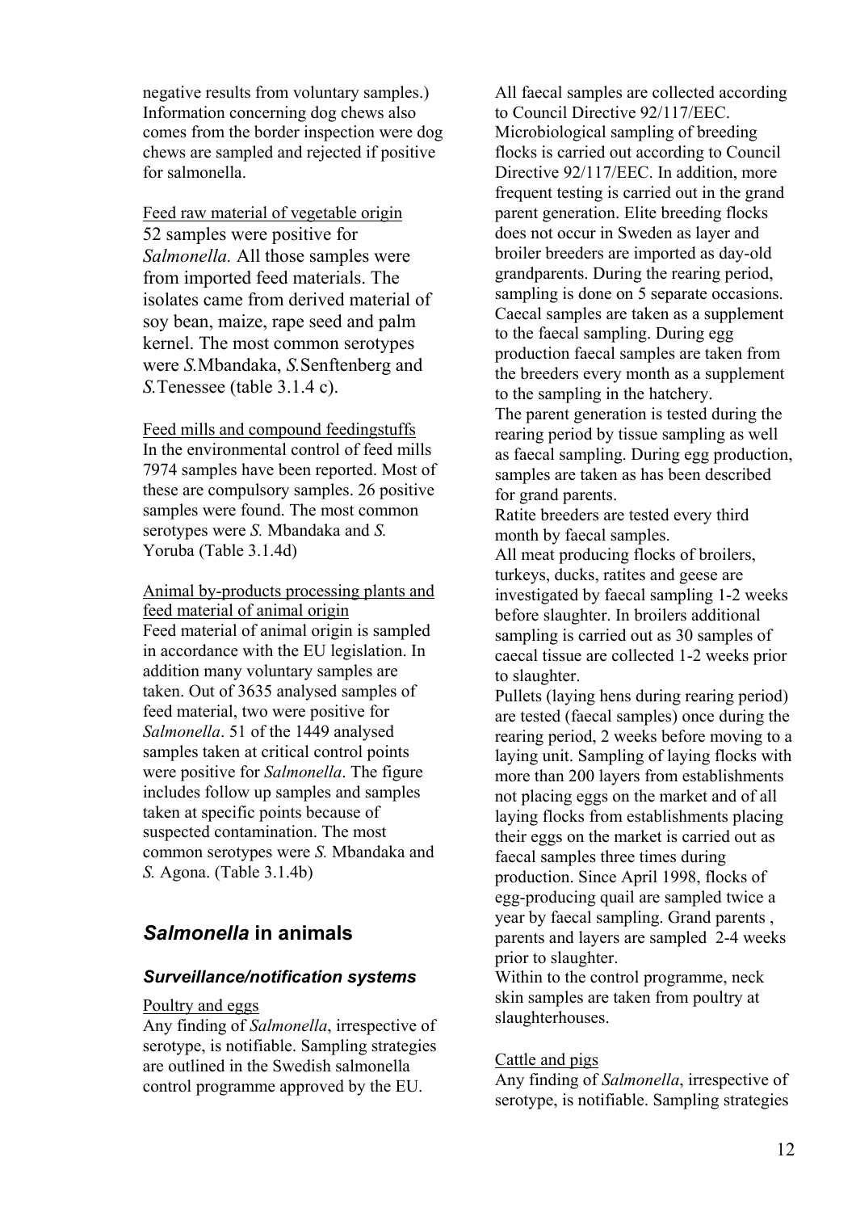negative results from voluntary samples.) Information concerning dog chews also comes from the border inspection were dog chews are sampled and rejected if positive for salmonella.

Feed raw material of vegetable origin

52 samples were positive for *Salmonella.* All those samples were from imported feed materials. The isolates came from derived material of soy bean, maize, rape seed and palm kernel. The most common serotypes were *S.*Mbandaka, *S.*Senftenberg and *S.*Tenessee (table 3.1.4 c).

Feed mills and compound feedingstuffs

In the environmental control of feed mills 7974 samples have been reported. Most of these are compulsory samples. 26 positive samples were found. The most common serotypes were *S.* Mbandaka and *S.* Yoruba (Table 3.1.4d)

Animal by-products processing plants and feed material of animal origin

Feed material of animal origin is sampled in accordance with the EU legislation. In addition many voluntary samples are taken. Out of 3635 analysed samples of feed material, two were positive for *Salmonella*. 51 of the 1449 analysed samples taken at critical control points were positive for *Salmonella*. The figure includes follow up samples and samples taken at specific points because of suspected contamination. The most common serotypes were *S.* Mbandaka and *S.* Agona. (Table 3.1.4b)

## *Salmonella* in animals

### *Surveillance/notification systems*

Poultry and eggs

Any finding of *Salmonella*, irrespective of serotype, is notifiable. Sampling strategies are outlined in the Swedish salmonella control programme approved by the EU.

All faecal samples are collected according to Council Directive 92/117/EEC. Microbiological sampling of breeding flocks is carried out according to Council Directive 92/117/EEC. In addition, more frequent testing is carried out in the grand parent generation. Elite breeding flocks does not occur in Sweden as layer and broiler breeders are imported as day-old grandparents. During the rearing period, sampling is done on 5 separate occasions. Caecal samples are taken as a supplement to the faecal sampling. During egg production faecal samples are taken from the breeders every month as a supplement to the sampling in the hatchery.

The parent generation is tested during the rearing period by tissue sampling as well as faecal sampling. During egg production, samples are taken as has been described for grand parents.

Ratite breeders are tested every third month by faecal samples.

All meat producing flocks of broilers, turkeys, ducks, ratites and geese are investigated by faecal sampling 1-2 weeks before slaughter. In broilers additional sampling is carried out as 30 samples of caecal tissue are collected 1-2 weeks prior to slaughter.

Pullets (laying hens during rearing period) are tested (faecal samples) once during the rearing period, 2 weeks before moving to a laying unit. Sampling of laying flocks with more than 200 layers from establishments not placing eggs on the market and of all laying flocks from establishments placing their eggs on the market is carried out as faecal samples three times during production. Since April 1998, flocks of egg-producing quail are sampled twice a year by faecal sampling. Grand parents , parents and layers are sampled 2-4 weeks prior to slaughter.

Within to the control programme, neck skin samples are taken from poultry at slaughterhouses.

Cattle and pigs

Any finding of *Salmonella*, irrespective of serotype, is notifiable. Sampling strategies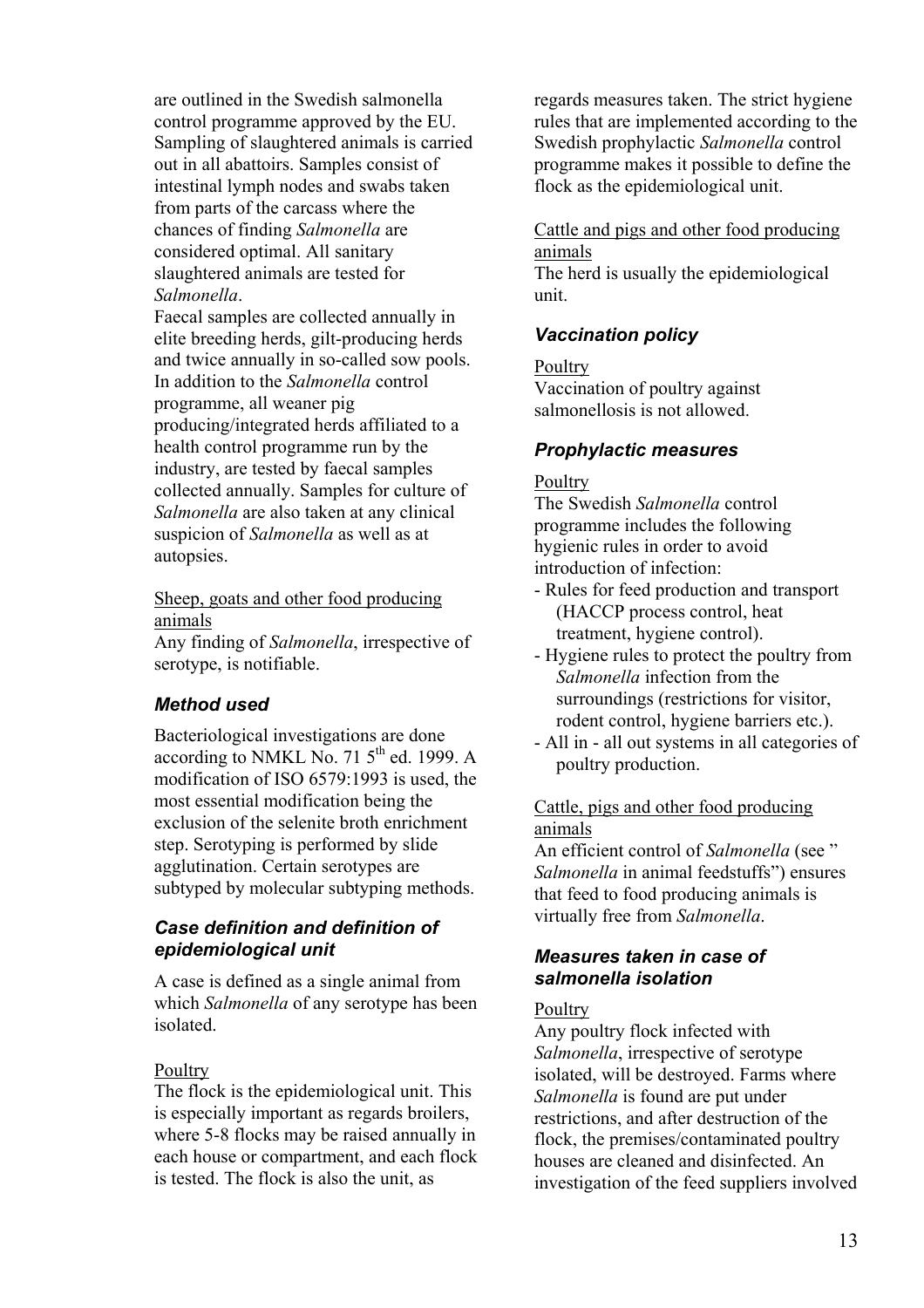are outlined in the Swedish salmonella control programme approved by the EU. Sampling of slaughtered animals is carried out in all abattoirs. Samples consist of intestinal lymph nodes and swabs taken from parts of the carcass where the chances of finding *Salmonella* are considered optimal. All sanitary slaughtered animals are tested for *Salmonella*.

Faecal samples are collected annually in elite breeding herds, gilt-producing herds and twice annually in so-called sow pools. In addition to the *Salmonella* control programme, all weaner pig producing/integrated herds affiliated to a health control programme run by the industry, are tested by faecal samples collected annually. Samples for culture of *Salmonella* are also taken at any clinical suspicion of *Salmonella* as well as at autopsies.

Sheep, goats and other food producing animals

Any finding of *Salmonella*, irrespective of serotype, is notifiable.

### *Method used*

Bacteriological investigations are done according to NMKL No. 71 5th ed. 1999. A modification of ISO 6579:1993 is used, the most essential modification being the exclusion of the selenite broth enrichment step. Serotyping is performed by slide agglutination. Certain serotypes are subtyped by molecular subtyping methods.

### *Case definition and definition of epidemiological unit*

A case is defined as a single animal from which *Salmonella* of any serotype has been isolated.

Poultry

The flock is the epidemiological unit. This is especially important as regards broilers, where 5-8 flocks may be raised annually in each house or compartment, and each flock is tested. The flock is also the unit, as regards measures taken. The strict hygiene rules that are implemented according to the Swedish prophylactic *Salmonella* control programme makes it possible to define the flock as the epidemiological unit.

Cattle and pigs and other food producing animals

The herd is usually the epidemiological unit.

### *Vaccination policy*

Poultry

Vaccination of poultry against salmonellosis is not allowed.

### *Prophylactic measures*

Poultry

The Swedish *Salmonella* control programme includes the following hygienic rules in order to avoid introduction of infection:

- Rules for feed production and transport (HACCP process control, heat treatment, hygiene control).
- Hygiene rules to protect the poultry from *Salmonella* infection from the surroundings (restrictions for visitor, rodent control, hygiene barriers etc.).
- All in - all out systems in all categories of poultry production.

Cattle, pigs and other food producing animals

An efficient control of *Salmonella* (see " *Salmonella* in animal feedstuffs") ensures that feed to food producing animals is virtually free from *Salmonella*.

### *Measures taken in case of salmonella isolation*

Poultry

Any poultry flock infected with *Salmonella*, irrespective of serotype isolated, will be destroyed. Farms where *Salmonella* is found are put under restrictions, and after destruction of the flock, the premises/contaminated poultry houses are cleaned and disinfected. An investigation of the feed suppliers involved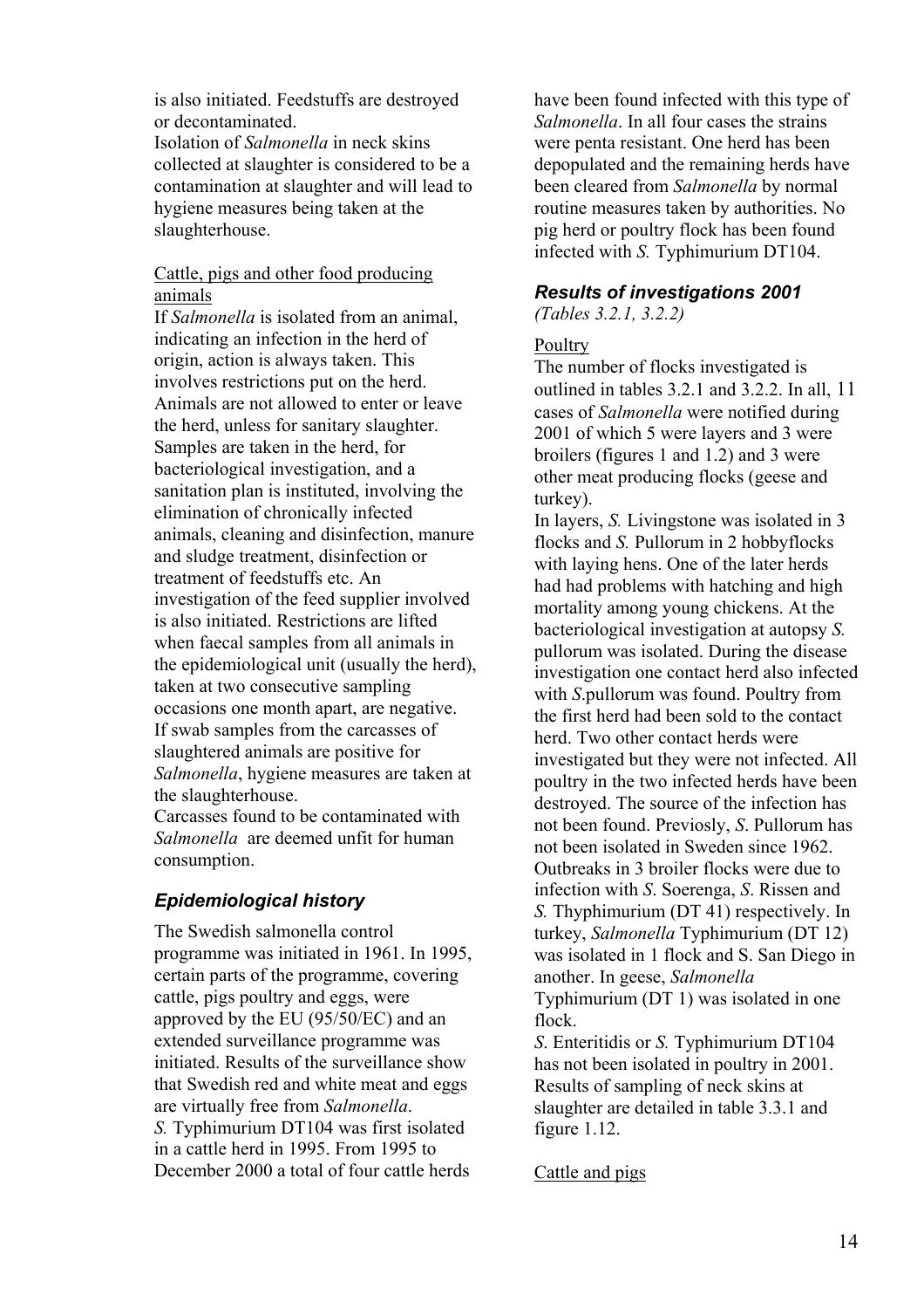is also initiated. Feedstuffs are destroyed or decontaminated.
Isolation of *Salmonella* in neck skins collected at slaughter is considered to be a contamination at slaughter and will lead to hygiene measures being taken at the slaughterhouse.

Cattle, pigs and other food producing animals

If *Salmonella* is isolated from an animal, indicating an infection in the herd of origin, action is always taken. This involves restrictions put on the herd. Animals are not allowed to enter or leave the herd, unless for sanitary slaughter. Samples are taken in the herd, for bacteriological investigation, and a sanitation plan is instituted, involving the elimination of chronically infected animals, cleaning and disinfection, manure and sludge treatment, disinfection or treatment of feedstuffs etc. An investigation of the feed supplier involved is also initiated. Restrictions are lifted when faecal samples from all animals in the epidemiological unit (usually the herd), taken at two consecutive sampling occasions one month apart, are negative. If swab samples from the carcasses of slaughtered animals are positive for *Salmonella*, hygiene measures are taken at the slaughterhouse.
Carcasses found to be contaminated with *Salmonella* are deemed unfit for human consumption.

### *Epidemiological history*

The Swedish salmonella control programme was initiated in 1961. In 1995, certain parts of the programme, covering cattle, pigs poultry and eggs, were approved by the EU (95/50/EC) and an extended surveillance programme was initiated. Results of the surveillance show that Swedish red and white meat and eggs are virtually free from *Salmonella*.
*S.* Typhimurium DT104 was first isolated in a cattle herd in 1995. From 1995 to December 2000 a total of four cattle herds have been found infected with this type of *Salmonella*. In all four cases the strains were penta resistant. One herd has been depopulated and the remaining herds have been cleared from *Salmonella* by normal routine measures taken by authorities. No pig herd or poultry flock has been found infected with *S.* Typhimurium DT104.

### *Results of investigations 2001*

*(Tables 3.2.1, 3.2.2)*

Poultry

The number of flocks investigated is outlined in tables 3.2.1 and 3.2.2. In all, 11 cases of *Salmonella* were notified during 2001 of which 5 were layers and 3 were broilers (figures 1 and 1.2) and 3 were other meat producing flocks (geese and turkey).
In layers, *S.* Livingstone was isolated in 3 flocks and *S.* Pullorum in 2 hobbyflocks with laying hens. One of the later herds had had problems with hatching and high mortality among young chickens. At the bacteriological investigation at autopsy *S.* pullorum was isolated. During the disease investigation one contact herd also infected with *S*.pullorum was found. Poultry from the first herd had been sold to the contact herd. Two other contact herds were investigated but they were not infected. All poultry in the two infected herds have been destroyed. The source of the infection has not been found. Previosly, *S*. Pullorum has not been isolated in Sweden since 1962. Outbreaks in 3 broiler flocks were due to infection with *S*. Soerenga, *S*. Rissen and *S.* Thyphimurium (DT 41) respectively. In turkey, *Salmonella* Typhimurium (DT 12) was isolated in 1 flock and S. San Diego in another. In geese, *Salmonella* Typhimurium (DT 1) was isolated in one flock.
*S*. Enteritidis or *S.* Typhimurium DT104 has not been isolated in poultry in 2001. Results of sampling of neck skins at slaughter are detailed in table 3.3.1 and figure 1.12.

Cattle and pigs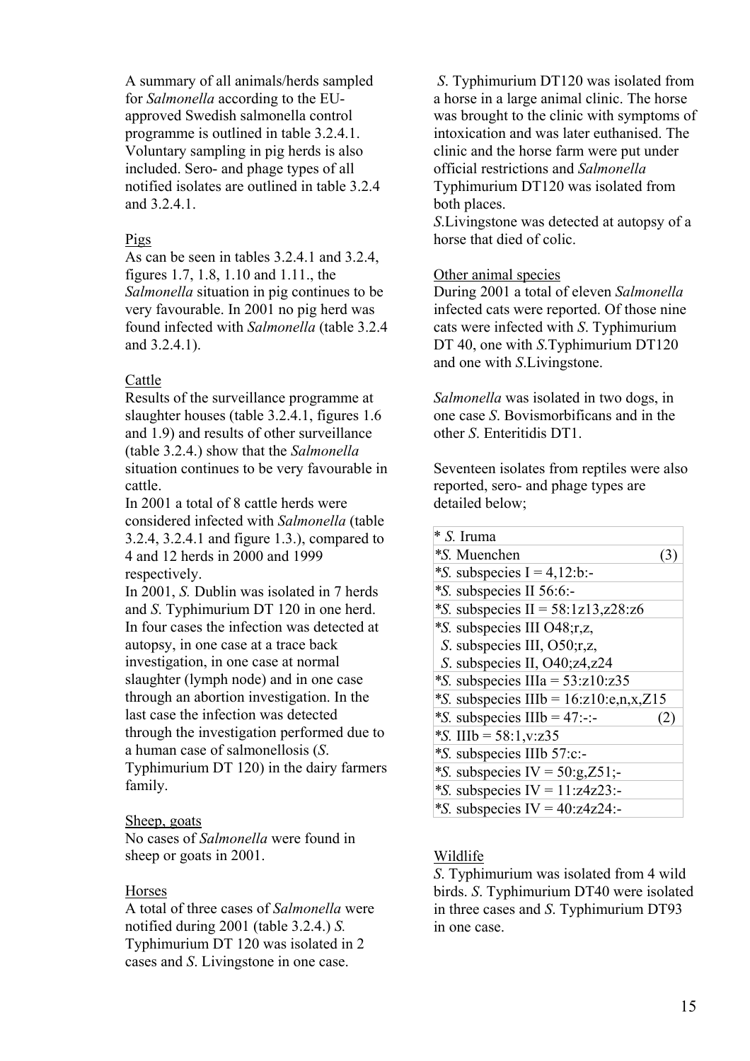A summary of all animals/herds sampled for *Salmonella* according to the EU-approved Swedish salmonella control programme is outlined in table 3.2.4.1. Voluntary sampling in pig herds is also included. Sero- and phage types of all notified isolates are outlined in table 3.2.4 and 3.2.4.1.

Pigs

As can be seen in tables 3.2.4.1 and 3.2.4, figures 1.7, 1.8, 1.10 and 1.11., the *Salmonella* situation in pig continues to be very favourable. In 2001 no pig herd was found infected with *Salmonella* (table 3.2.4 and 3.2.4.1).

Cattle

Results of the surveillance programme at slaughter houses (table 3.2.4.1, figures 1.6 and 1.9) and results of other surveillance (table 3.2.4.) show that the *Salmonella* situation continues to be very favourable in cattle.

In 2001 a total of 8 cattle herds were considered infected with *Salmonella* (table 3.2.4, 3.2.4.1 and figure 1.3.), compared to 4 and 12 herds in 2000 and 1999 respectively.

In 2001, *S.* Dublin was isolated in 7 herds and *S*. Typhimurium DT 120 in one herd. In four cases the infection was detected at autopsy, in one case at a trace back investigation, in one case at normal slaughter (lymph node) and in one case through an abortion investigation. In the last case the infection was detected through the investigation performed due to a human case of salmonellosis (*S*. Typhimurium DT 120) in the dairy farmers family.

Sheep, goats

No cases of *Salmonella* were found in sheep or goats in 2001.

Horses

A total of three cases of *Salmonella* were notified during 2001 (table 3.2.4.) *S.* Typhimurium DT 120 was isolated in 2 cases and *S*. Livingstone in one case.

*S*. Typhimurium DT120 was isolated from a horse in a large animal clinic. The horse was brought to the clinic with symptoms of intoxication and was later euthanised. The clinic and the horse farm were put under official restrictions and *Salmonella* Typhimurium DT120 was isolated from both places.

*S.*Livingstone was detected at autopsy of a horse that died of colic.

Other animal species

During 2001 a total of eleven *Salmonella* infected cats were reported. Of those nine cats were infected with *S*. Typhimurium DT 40, one with *S.*Typhimurium DT120 and one with *S.*Livingstone.

*Salmonella* was isolated in two dogs, in one case *S*. Bovismorbificans and in the other *S*. Enteritidis DT1.

Seventeen isolates from reptiles were also reported, sero- and phage types are detailed below;

| | |
|---|---|
| * *S.* Iruma | |
| **S.* Muenchen | (3) |
| **S.* subspecies I = 4,12:b:- | |
| **S.* subspecies II 56:6:- | |
| **S.* subspecies II = 58:1z13,z28:z6 | |
| **S.* subspecies III O48;r,z, <br> *S*. subspecies III, O50;r,z, <br> *S*. subspecies II, O40;z4,z24 | |
| **S.* subspecies IIIa = 53:z10:z35 | |
| **S.* subspecies IIIb = 16:z10:e,n,x,Z15 | |
| **S.* subspecies IIIb = 47:-:- | (2) |
| **S.* IIIb = 58:1,v:z35 | |
| **S.* subspecies IIIb 57:c:- | |
| **S.* subspecies IV = 50:g,Z51;- | |
| **S.* subspecies IV = 11:z4z23:- | |
| **S.* subspecies IV = 40:z4z24:- | |

Wildlife

*S*. Typhimurium was isolated from 4 wild birds. *S*. Typhimurium DT40 were isolated in three cases and *S*. Typhimurium DT93 in one case.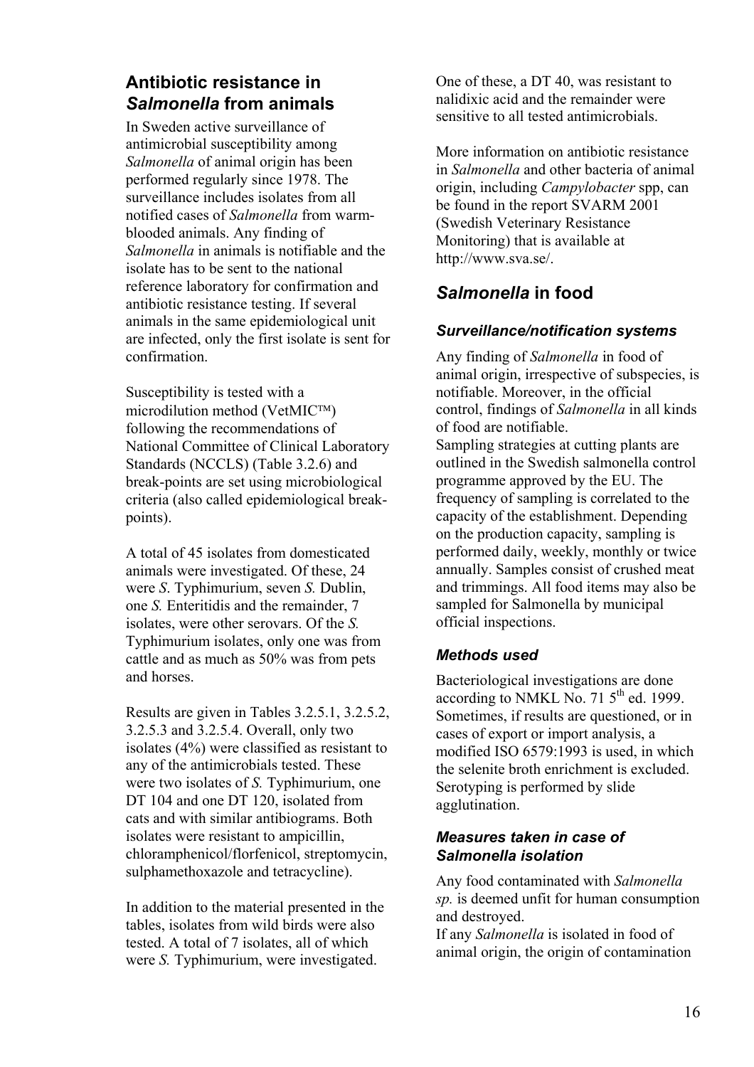## Antibiotic resistance in *Salmonella* from animals

In Sweden active surveillance of antimicrobial susceptibility among *Salmonella* of animal origin has been performed regularly since 1978. The surveillance includes isolates from all notified cases of *Salmonella* from warm-blooded animals. Any finding of *Salmonella* in animals is notifiable and the isolate has to be sent to the national reference laboratory for confirmation and antibiotic resistance testing. If several animals in the same epidemiological unit are infected, only the first isolate is sent for confirmation.

Susceptibility is tested with a microdilution method (VetMIC™) following the recommendations of National Committee of Clinical Laboratory Standards (NCCLS) (Table 3.2.6) and break-points are set using microbiological criteria (also called epidemiological break-points).

A total of 45 isolates from domesticated animals were investigated. Of these, 24 were *S*. Typhimurium, seven *S.* Dublin, one *S.* Enteritidis and the remainder, 7 isolates, were other serovars. Of the *S.* Typhimurium isolates, only one was from cattle and as much as 50% was from pets and horses.

Results are given in Tables 3.2.5.1, 3.2.5.2, 3.2.5.3 and 3.2.5.4. Overall, only two isolates (4%) were classified as resistant to any of the antimicrobials tested. These were two isolates of *S.* Typhimurium, one DT 104 and one DT 120, isolated from cats and with similar antibiograms. Both isolates were resistant to ampicillin, chloramphenicol/florfenicol, streptomycin, sulphamethoxazole and tetracycline).

In addition to the material presented in the tables, isolates from wild birds were also tested. A total of 7 isolates, all of which were *S.* Typhimurium, were investigated. One of these, a DT 40, was resistant to nalidixic acid and the remainder were sensitive to all tested antimicrobials.

More information on antibiotic resistance in *Salmonella* and other bacteria of animal origin, including *Campylobacter* spp, can be found in the report SVARM 2001 (Swedish Veterinary Resistance Monitoring) that is available at http://www.sva.se/.

## *Salmonella* in food

### *Surveillance/notification systems*

Any finding of *Salmonella* in food of animal origin, irrespective of subspecies, is notifiable. Moreover, in the official control, findings of *Salmonella* in all kinds of food are notifiable.

Sampling strategies at cutting plants are outlined in the Swedish salmonella control programme approved by the EU. The frequency of sampling is correlated to the capacity of the establishment. Depending on the production capacity, sampling is performed daily, weekly, monthly or twice annually. Samples consist of crushed meat and trimmings. All food items may also be sampled for Salmonella by municipal official inspections.

### *Methods used*

Bacteriological investigations are done according to NMKL No. 71 5th ed. 1999. Sometimes, if results are questioned, or in cases of export or import analysis, a modified ISO 6579:1993 is used, in which the selenite broth enrichment is excluded. Serotyping is performed by slide agglutination.

### *Measures taken in case of Salmonella isolation*

Any food contaminated with *Salmonella sp.* is deemed unfit for human consumption and destroyed.

If any *Salmonella* is isolated in food of animal origin, the origin of contamination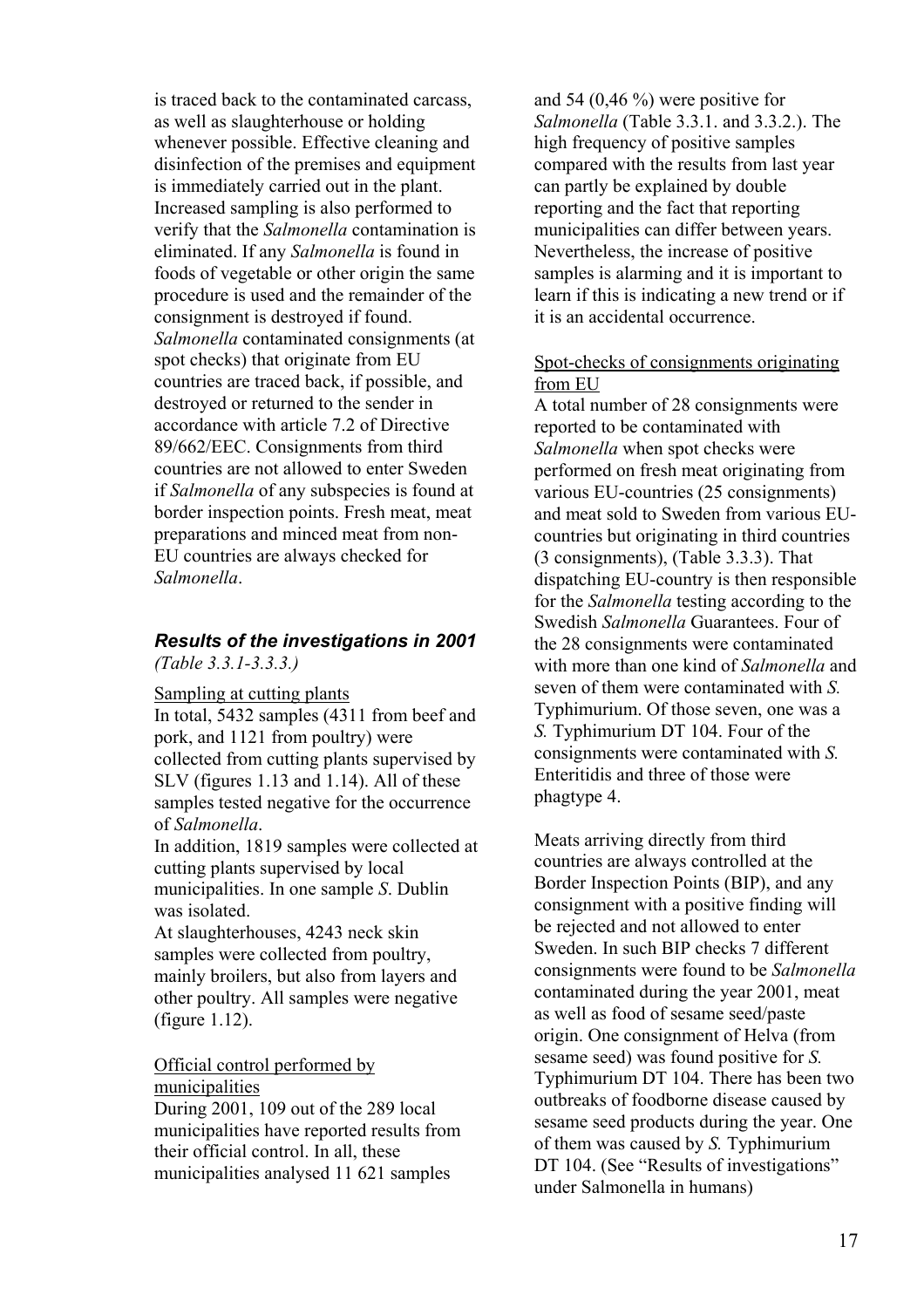is traced back to the contaminated carcass, as well as slaughterhouse or holding whenever possible. Effective cleaning and disinfection of the premises and equipment is immediately carried out in the plant. Increased sampling is also performed to verify that the *Salmonella* contamination is eliminated. If any *Salmonella* is found in foods of vegetable or other origin the same procedure is used and the remainder of the consignment is destroyed if found. *Salmonella* contaminated consignments (at spot checks) that originate from EU countries are traced back, if possible, and destroyed or returned to the sender in accordance with article 7.2 of Directive 89/662/EEC. Consignments from third countries are not allowed to enter Sweden if *Salmonella* of any subspecies is found at border inspection points. Fresh meat, meat preparations and minced meat from non-EU countries are always checked for *Salmonella*.

### *Results of the investigations in 2001*

*(Table 3.3.1-3.3.3.)*

Sampling at cutting plants

In total, 5432 samples (4311 from beef and pork, and 1121 from poultry) were collected from cutting plants supervised by SLV (figures 1.13 and 1.14). All of these samples tested negative for the occurrence of *Salmonella*.

In addition, 1819 samples were collected at cutting plants supervised by local municipalities. In one sample *S*. Dublin was isolated.

At slaughterhouses, 4243 neck skin samples were collected from poultry, mainly broilers, but also from layers and other poultry. All samples were negative (figure 1.12).

Official control performed by municipalities

During 2001, 109 out of the 289 local municipalities have reported results from their official control. In all, these municipalities analysed 11 621 samples and 54 (0,46 %) were positive for *Salmonella* (Table 3.3.1. and 3.3.2.). The high frequency of positive samples compared with the results from last year can partly be explained by double reporting and the fact that reporting municipalities can differ between years. Nevertheless, the increase of positive samples is alarming and it is important to learn if this is indicating a new trend or if it is an accidental occurrence.

Spot-checks of consignments originating from EU

A total number of 28 consignments were reported to be contaminated with *Salmonella* when spot checks were performed on fresh meat originating from various EU-countries (25 consignments) and meat sold to Sweden from various EU-countries but originating in third countries (3 consignments), (Table 3.3.3). That dispatching EU-country is then responsible for the *Salmonella* testing according to the Swedish *Salmonella* Guarantees. Four of the 28 consignments were contaminated with more than one kind of *Salmonella* and seven of them were contaminated with *S.* Typhimurium. Of those seven, one was a *S.* Typhimurium DT 104. Four of the consignments were contaminated with *S.* Enteritidis and three of those were phagtype 4.

Meats arriving directly from third countries are always controlled at the Border Inspection Points (BIP), and any consignment with a positive finding will be rejected and not allowed to enter Sweden. In such BIP checks 7 different consignments were found to be *Salmonella* contaminated during the year 2001, meat as well as food of sesame seed/paste origin. One consignment of Helva (from sesame seed) was found positive for *S.* Typhimurium DT 104. There has been two outbreaks of foodborne disease caused by sesame seed products during the year. One of them was caused by *S.* Typhimurium DT 104. (See "Results of investigations" under Salmonella in humans)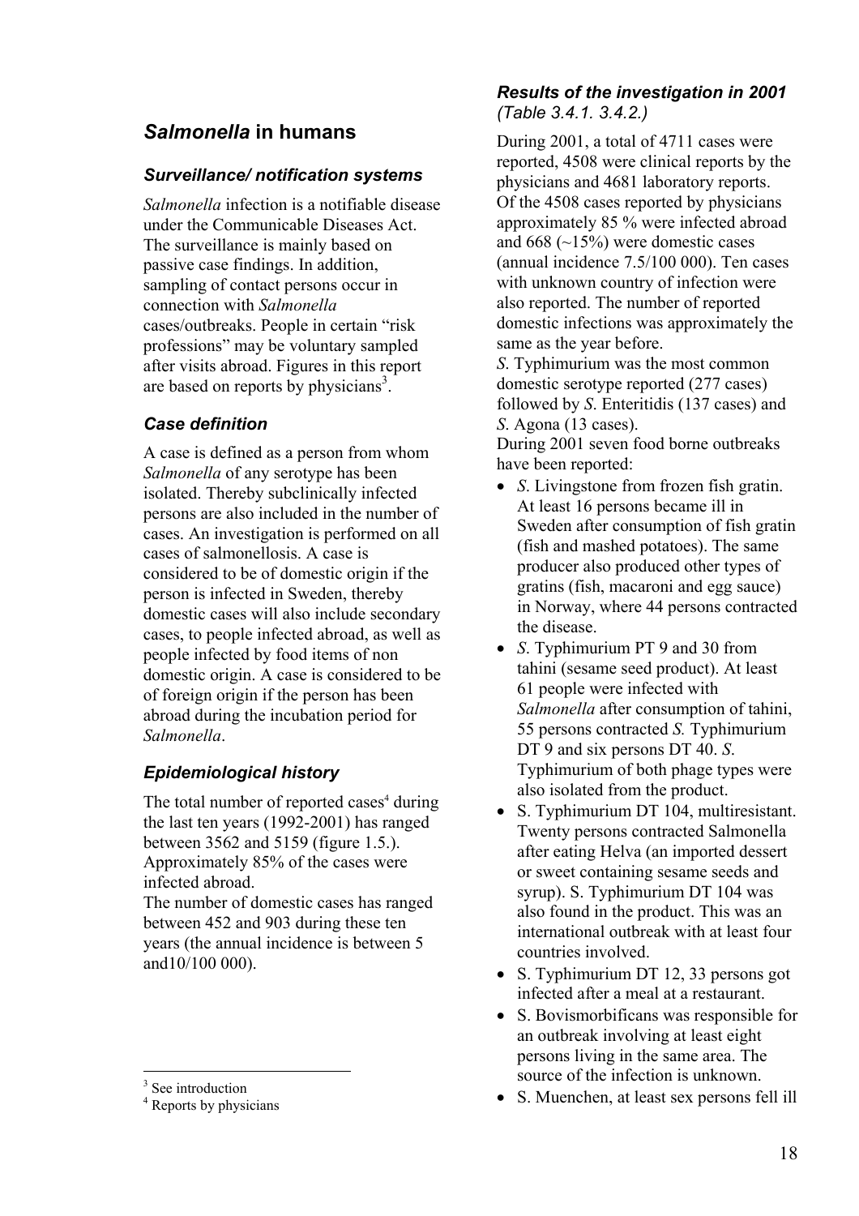## *Salmonella* in humans

### *Surveillance/ notification systems*

*Salmonella* infection is a notifiable disease under the Communicable Diseases Act. The surveillance is mainly based on passive case findings. In addition, sampling of contact persons occur in connection with *Salmonella* cases/outbreaks. People in certain "risk professions" may be voluntary sampled after visits abroad. Figures in this report are based on reports by physicians[3].

### *Case definition*

A case is defined as a person from whom *Salmonella* of any serotype has been isolated. Thereby subclinically infected persons are also included in the number of cases. An investigation is performed on all cases of salmonellosis. A case is considered to be of domestic origin if the person is infected in Sweden, thereby domestic cases will also include secondary cases, to people infected abroad, as well as people infected by food items of non domestic origin. A case is considered to be of foreign origin if the person has been abroad during the incubation period for *Salmonella*.

### *Epidemiological history*

The total number of reported cases[4] during the last ten years (1992-2001) has ranged between 3562 and 5159 (figure 1.5.). Approximately 85% of the cases were infected abroad.
The number of domestic cases has ranged between 452 and 903 during these ten years (the annual incidence is between 5 and10/100 000).

### *Results of the investigation in 2001 (Table 3.4.1. 3.4.2.)*

During 2001, a total of 4711 cases were reported, 4508 were clinical reports by the physicians and 4681 laboratory reports. Of the 4508 cases reported by physicians approximately 85 % were infected abroad and 668 (~15%) were domestic cases (annual incidence 7.5/100 000). Ten cases with unknown country of infection were also reported. The number of reported domestic infections was approximately the same as the year before.
*S*. Typhimurium was the most common domestic serotype reported (277 cases) followed by *S*. Enteritidis (137 cases) and *S*. Agona (13 cases).
During 2001 seven food borne outbreaks have been reported:

- *S*. Livingstone from frozen fish gratin. At least 16 persons became ill in Sweden after consumption of fish gratin (fish and mashed potatoes). The same producer also produced other types of gratins (fish, macaroni and egg sauce) in Norway, where 44 persons contracted the disease.
- *S*. Typhimurium PT 9 and 30 from tahini (sesame seed product). At least 61 people were infected with *Salmonella* after consumption of tahini, 55 persons contracted *S.* Typhimurium DT 9 and six persons DT 40. *S*. Typhimurium of both phage types were also isolated from the product.
- S. Typhimurium DT 104, multiresistant. Twenty persons contracted Salmonella after eating Helva (an imported dessert or sweet containing sesame seeds and syrup). S. Typhimurium DT 104 was also found in the product. This was an international outbreak with at least four countries involved.
- S. Typhimurium DT 12, 33 persons got infected after a meal at a restaurant.
- S. Bovismorbificans was responsible for an outbreak involving at least eight persons living in the same area. The source of the infection is unknown.
- S. Muenchen, at least sex persons fell ill

---

[3] See introduction
[4] Reports by physicians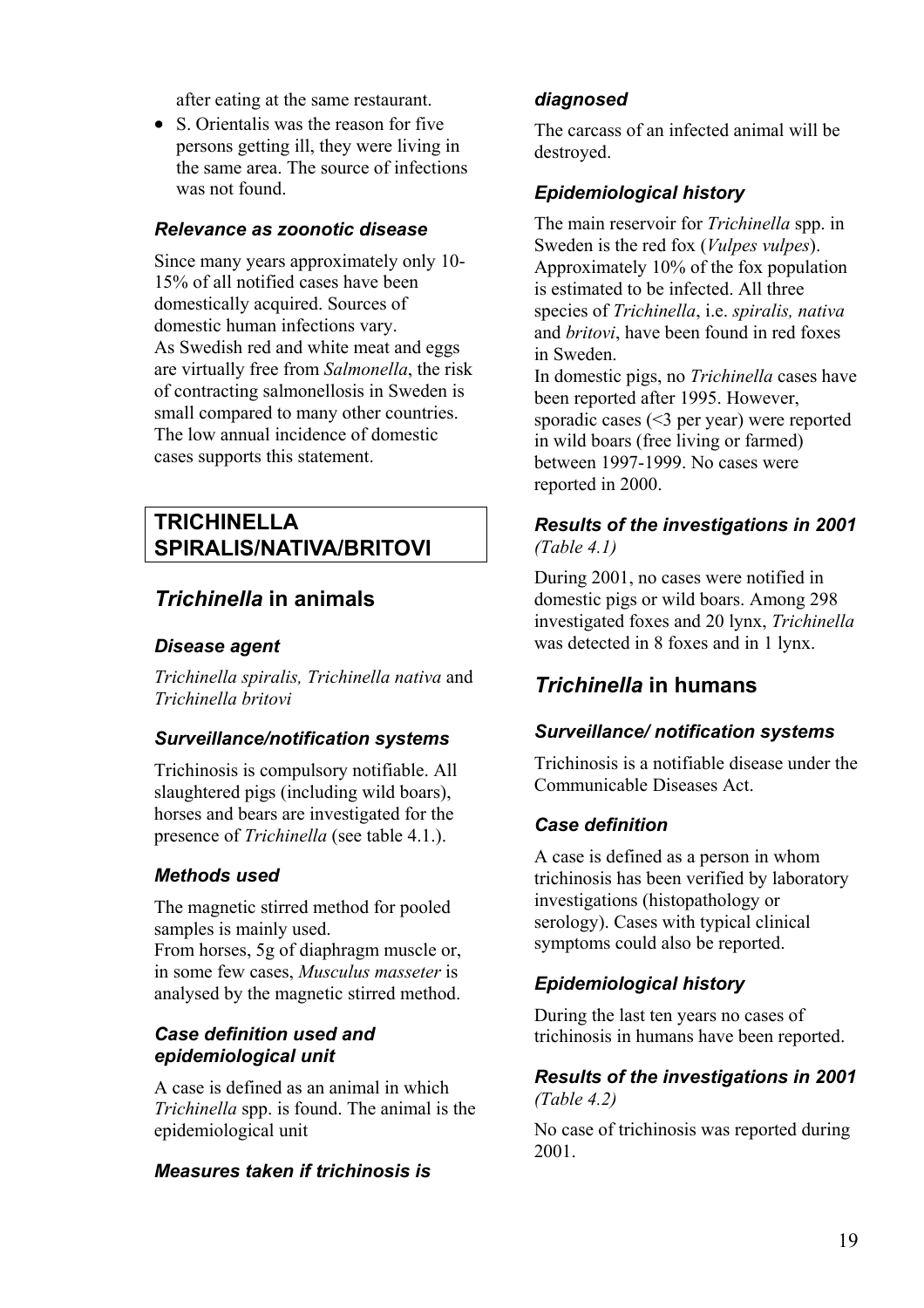after eating at the same restaurant.

- S. Orientalis was the reason for five persons getting ill, they were living in the same area. The source of infections was not found.

### *Relevance as zoonotic disease*

Since many years approximately only 10-15% of all notified cases have been domestically acquired. Sources of domestic human infections vary.
As Swedish red and white meat and eggs are virtually free from *Salmonella*, the risk of contracting salmonellosis in Sweden is small compared to many other countries. The low annual incidence of domestic cases supports this statement.

# TRICHINELLA SPIRALIS/NATIVA/BRITOVI

## *Trichinella* in animals

### *Disease agent*

*Trichinella spiralis, Trichinella nativa* and *Trichinella britovi*

### *Surveillance/notification systems*

Trichinosis is compulsory notifiable. All slaughtered pigs (including wild boars), horses and bears are investigated for the presence of *Trichinella* (see table 4.1.).

### *Methods used*

The magnetic stirred method for pooled samples is mainly used.
From horses, 5g of diaphragm muscle or, in some few cases, *Musculus masseter* is analysed by the magnetic stirred method.

### *Case definition used and epidemiological unit*

A case is defined as an animal in which *Trichinella* spp. is found. The animal is the epidemiological unit

### *Measures taken if trichinosis is diagnosed*

The carcass of an infected animal will be destroyed.

### *Epidemiological history*

The main reservoir for *Trichinella* spp. in Sweden is the red fox (*Vulpes vulpes*). Approximately 10% of the fox population is estimated to be infected. All three species of *Trichinella*, i.e. *spiralis, nativa* and *britovi*, have been found in red foxes in Sweden.
In domestic pigs, no *Trichinella* cases have been reported after 1995. However, sporadic cases (<3 per year) were reported in wild boars (free living or farmed) between 1997-1999. No cases were reported in 2000.

### *Results of the investigations in 2001*

*(Table 4.1)*

During 2001, no cases were notified in domestic pigs or wild boars. Among 298 investigated foxes and 20 lynx, *Trichinella* was detected in 8 foxes and in 1 lynx.

## *Trichinella* in humans

### *Surveillance/ notification systems*

Trichinosis is a notifiable disease under the Communicable Diseases Act.

### *Case definition*

A case is defined as a person in whom trichinosis has been verified by laboratory investigations (histopathology or serology). Cases with typical clinical symptoms could also be reported.

### *Epidemiological history*

During the last ten years no cases of trichinosis in humans have been reported.

### *Results of the investigations in 2001*

*(Table 4.2)*

No case of trichinosis was reported during 2001.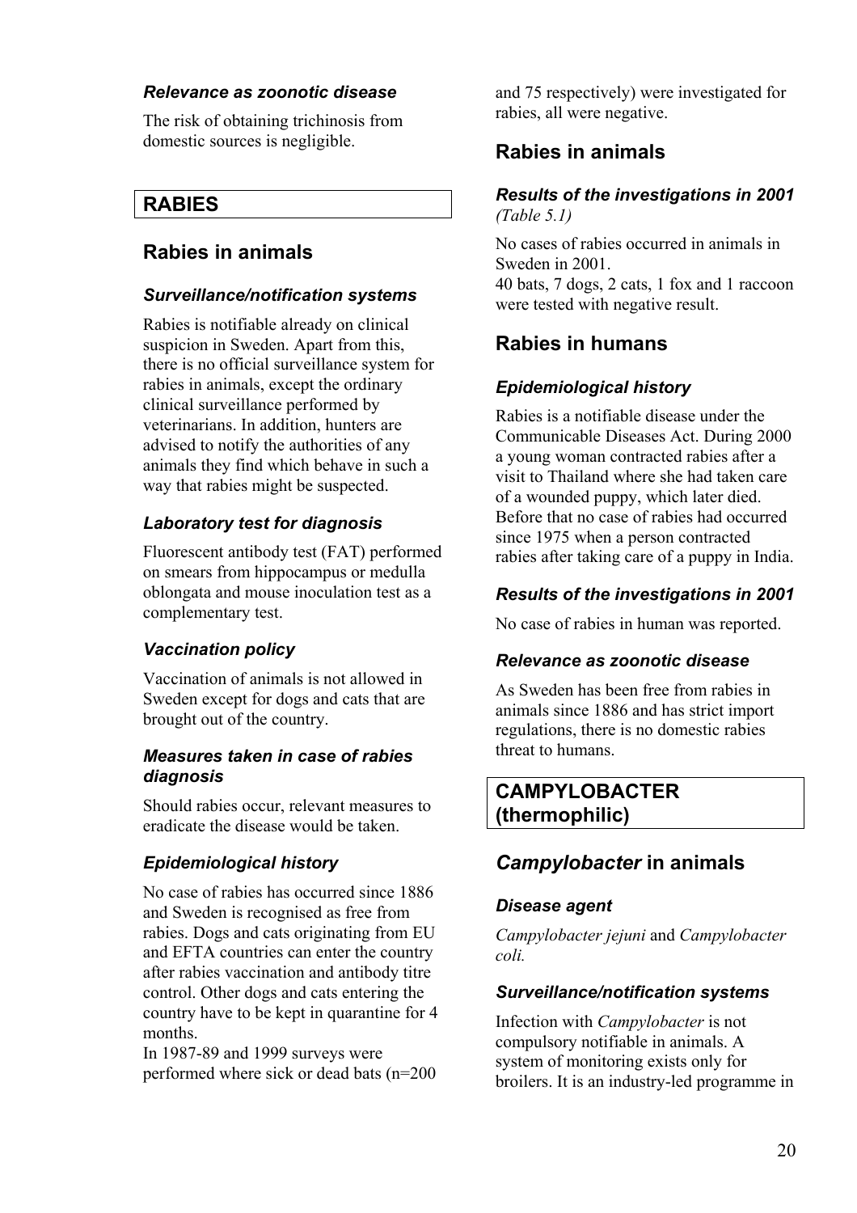### *Relevance as zoonotic disease*

The risk of obtaining trichinosis from domestic sources is negligible.

# RABIES

## Rabies in animals

### *Surveillance/notification systems*

Rabies is notifiable already on clinical suspicion in Sweden. Apart from this, there is no official surveillance system for rabies in animals, except the ordinary clinical surveillance performed by veterinarians. In addition, hunters are advised to notify the authorities of any animals they find which behave in such a way that rabies might be suspected.

### *Laboratory test for diagnosis*

Fluorescent antibody test (FAT) performed on smears from hippocampus or medulla oblongata and mouse inoculation test as a complementary test.

### *Vaccination policy*

Vaccination of animals is not allowed in Sweden except for dogs and cats that are brought out of the country.

### *Measures taken in case of rabies diagnosis*

Should rabies occur, relevant measures to eradicate the disease would be taken.

### *Epidemiological history*

No case of rabies has occurred since 1886 and Sweden is recognised as free from rabies. Dogs and cats originating from EU and EFTA countries can enter the country after rabies vaccination and antibody titre control. Other dogs and cats entering the country have to be kept in quarantine for 4 months.

In 1987-89 and 1999 surveys were performed where sick or dead bats (n=200 and 75 respectively) were investigated for rabies, all were negative.

## Rabies in animals

### *Results of the investigations in 2001* *(Table 5.1)*

No cases of rabies occurred in animals in Sweden in 2001.

40 bats, 7 dogs, 2 cats, 1 fox and 1 raccoon were tested with negative result.

## Rabies in humans

### *Epidemiological history*

Rabies is a notifiable disease under the Communicable Diseases Act. During 2000 a young woman contracted rabies after a visit to Thailand where she had taken care of a wounded puppy, which later died. Before that no case of rabies had occurred since 1975 when a person contracted rabies after taking care of a puppy in India.

### *Results of the investigations in 2001*

No case of rabies in human was reported.

### *Relevance as zoonotic disease*

As Sweden has been free from rabies in animals since 1886 and has strict import regulations, there is no domestic rabies threat to humans.

# CAMPYLOBACTER (thermophilic)

## *Campylobacter* in animals

### *Disease agent*

*Campylobacter jejuni* and *Campylobacter coli.*

### *Surveillance/notification systems*

Infection with *Campylobacter* is not compulsory notifiable in animals. A system of monitoring exists only for broilers. It is an industry-led programme in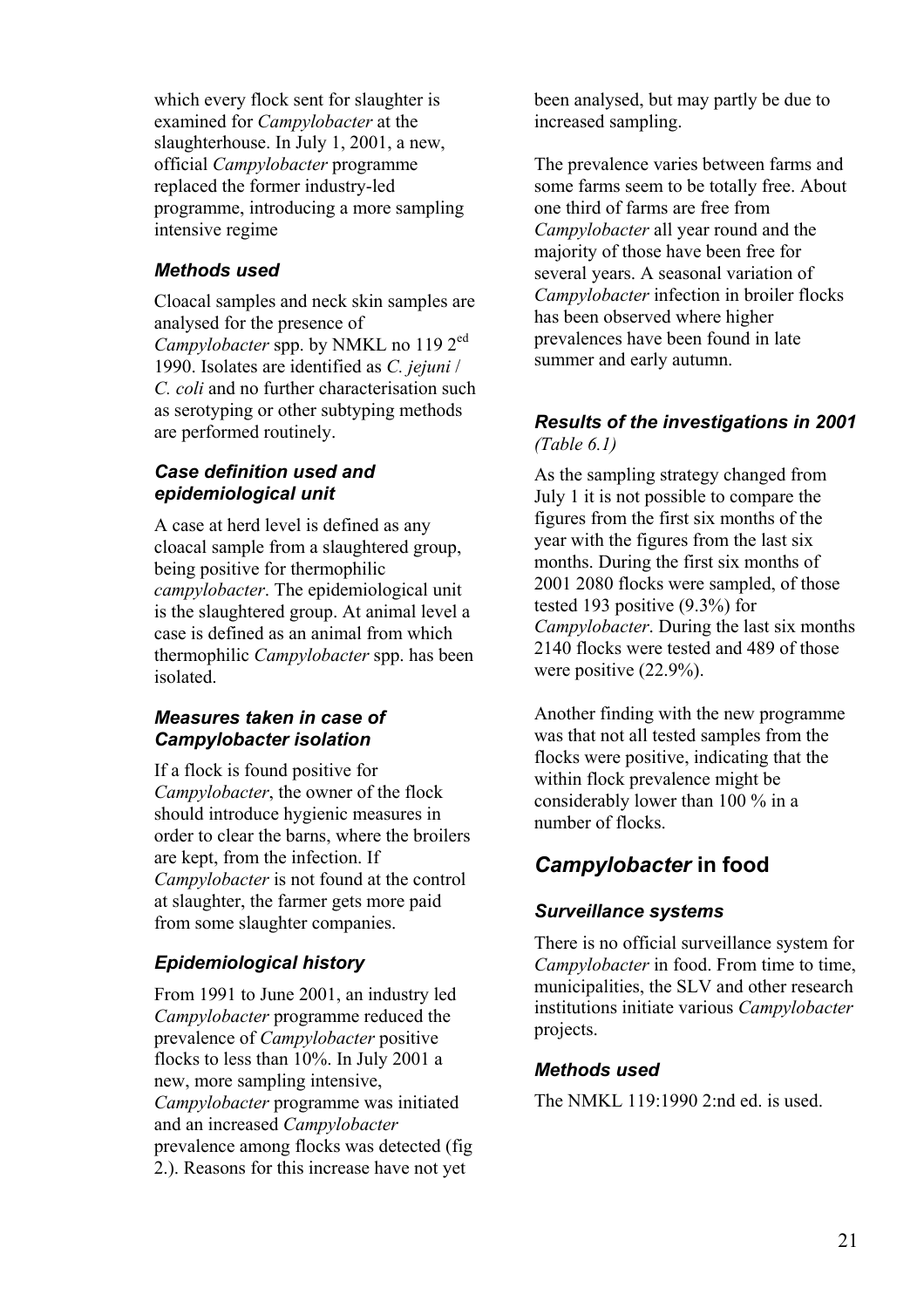which every flock sent for slaughter is examined for *Campylobacter* at the slaughterhouse. In July 1, 2001, a new, official *Campylobacter* programme replaced the former industry-led programme, introducing a more sampling intensive regime

### *Methods used*

Cloacal samples and neck skin samples are analysed for the presence of *Campylobacter* spp. by NMKL no 119 2[ed] 1990. Isolates are identified as *C. jejuni* / *C. coli* and no further characterisation such as serotyping or other subtyping methods are performed routinely.

### *Case definition used and epidemiological unit*

A case at herd level is defined as any cloacal sample from a slaughtered group, being positive for thermophilic *campylobacter*. The epidemiological unit is the slaughtered group. At animal level a case is defined as an animal from which thermophilic *Campylobacter* spp. has been isolated.

### *Measures taken in case of Campylobacter isolation*

If a flock is found positive for *Campylobacter*, the owner of the flock should introduce hygienic measures in order to clear the barns, where the broilers are kept, from the infection. If *Campylobacter* is not found at the control at slaughter, the farmer gets more paid from some slaughter companies.

### *Epidemiological history*

From 1991 to June 2001, an industry led *Campylobacter* programme reduced the prevalence of *Campylobacter* positive flocks to less than 10%. In July 2001 a new, more sampling intensive, *Campylobacter* programme was initiated and an increased *Campylobacter* prevalence among flocks was detected (fig 2.). Reasons for this increase have not yet been analysed, but may partly be due to increased sampling.

The prevalence varies between farms and some farms seem to be totally free. About one third of farms are free from *Campylobacter* all year round and the majority of those have been free for several years. A seasonal variation of *Campylobacter* infection in broiler flocks has been observed where higher prevalences have been found in late summer and early autumn.

### *Results of the investigations in 2001 (Table 6.1)*

As the sampling strategy changed from July 1 it is not possible to compare the figures from the first six months of the year with the figures from the last six months. During the first six months of 2001 2080 flocks were sampled, of those tested 193 positive (9.3%) for *Campylobacter*. During the last six months 2140 flocks were tested and 489 of those were positive (22.9%).

Another finding with the new programme was that not all tested samples from the flocks were positive, indicating that the within flock prevalence might be considerably lower than 100 % in a number of flocks.

## *Campylobacter* in food

### *Surveillance systems*

There is no official surveillance system for *Campylobacter* in food. From time to time, municipalities, the SLV and other research institutions initiate various *Campylobacter* projects.

### *Methods used*

The NMKL 119:1990 2:nd ed. is used.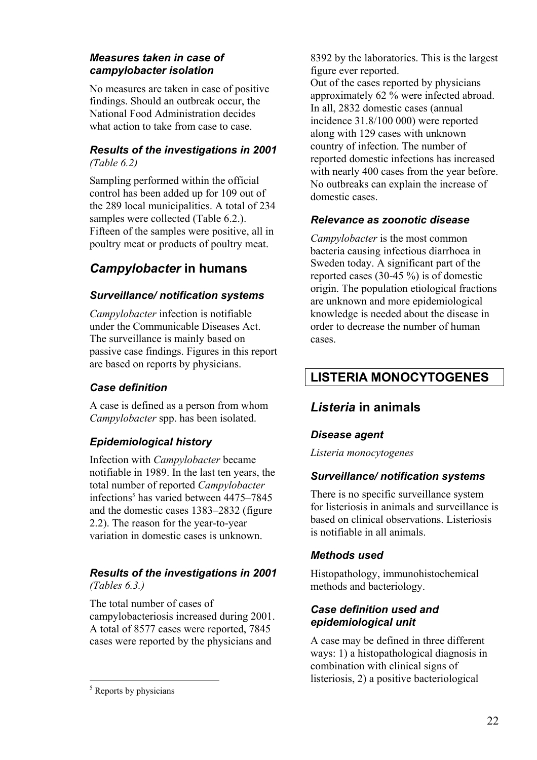### *Measures taken in case of campylobacter isolation*

No measures are taken in case of positive findings. Should an outbreak occur, the National Food Administration decides what action to take from case to case.

### *Results of the investigations in 2001*

*(Table 6.2)*

Sampling performed within the official control has been added up for 109 out of the 289 local municipalities. A total of 234 samples were collected (Table 6.2.). Fifteen of the samples were positive, all in poultry meat or products of poultry meat.

## *Campylobacter* in humans

### *Surveillance/ notification systems*

*Campylobacter* infection is notifiable under the Communicable Diseases Act. The surveillance is mainly based on passive case findings. Figures in this report are based on reports by physicians.

### *Case definition*

A case is defined as a person from whom *Campylobacter* spp. has been isolated.

### *Epidemiological history*

Infection with *Campylobacter* became notifiable in 1989. In the last ten years, the total number of reported *Campylobacter* infections[5] has varied between 4475–7845 and the domestic cases 1383–2832 (figure 2.2). The reason for the year-to-year variation in domestic cases is unknown.

### *Results of the investigations in 2001*

*(Tables 6.3.)*

The total number of cases of campylobacteriosis increased during 2001. A total of 8577 cases were reported, 7845 cases were reported by the physicians and 8392 by the laboratories. This is the largest figure ever reported.

Out of the cases reported by physicians approximately 62 % were infected abroad. In all, 2832 domestic cases (annual incidence 31.8/100 000) were reported along with 129 cases with unknown country of infection. The number of reported domestic infections has increased with nearly 400 cases from the year before. No outbreaks can explain the increase of domestic cases.

### *Relevance as zoonotic disease*

*Campylobacter* is the most common bacteria causing infectious diarrhoea in Sweden today. A significant part of the reported cases (30-45 %) is of domestic origin. The population etiological fractions are unknown and more epidemiological knowledge is needed about the disease in order to decrease the number of human cases.

# LISTERIA MONOCYTOGENES

## *Listeria* in animals

### *Disease agent*

*Listeria monocytogenes*

### *Surveillance/ notification systems*

There is no specific surveillance system for listeriosis in animals and surveillance is based on clinical observations. Listeriosis is notifiable in all animals.

### *Methods used*

Histopathology, immunohistochemical methods and bacteriology.

### *Case definition used and epidemiological unit*

A case may be defined in three different ways: 1) a histopathological diagnosis in combination with clinical signs of listeriosis, 2) a positive bacteriological

[5] Reports by physicians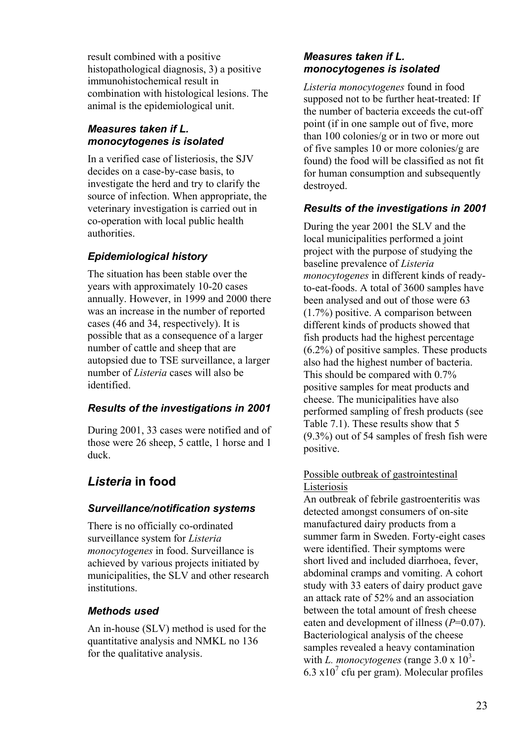result combined with a positive histopathological diagnosis, 3) a positive immunohistochemical result in combination with histological lesions. The animal is the epidemiological unit.

### *Measures taken if L. monocytogenes is isolated*

In a verified case of listeriosis, the SJV decides on a case-by-case basis, to investigate the herd and try to clarify the source of infection. When appropriate, the veterinary investigation is carried out in co-operation with local public health authorities.

### *Epidemiological history*

The situation has been stable over the years with approximately 10-20 cases annually. However, in 1999 and 2000 there was an increase in the number of reported cases (46 and 34, respectively). It is possible that as a consequence of a larger number of cattle and sheep that are autopsied due to TSE surveillance, a larger number of *Listeria* cases will also be identified.

### *Results of the investigations in 2001*

During 2001, 33 cases were notified and of those were 26 sheep, 5 cattle, 1 horse and 1 duck.

## *Listeria* in food

### *Surveillance/notification systems*

There is no officially co-ordinated surveillance system for *Listeria monocytogenes* in food. Surveillance is achieved by various projects initiated by municipalities, the SLV and other research institutions.

### *Methods used*

An in-house (SLV) method is used for the quantitative analysis and NMKL no 136 for the qualitative analysis.

### *Measures taken if L. monocytogenes is isolated*

*Listeria monocytogenes* found in food supposed not to be further heat-treated: If the number of bacteria exceeds the cut-off point (if in one sample out of five, more than 100 colonies/g or in two or more out of five samples 10 or more colonies/g are found) the food will be classified as not fit for human consumption and subsequently destroyed.

### *Results of the investigations in 2001*

During the year 2001 the SLV and the local municipalities performed a joint project with the purpose of studying the baseline prevalence of *Listeria monocytogenes* in different kinds of ready-to-eat-foods. A total of 3600 samples have been analysed and out of those were 63 (1.7%) positive. A comparison between different kinds of products showed that fish products had the highest percentage (6.2%) of positive samples. These products also had the highest number of bacteria. This should be compared with 0.7% positive samples for meat products and cheese. The municipalities have also performed sampling of fresh products (see Table 7.1). These results show that 5 (9.3%) out of 54 samples of fresh fish were positive.

Possible outbreak of gastrointestinal Listeriosis

An outbreak of febrile gastroenteritis was detected amongst consumers of on-site manufactured dairy products from a summer farm in Sweden. Forty-eight cases were identified. Their symptoms were short lived and included diarrhoea, fever, abdominal cramps and vomiting. A cohort study with 33 eaters of dairy product gave an attack rate of 52% and an association between the total amount of fresh cheese eaten and development of illness ($P$=0.07). Bacteriological analysis of the cheese samples revealed a heavy contamination with *L. monocytogenes* (range $3.0 \times 10^3$-$6.3 \times 10^7$ cfu per gram). Molecular profiles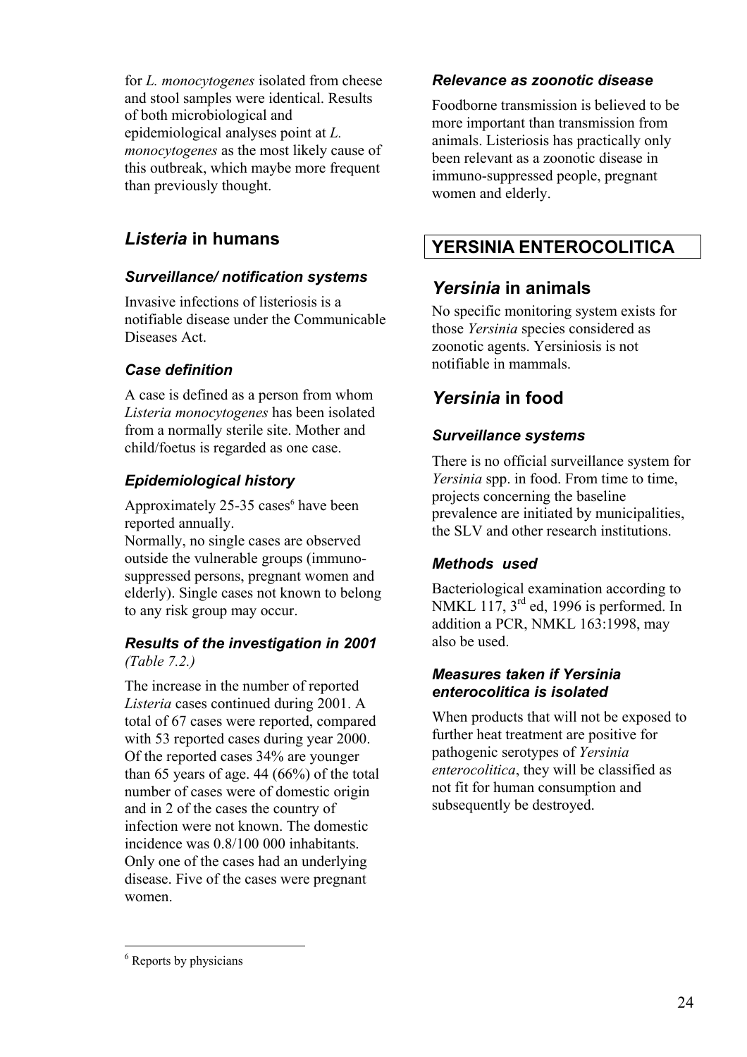for *L. monocytogenes* isolated from cheese and stool samples were identical. Results of both microbiological and epidemiological analyses point at *L. monocytogenes* as the most likely cause of this outbreak, which maybe more frequent than previously thought.

## *Listeria* in humans

### *Surveillance/ notification systems*

Invasive infections of listeriosis is a notifiable disease under the Communicable Diseases Act.

### *Case definition*

A case is defined as a person from whom *Listeria monocytogenes* has been isolated from a normally sterile site. Mother and child/foetus is regarded as one case.

### *Epidemiological history*

Approximately 25-35 cases[6] have been reported annually.
Normally, no single cases are observed outside the vulnerable groups (immuno-suppressed persons, pregnant women and elderly). Single cases not known to belong to any risk group may occur.

### *Results of the investigation in 2001*

*(Table 7.2.)*

The increase in the number of reported *Listeria* cases continued during 2001. A total of 67 cases were reported, compared with 53 reported cases during year 2000. Of the reported cases 34% are younger than 65 years of age. 44 (66%) of the total number of cases were of domestic origin and in 2 of the cases the country of infection were not known. The domestic incidence was 0.8/100 000 inhabitants. Only one of the cases had an underlying disease. Five of the cases were pregnant women.

### *Relevance as zoonotic disease*

Foodborne transmission is believed to be more important than transmission from animals. Listeriosis has practically only been relevant as a zoonotic disease in immuno-suppressed people, pregnant women and elderly.

# YERSINIA ENTEROCOLITICA

## *Yersinia* in animals

No specific monitoring system exists for those *Yersinia* species considered as zoonotic agents. Yersiniosis is not notifiable in mammals.

## *Yersinia* in food

### *Surveillance systems*

There is no official surveillance system for *Yersinia* spp. in food. From time to time, projects concerning the baseline prevalence are initiated by municipalities, the SLV and other research institutions.

### *Methods used*

Bacteriological examination according to NMKL 117, 3rd ed, 1996 is performed. In addition a PCR, NMKL 163:1998, may also be used.

### *Measures taken if Yersinia enterocolitica is isolated*

When products that will not be exposed to further heat treatment are positive for pathogenic serotypes of *Yersinia enterocolitica*, they will be classified as not fit for human consumption and subsequently be destroyed.

---

[6] Reports by physicians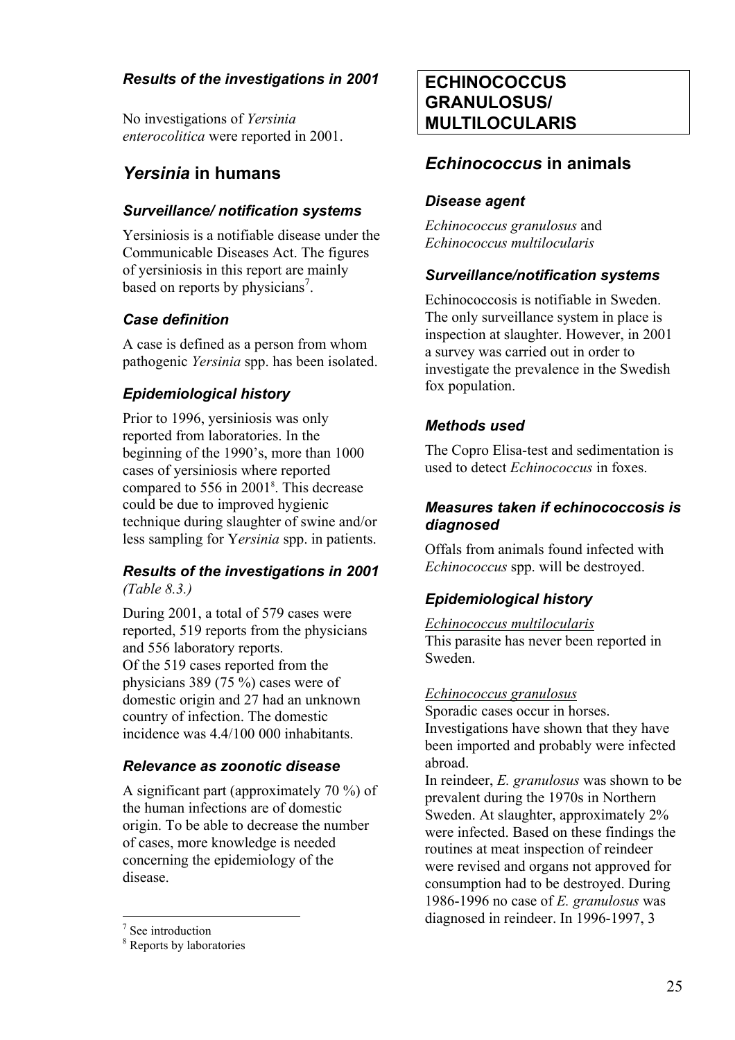### *Results of the investigations in 2001*

No investigations of *Yersinia enterocolitica* were reported in 2001.

## *Yersinia* in humans

### *Surveillance/ notification systems*

Yersiniosis is a notifiable disease under the Communicable Diseases Act. The figures of yersiniosis in this report are mainly based on reports by physicians[7].

### *Case definition*

A case is defined as a person from whom pathogenic *Yersinia* spp. has been isolated.

### *Epidemiological history*

Prior to 1996, yersiniosis was only reported from laboratories. In the beginning of the 1990's, more than 1000 cases of yersiniosis where reported compared to 556 in 2001[8]. This decrease could be due to improved hygienic technique during slaughter of swine and/or less sampling for Y*ersinia* spp. in patients.

### *Results of the investigations in 2001*

*(Table 8.3.)*

During 2001, a total of 579 cases were reported, 519 reports from the physicians and 556 laboratory reports.
Of the 519 cases reported from the physicians 389 (75 %) cases were of domestic origin and 27 had an unknown country of infection. The domestic incidence was 4.4/100 000 inhabitants.

### *Relevance as zoonotic disease*

A significant part (approximately 70 %) of the human infections are of domestic origin. To be able to decrease the number of cases, more knowledge is needed concerning the epidemiology of the disease.

[7] See introduction

[8] Reports by laboratories

# ECHINOCOCCUS GRANULOSUS/ MULTILOCULARIS

## *Echinococcus* in animals

### *Disease agent*

*Echinococcus granulosus* and *Echinococcus multilocularis*

### *Surveillance/notification systems*

Echinococcosis is notifiable in Sweden. The only surveillance system in place is inspection at slaughter. However, in 2001 a survey was carried out in order to investigate the prevalence in the Swedish fox population.

### *Methods used*

The Copro Elisa-test and sedimentation is used to detect *Echinococcus* in foxes.

### *Measures taken if echinococcosis is diagnosed*

Offals from animals found infected with *Echinococcus* spp. will be destroyed.

### *Epidemiological history*

*Echinococcus multilocularis*
This parasite has never been reported in Sweden.

*Echinococcus granulosus*
Sporadic cases occur in horses. Investigations have shown that they have been imported and probably were infected abroad.
In reindeer, *E. granulosus* was shown to be prevalent during the 1970s in Northern Sweden. At slaughter, approximately 2% were infected. Based on these findings the routines at meat inspection of reindeer were revised and organs not approved for consumption had to be destroyed. During 1986-1996 no case of *E. granulosus* was diagnosed in reindeer. In 1996-1997, 3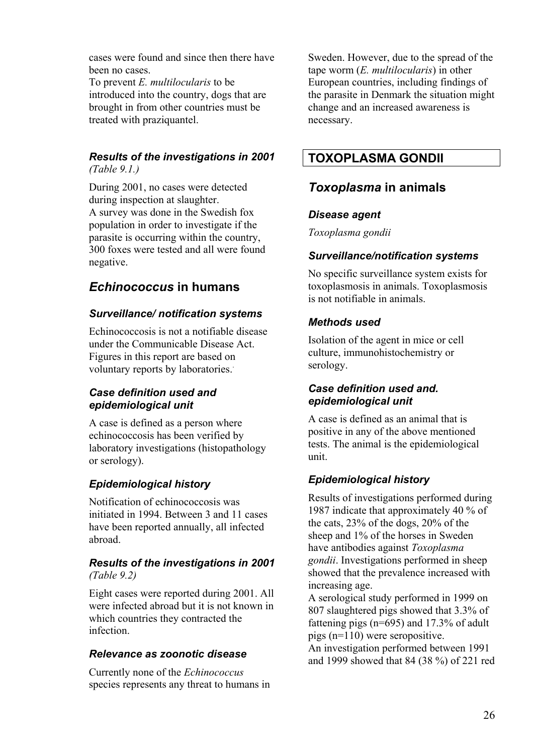cases were found and since then there have been no cases.
To prevent *E. multilocularis* to be introduced into the country, dogs that are brought in from other countries must be treated with praziquantel.

#### *Results of the investigations in 2001*
*(Table 9.1.)*

During 2001, no cases were detected during inspection at slaughter.
A survey was done in the Swedish fox population in order to investigate if the parasite is occurring within the country, 300 foxes were tested and all were found negative.

## *Echinococcus* in humans

#### *Surveillance/ notification systems*

Echinococcosis is not a notifiable disease under the Communicable Disease Act. Figures in this report are based on voluntary reports by laboratories.

#### *Case definition used and epidemiological unit*

A case is defined as a person where echinococcosis has been verified by laboratory investigations (histopathology or serology).

#### *Epidemiological history*

Notification of echinococcosis was initiated in 1994. Between 3 and 11 cases have been reported annually, all infected abroad.

#### *Results of the investigations in 2001*
*(Table 9.2)*

Eight cases were reported during 2001. All were infected abroad but it is not known in which countries they contracted the infection.

#### *Relevance as zoonotic disease*

Currently none of the *Echinococcus* species represents any threat to humans in Sweden. However, due to the spread of the tape worm (*E. multilocularis*) in other European countries, including findings of the parasite in Denmark the situation might change and an increased awareness is necessary.

# TOXOPLASMA GONDII

## *Toxoplasma* in animals

#### *Disease agent*

*Toxoplasma gondii*

#### *Surveillance/notification systems*

No specific surveillance system exists for toxoplasmosis in animals. Toxoplasmosis is not notifiable in animals.

#### *Methods used*

Isolation of the agent in mice or cell culture, immunohistochemistry or serology.

#### *Case definition used and. epidemiological unit*

A case is defined as an animal that is positive in any of the above mentioned tests. The animal is the epidemiological unit.

#### *Epidemiological history*

Results of investigations performed during 1987 indicate that approximately 40 % of the cats, 23% of the dogs, 20% of the sheep and 1% of the horses in Sweden have antibodies against *Toxoplasma gondii*. Investigations performed in sheep showed that the prevalence increased with increasing age.
A serological study performed in 1999 on 807 slaughtered pigs showed that 3.3% of fattening pigs (n=695) and 17.3% of adult pigs (n=110) were seropositive.
An investigation performed between 1991 and 1999 showed that 84 (38 %) of 221 red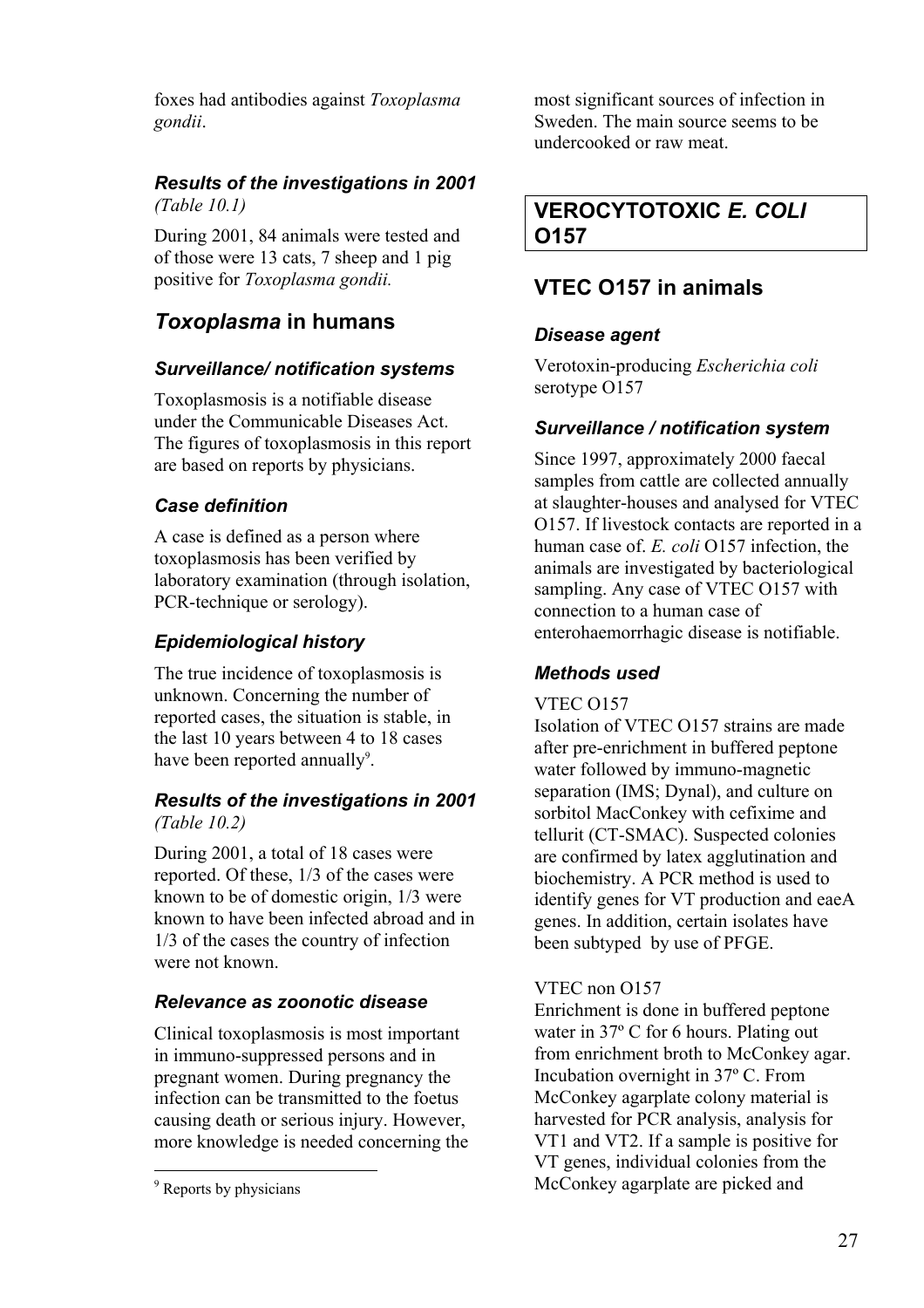foxes had antibodies against *Toxoplasma gondii*.

### *Results of the investigations in 2001*

*(Table 10.1)*

During 2001, 84 animals were tested and of those were 13 cats, 7 sheep and 1 pig positive for *Toxoplasma gondii.*

## *Toxoplasma* in humans

### *Surveillance/ notification systems*

Toxoplasmosis is a notifiable disease under the Communicable Diseases Act. The figures of toxoplasmosis in this report are based on reports by physicians.

### *Case definition*

A case is defined as a person where toxoplasmosis has been verified by laboratory examination (through isolation, PCR-technique or serology).

### *Epidemiological history*

The true incidence of toxoplasmosis is unknown. Concerning the number of reported cases, the situation is stable, in the last 10 years between 4 to 18 cases have been reported annually[9].

### *Results of the investigations in 2001*

*(Table 10.2)*

During 2001, a total of 18 cases were reported. Of these, 1/3 of the cases were known to be of domestic origin, 1/3 were known to have been infected abroad and in 1/3 of the cases the country of infection were not known.

### *Relevance as zoonotic disease*

Clinical toxoplasmosis is most important in immuno-suppressed persons and in pregnant women. During pregnancy the infection can be transmitted to the foetus causing death or serious injury. However, more knowledge is needed concerning the most significant sources of infection in Sweden. The main source seems to be undercooked or raw meat.

[9] Reports by physicians

# VEROCYTOTOXIC *E. COLI* O157

## VTEC O157 in animals

### *Disease agent*

Verotoxin-producing *Escherichia coli* serotype O157

### *Surveillance / notification system*

Since 1997, approximately 2000 faecal samples from cattle are collected annually at slaughter-houses and analysed for VTEC O157. If livestock contacts are reported in a human case of. *E. coli* O157 infection, the animals are investigated by bacteriological sampling. Any case of VTEC O157 with connection to a human case of enterohaemorrhagic disease is notifiable.

### *Methods used*

VTEC O157

Isolation of VTEC O157 strains are made after pre-enrichment in buffered peptone water followed by immuno-magnetic separation (IMS; Dynal), and culture on sorbitol MacConkey with cefixime and tellurit (CT-SMAC). Suspected colonies are confirmed by latex agglutination and biochemistry. A PCR method is used to identify genes for VT production and eaeA genes. In addition, certain isolates have been subtyped by use of PFGE.

VTEC non O157

Enrichment is done in buffered peptone water in 37º C for 6 hours. Plating out from enrichment broth to McConkey agar. Incubation overnight in 37º C. From McConkey agarplate colony material is harvested for PCR analysis, analysis for VT1 and VT2. If a sample is positive for VT genes, individual colonies from the McConkey agarplate are picked and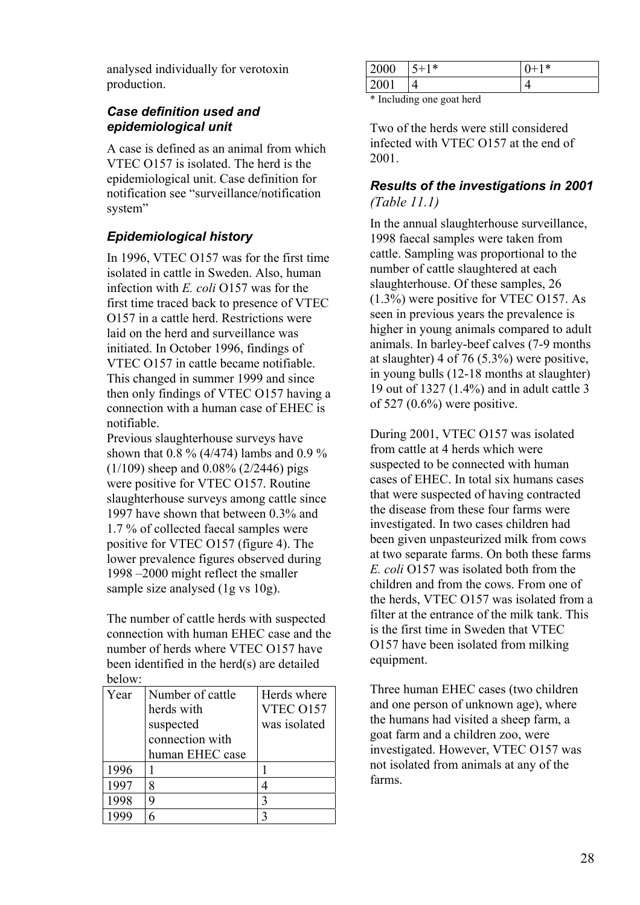analysed individually for verotoxin production.

### *Case definition used and epidemiological unit*

A case is defined as an animal from which VTEC O157 is isolated. The herd is the epidemiological unit. Case definition for notification see "surveillance/notification system"

### *Epidemiological history*

In 1996, VTEC O157 was for the first time isolated in cattle in Sweden. Also, human infection with *E. coli* O157 was for the first time traced back to presence of VTEC O157 in a cattle herd. Restrictions were laid on the herd and surveillance was initiated. In October 1996, findings of VTEC O157 in cattle became notifiable. This changed in summer 1999 and since then only findings of VTEC O157 having a connection with a human case of EHEC is notifiable.

Previous slaughterhouse surveys have shown that 0.8 % (4/474) lambs and 0.9 % (1/109) sheep and 0.08% (2/2446) pigs were positive for VTEC O157. Routine slaughterhouse surveys among cattle since 1997 have shown that between 0.3% and 1.7 % of collected faecal samples were positive for VTEC O157 (figure 4). The lower prevalence figures observed during 1998 –2000 might reflect the smaller sample size analysed (1g vs 10g).

The number of cattle herds with suspected connection with human EHEC case and the number of herds where VTEC O157 have been identified in the herd(s) are detailed below:

| Year | Number of cattle herds with suspected connection with human EHEC case | Herds where VTEC O157 was isolated |
|---|---|---|
| 1996 | 1 | 1 |
| 1997 | 8 | 4 |
| 1998 | 9 | 3 |
| 1999 | 6 | 3 |
| 2000 | 5+1* | 0+1* |
| 2001 | 4 | 4 |

\* Including one goat herd

Two of the herds were still considered infected with VTEC O157 at the end of 2001.

### *Results of the investigations in 2001 (Table 11.1)*

In the annual slaughterhouse surveillance, 1998 faecal samples were taken from cattle. Sampling was proportional to the number of cattle slaughtered at each slaughterhouse. Of these samples, 26 (1.3%) were positive for VTEC O157. As seen in previous years the prevalence is higher in young animals compared to adult animals. In barley-beef calves (7-9 months at slaughter) 4 of 76 (5.3%) were positive, in young bulls (12-18 months at slaughter) 19 out of 1327 (1.4%) and in adult cattle 3 of 527 (0.6%) were positive.

During 2001, VTEC O157 was isolated from cattle at 4 herds which were suspected to be connected with human cases of EHEC. In total six humans cases that were suspected of having contracted the disease from these four farms were investigated. In two cases children had been given unpasteurized milk from cows at two separate farms. On both these farms *E. coli* O157 was isolated both from the children and from the cows. From one of the herds, VTEC O157 was isolated from a filter at the entrance of the milk tank. This is the first time in Sweden that VTEC O157 have been isolated from milking equipment.

Three human EHEC cases (two children and one person of unknown age), where the humans had visited a sheep farm, a goat farm and a children zoo, were investigated. However, VTEC O157 was not isolated from animals at any of the farms.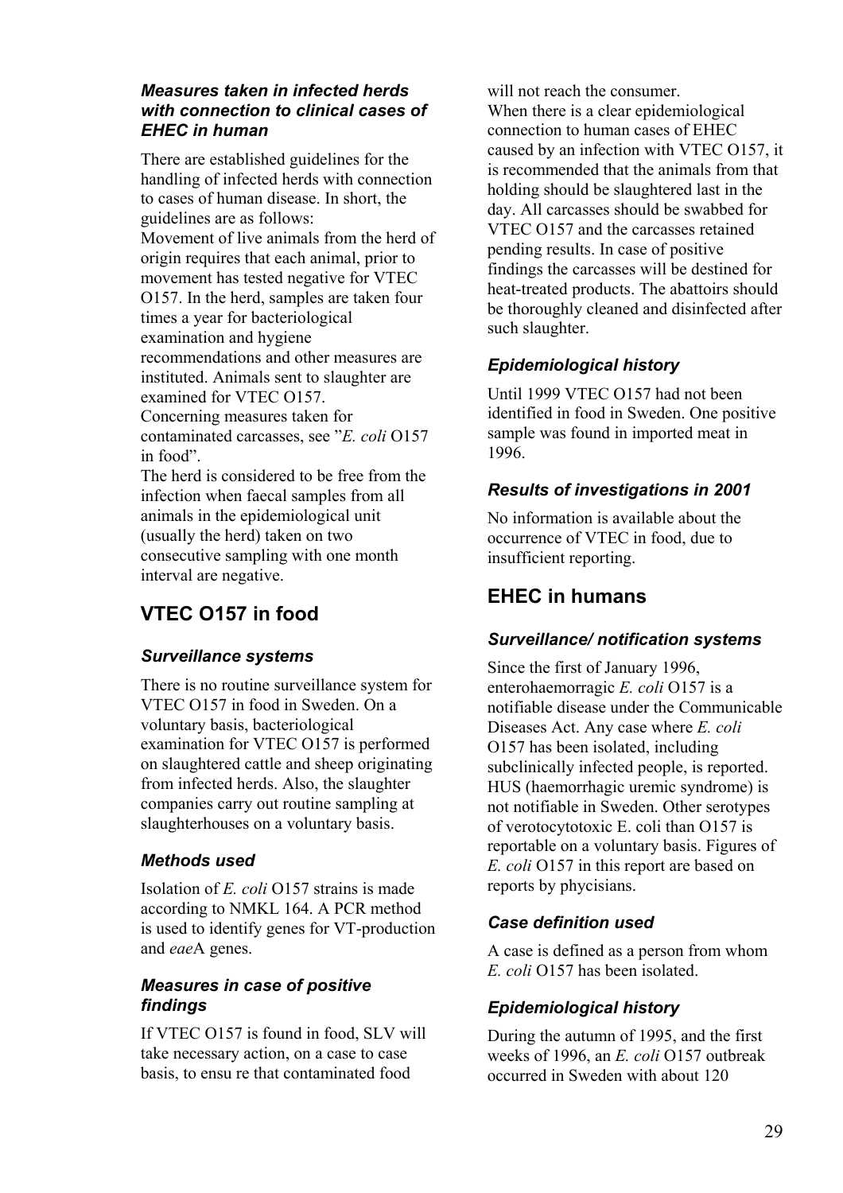### Measures taken in infected herds with connection to clinical cases of EHEC in human

There are established guidelines for the handling of infected herds with connection to cases of human disease. In short, the guidelines are as follows:
Movement of live animals from the herd of origin requires that each animal, prior to movement has tested negative for VTEC O157. In the herd, samples are taken four times a year for bacteriological examination and hygiene recommendations and other measures are instituted. Animals sent to slaughter are examined for VTEC O157.
Concerning measures taken for contaminated carcasses, see "*E. coli* O157 in food".
The herd is considered to be free from the infection when faecal samples from all animals in the epidemiological unit (usually the herd) taken on two consecutive sampling with one month interval are negative.

## VTEC O157 in food

### Surveillance systems

There is no routine surveillance system for VTEC O157 in food in Sweden. On a voluntary basis, bacteriological examination for VTEC O157 is performed on slaughtered cattle and sheep originating from infected herds. Also, the slaughter companies carry out routine sampling at slaughterhouses on a voluntary basis.

### Methods used

Isolation of *E. coli* O157 strains is made according to NMKL 164. A PCR method is used to identify genes for VT-production and *eae*A genes.

### Measures in case of positive findings

If VTEC O157 is found in food, SLV will take necessary action, on a case to case basis, to ensu re that contaminated food will not reach the consumer.
When there is a clear epidemiological connection to human cases of EHEC caused by an infection with VTEC O157, it is recommended that the animals from that holding should be slaughtered last in the day. All carcasses should be swabbed for VTEC O157 and the carcasses retained pending results. In case of positive findings the carcasses will be destined for heat-treated products. The abattoirs should be thoroughly cleaned and disinfected after such slaughter.

### Epidemiological history

Until 1999 VTEC O157 had not been identified in food in Sweden. One positive sample was found in imported meat in 1996.

### Results of investigations in 2001

No information is available about the occurrence of VTEC in food, due to insufficient reporting.

## EHEC in humans

### Surveillance/ notification systems

Since the first of January 1996, enterohaemorragic *E. coli* O157 is a notifiable disease under the Communicable Diseases Act. Any case where *E. coli* O157 has been isolated, including subclinically infected people, is reported. HUS (haemorrhagic uremic syndrome) is not notifiable in Sweden. Other serotypes of verotocytotoxic E. coli than O157 is reportable on a voluntary basis. Figures of *E. coli* O157 in this report are based on reports by phycisians.

### Case definition used

A case is defined as a person from whom *E. coli* O157 has been isolated.

### Epidemiological history

During the autumn of 1995, and the first weeks of 1996, an *E. coli* O157 outbreak occurred in Sweden with about 120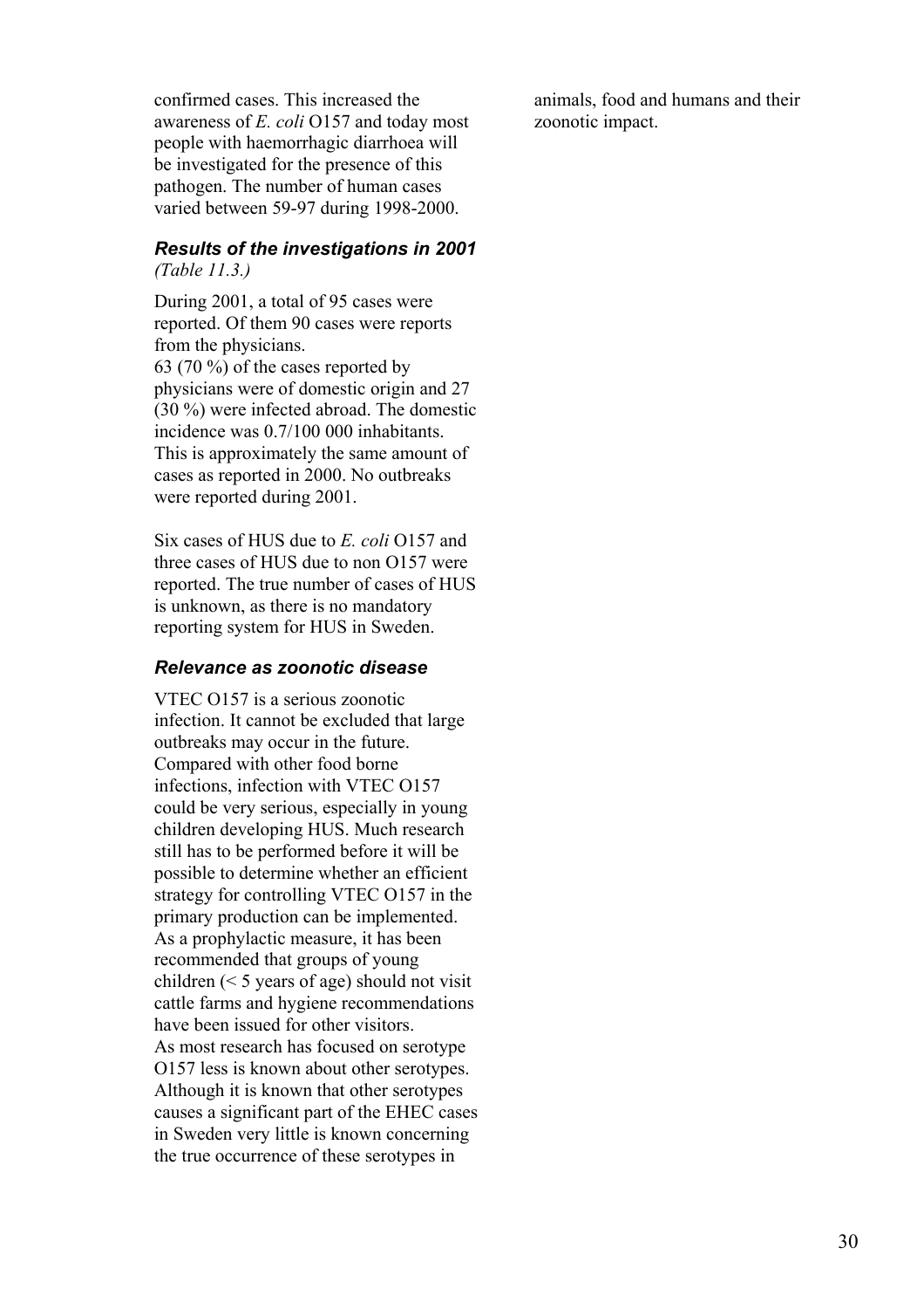confirmed cases. This increased the awareness of *E. coli* O157 and today most people with haemorrhagic diarrhoea will be investigated for the presence of this pathogen. The number of human cases varied between 59-97 during 1998-2000.

### *Results of the investigations in 2001*

*(Table 11.3.)*

During 2001, a total of 95 cases were reported. Of them 90 cases were reports from the physicians.
63 (70 %) of the cases reported by physicians were of domestic origin and 27 (30 %) were infected abroad. The domestic incidence was 0.7/100 000 inhabitants. This is approximately the same amount of cases as reported in 2000. No outbreaks were reported during 2001.

Six cases of HUS due to *E. coli* O157 and three cases of HUS due to non O157 were reported. The true number of cases of HUS is unknown, as there is no mandatory reporting system for HUS in Sweden.

### *Relevance as zoonotic disease*

VTEC O157 is a serious zoonotic infection. It cannot be excluded that large outbreaks may occur in the future. Compared with other food borne infections, infection with VTEC O157 could be very serious, especially in young children developing HUS. Much research still has to be performed before it will be possible to determine whether an efficient strategy for controlling VTEC O157 in the primary production can be implemented. As a prophylactic measure, it has been recommended that groups of young children (< 5 years of age) should not visit cattle farms and hygiene recommendations have been issued for other visitors.
As most research has focused on serotype O157 less is known about other serotypes. Although it is known that other serotypes causes a significant part of the EHEC cases in Sweden very little is known concerning the true occurrence of these serotypes in animals, food and humans and their zoonotic impact.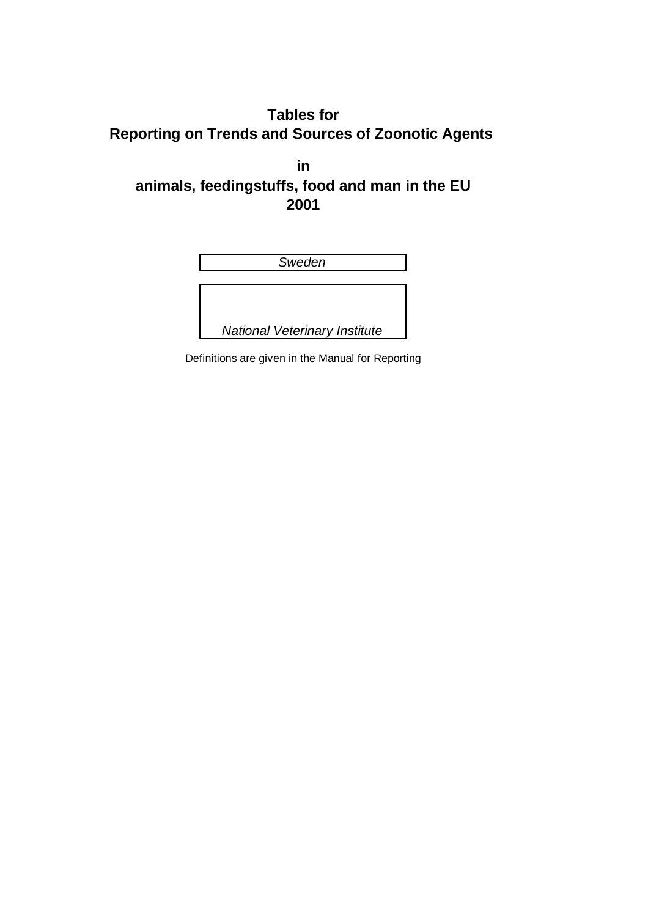# Tables for
# Reporting on Trends and Sources of Zoonotic Agents

# in
# animals, feedingstuffs, food and man in the EU
# 2001

*Sweden*

*National Veterinary Institute*

Definitions are given in the Manual for Reporting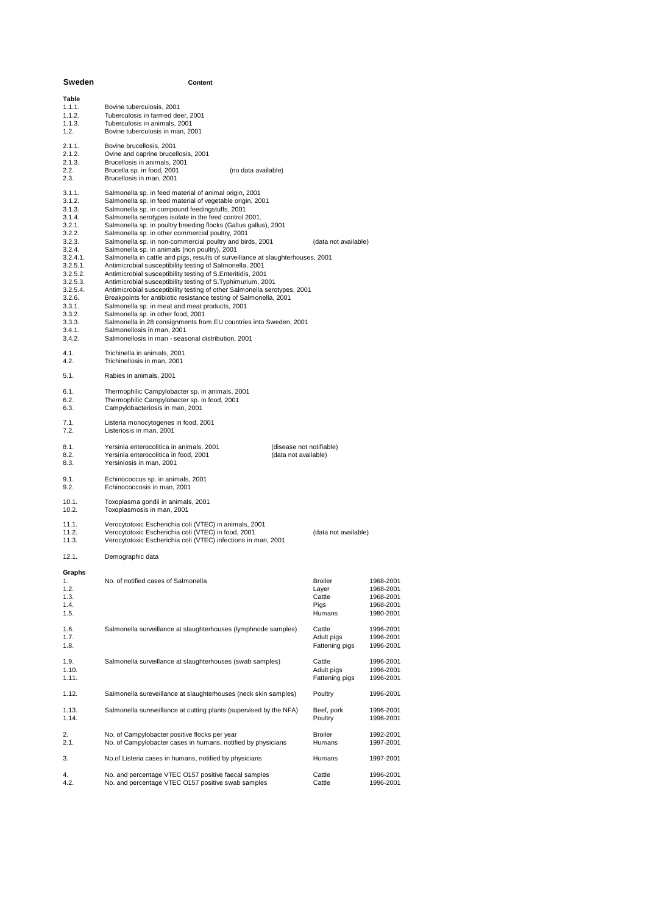**Sweden** **Content**

| Table | | |
|---|---|---|
| 1.1.1. | Bovine tuberculosis, 2001 | |
| 1.1.2. | Tuberculosis in farmed deer, 2001 | |
| 1.1.3. | Tuberculosis in animals, 2001 | |
| 1.2. | Bovine tuberculosis in man, 2001 | |
| 2.1.1. | Bovine brucellosis, 2001 | |
| 2.1.2. | Ovine and caprine brucellosis, 2001 | |
| 2.1.3. | Brucellosis in animals, 2001 | |
| 2.2. | Brucella sp. in food, 2001 | (no data available) |
| 2.3. | Brucellosis in man, 2001 | |
| 3.1.1. | Salmonella sp. in feed material of animal origin, 2001 | |
| 3.1.2. | Salmonella sp. in feed material of vegetable origin, 2001 | |
| 3.1.3. | Salmonella sp. in compound feedingstuffs, 2001 | |
| 3.1.4. | Salmonella serotypes isolate in the feed control 2001. | |
| 3.2.1. | Salmonella sp. in poultry breeding flocks (Gallus gallus), 2001 | |
| 3.2.2. | Salmonella sp. in other commercial poultry, 2001 | |
| 3.2.3. | Salmonella sp. in non-commercial poultry and birds, 2001 | (data not available) |
| 3.2.4. | Salmonella sp. in animals (non poultry), 2001 | |
| 3.2.4.1. | Salmonella in cattle and pigs, results of surveillance at slaughterhouses, 2001 | |
| 3.2.5.1. | Antimicrobial susceptibility testing of Salmonella, 2001 | |
| 3.2.5.2. | Antimicrobial susceptibility testing of S.Enteritidis, 2001 | |
| 3.2.5.3. | Antimicrobial susceptibility testing of S.Typhimurium, 2001 | |
| 3.2.5.4. | Antimicrobial susceptibility testing of other Salmonella serotypes, 2001 | |
| 3.2.6. | Breakpoints for antibiotic resistance testing of Salmonella, 2001 | |
| 3.3.1. | Salmonella sp. in meat and meat products, 2001 | |
| 3.3.2. | Salmonella sp. in other food, 2001 | |
| 3.3.3. | Salmonella in 28 consignments from EU countries into Sweden, 2001 | |
| 3.4.1. | Salmonellosis in man, 2001 | |
| 3.4.2. | Salmonellosis in man - seasonal distribution, 2001 | |
| 4.1. | Trichinella in animals, 2001 | |
| 4.2. | Trichinellosis in man, 2001 | |
| 5.1. | Rabies in animals, 2001 | |
| 6.1. | Thermophilic Campylobacter sp. in animals, 2001 | |
| 6.2. | Thermophilic Campylobacter sp. in food, 2001 | |
| 6.3. | Campylobacteriosis in man, 2001 | |
| 7.1. | Listeria monocytogenes in food, 2001 | |
| 7.2. | Listeriosis in man, 2001 | |
| 8.1. | Yersinia enterocolitica in animals, 2001 | (disease not notifiable) |
| 8.2. | Yersinia enterocolitica in food, 2001 | (data not available) |
| 8.3. | Yersiniosis in man, 2001 | |
| 9.1. | Echinococcus sp. in animals, 2001 | |
| 9.2. | Echinococcosis in man, 2001 | |
| 10.1. | Toxoplasma gondii in animals, 2001 | |
| 10.2. | Toxoplasmosis in man, 2001 | |
| 11.1. | Verocytotoxic Escherichia coli (VTEC) in animals, 2001 | |
| 11.2. | Verocytotoxic Escherichia coli (VTEC) in food, 2001 | (data not available) |
| 11.3. | Verocytotoxic Escherichia coli (VTEC) infections in man, 2001 | |
| 12.1. | Demographic data | |

| Graphs | | | |
|---|---|---|---|
| 1. | No. of notified cases of Salmonella | Broiler | 1968-2001 |
| 1.2. | | Layer | 1968-2001 |
| 1.3. | | Cattle | 1968-2001 |
| 1.4. | | Pigs | 1968-2001 |
| 1.5. | | Humans | 1980-2001 |
| 1.6. | Salmonella surveillance at slaughterhouses (lymphnode samples) | Cattle | 1996-2001 |
| 1.7. | | Adult pigs | 1996-2001 |
| 1.8. | | Fattening pigs | 1996-2001 |
| 1.9. | Salmonella surveillance at slaughterhouses (swab samples) | Cattle | 1996-2001 |
| 1.10. | | Adult pigs | 1996-2001 |
| 1.11. | | Fattening pigs | 1996-2001 |
| 1.12. | Salmonella sureveillance at slaughterhouses (neck skin samples) | Poultry | 1996-2001 |
| 1.13. | Salmonella sureveillance at cutting plants (supervised by the NFA) | Beef, pork | 1996-2001 |
| 1.14. | | Poultry | 1996-2001 |
| 2. | No. of Campylobacter positive flocks per year | Broiler | 1992-2001 |
| 2.1. | No. of Campylobacter cases in humans, notified by physicians | Humans | 1997-2001 |
| 3. | No.of Listeria cases in humans, notified by physicians | Humans | 1997-2001 |
| 4. | No. and percentage VTEC O157 positive faecal samples | Cattle | 1996-2001 |
| 4.2. | No. and percentage VTEC O157 positive swab samples | Cattle | 1996-2001 |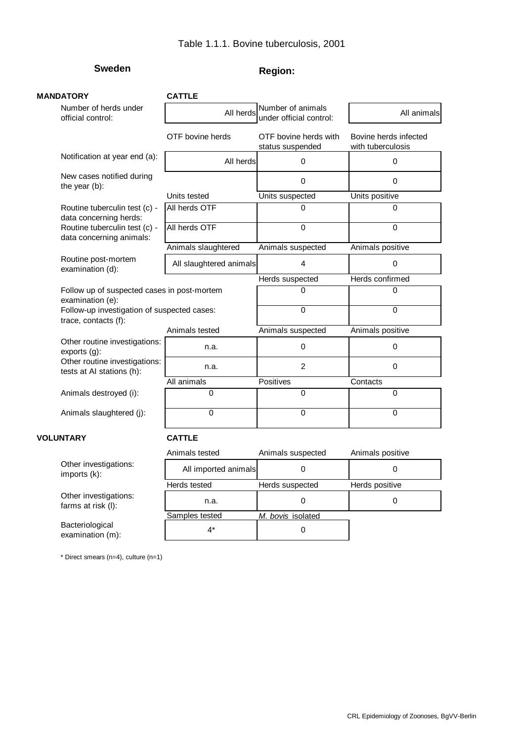# Table 1.1.1. Bovine tuberculosis, 2001

**Sweden** | **Region:**

**MANDATORY** — **CATTLE**

| | | | |
|---|---|---|---|
| Number of herds under official control: | All herds | Number of animals under official control: | All animals |
| | OTF bovine herds | OTF bovine herds with status suspended | Bovine herds infected with tuberculosis |
| Notification at year end (a): | All herds | 0 | 0 |
| New cases notified during the year (b): | | 0 | 0 |
| | Units tested | Units suspected | Units positive |
| Routine tuberculin test (c) - data concerning herds: | All herds OTF | 0 | 0 |
| Routine tuberculin test (c) - data concerning animals: | All herds OTF | 0 | 0 |
| | Animals slaughtered | Animals suspected | Animals positive |
| Routine post-mortem examination (d): | All slaughtered animals | 4 | 0 |
| | | Herds suspected | Herds confirmed |
| Follow up of suspected cases in post-mortem examination (e): | | 0 | 0 |
| Follow-up investigation of suspected cases: trace, contacts (f): | | 0 | 0 |
| | Animals tested | Animals suspected | Animals positive |
| Other routine investigations: exports (g): | n.a. | 0 | 0 |
| Other routine investigations: tests at AI stations (h): | n.a. | 2 | 0 |
| | All animals | Positives | Contacts |
| Animals destroyed (i): | 0 | 0 | 0 |
| Animals slaughtered (j): | 0 | 0 | 0 |

**VOLUNTARY** — **CATTLE**

| | | | |
|---|---|---|---|
| | Animals tested | Animals suspected | Animals positive |
| Other investigations: imports (k): | All imported animals | 0 | 0 |
| | Herds tested | Herds suspected | Herds positive |
| Other investigations: farms at risk (l): | n.a. | 0 | 0 |
| | Samples tested | *M. bovis* isolated | |
| Bacteriological examination (m): | 4* | 0 | |

* Direct smears (n=4), culture (n=1)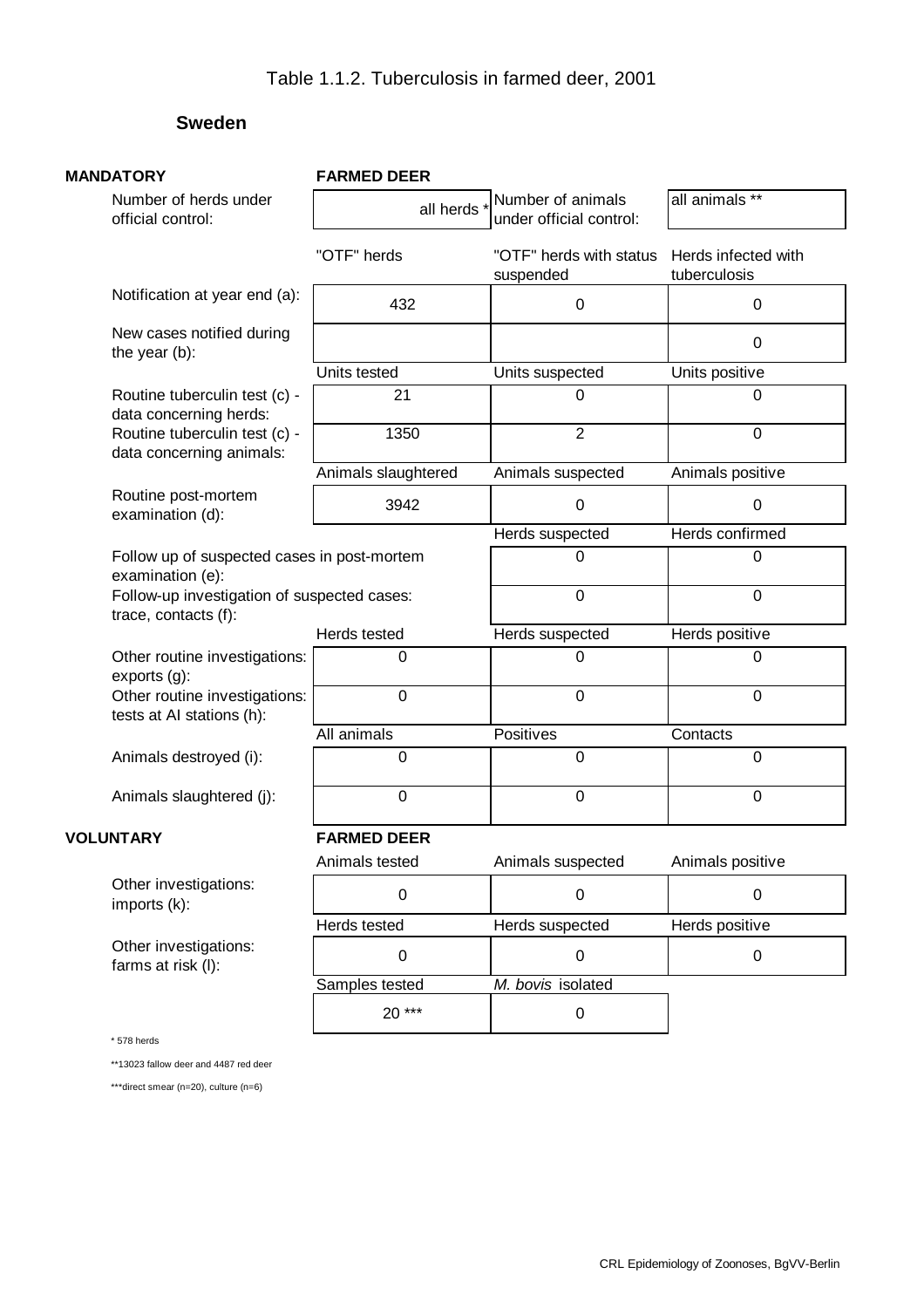# Table 1.1.2. Tuberculosis in farmed deer, 2001

## Sweden

**MANDATORY** — **FARMED DEER**

| | | | |
|---|---|---|---|
| Number of herds under official control: | all herds * | Number of animals under official control: | all animals ** |
| | "OTF" herds | "OTF" herds with status suspended | Herds infected with tuberculosis |
| Notification at year end (a): | 432 | 0 | 0 |
| New cases notified during the year (b): | | | 0 |
| | Units tested | Units suspected | Units positive |
| Routine tuberculin test (c) - data concerning herds: | 21 | 0 | 0 |
| Routine tuberculin test (c) - data concerning animals: | 1350 | 2 | 0 |
| | Animals slaughtered | Animals suspected | Animals positive |
| Routine post-mortem examination (d): | 3942 | 0 | 0 |
| | | Herds suspected | Herds confirmed |
| Follow up of suspected cases in post-mortem examination (e): | | 0 | 0 |
| Follow-up investigation of suspected cases: trace, contacts (f): | | 0 | 0 |
| | Herds tested | Herds suspected | Herds positive |
| Other routine investigations: exports (g): | 0 | 0 | 0 |
| Other routine investigations: tests at AI stations (h): | 0 | 0 | 0 |
| | All animals | Positives | Contacts |
| Animals destroyed (i): | 0 | 0 | 0 |
| Animals slaughtered (j): | 0 | 0 | 0 |

**VOLUNTARY** — **FARMED DEER**

| | | | |
|---|---|---|---|
| | Animals tested | Animals suspected | Animals positive |
| Other investigations: imports (k): | 0 | 0 | 0 |
| | Herds tested | Herds suspected | Herds positive |
| Other investigations: farms at risk (l): | 0 | 0 | 0 |
| | Samples tested | *M. bovis* isolated | |
| | 20 *** | 0 | |

\* 578 herds

\*\*13023 fallow deer and 4487 red deer

\*\*\*direct smear (n=20), culture (n=6)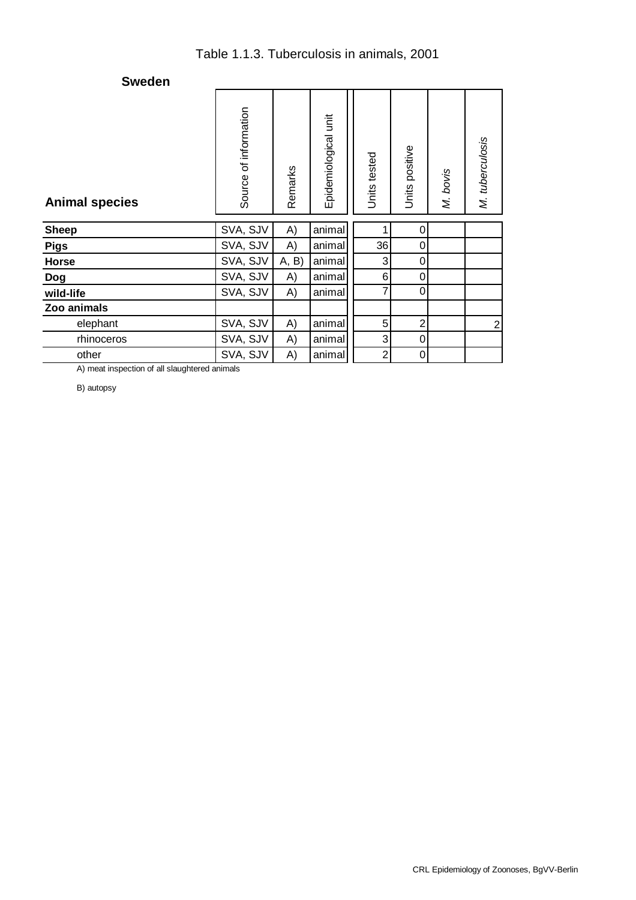# Table 1.1.3. Tuberculosis in animals, 2001

**Sweden**

| Animal species | Source of information | Remarks | Epidemiological unit | Units tested | Units positive | *M. bovis* | *M. tuberculosis* |
|---|---|---|---|---|---|---|---|
| **Sheep** | SVA, SJV | A) | animal | 1 | 0 | | |
| **Pigs** | SVA, SJV | A) | animal | 36 | 0 | | |
| **Horse** | SVA, SJV | A, B) | animal | 3 | 0 | | |
| **Dog** | SVA, SJV | A) | animal | 6 | 0 | | |
| **wild-life** | SVA, SJV | A) | animal | 7 | 0 | | |
| **Zoo animals** | | | | | | | |
| elephant | SVA, SJV | A) | animal | 5 | 2 | | 2 |
| rhinoceros | SVA, SJV | A) | animal | 3 | 0 | | |
| other | SVA, SJV | A) | animal | 2 | 0 | | |

A) meat inspection of all slaughtered animals

B) autopsy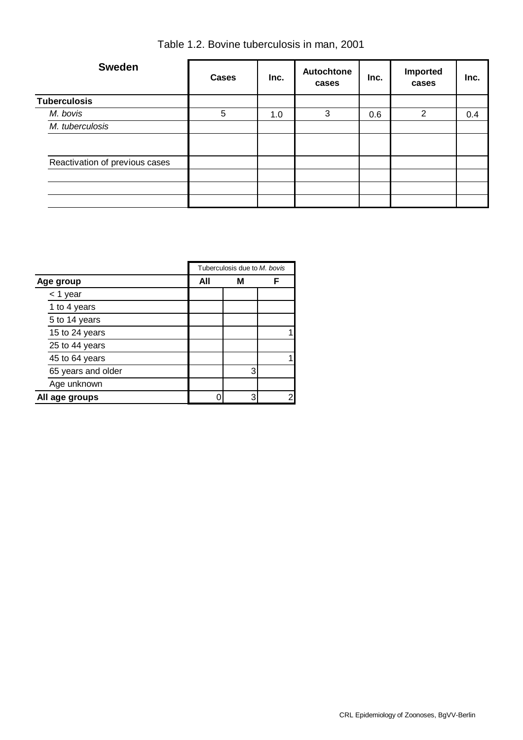# Table 1.2. Bovine tuberculosis in man, 2001

| Sweden | Cases | Inc. | Autochtone cases | Inc. | Imported cases | Inc. |
|---|---|---|---|---|---|---|
| **Tuberculosis** | | | | | | |
| *M. bovis* | 5 | 1.0 | 3 | 0.6 | 2 | 0.4 |
| *M. tuberculosis* | | | | | | |
| | | | | | | |
| Reactivation of previous cases | | | | | | |
| | | | | | | |
| | | | | | | |
| | | | | | | |

| | Tuberculosis due to *M. bovis* | | |
|---|---|---|---|
| **Age group** | **All** | **M** | **F** |
| < 1 year | | | |
| 1 to 4 years | | | |
| 5 to 14 years | | | |
| 15 to 24 years | | | 1 |
| 25 to 44 years | | | |
| 45 to 64 years | | | 1 |
| 65 years and older | | 3 | |
| Age unknown | | | |
| **All age groups** | 0 | 3 | 2 |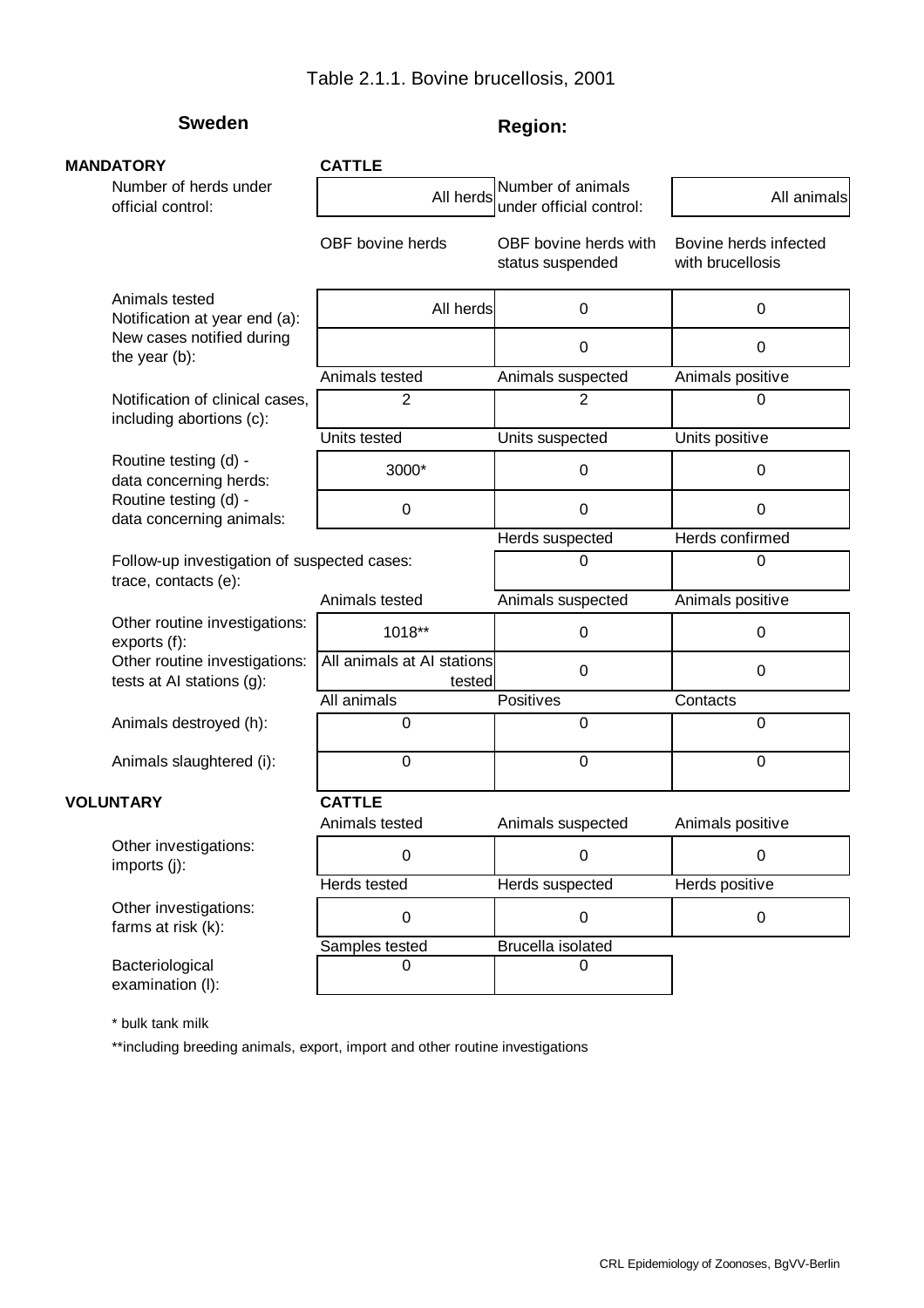# Table 2.1.1. Bovine brucellosis, 2001

**Sweden** **Region:**

**MANDATORY** **CATTLE**

| | | | |
|---|---|---|---|
| Number of herds under official control: | All herds | Number of animals under official control: | All animals |
| | OBF bovine herds | OBF bovine herds with status suspended | Bovine herds infected with brucellosis |
| Animals tested Notification at year end (a): | All herds | 0 | 0 |
| New cases notified during the year (b): | | 0 | 0 |
| | Animals tested | Animals suspected | Animals positive |
| Notification of clinical cases, including abortions (c): | 2 | 2 | 0 |
| | Units tested | Units suspected | Units positive |
| Routine testing (d) - data concerning herds: | 3000* | 0 | 0 |
| Routine testing (d) - data concerning animals: | 0 | 0 | 0 |
| | | Herds suspected | Herds confirmed |
| Follow-up investigation of suspected cases: trace, contacts (e): | | 0 | 0 |
| | Animals tested | Animals suspected | Animals positive |
| Other routine investigations: exports (f): | 1018** | 0 | 0 |
| Other routine investigations: tests at AI stations (g): | All animals at AI stations tested | 0 | 0 |
| | All animals | Positives | Contacts |
| Animals destroyed (h): | 0 | 0 | 0 |
| Animals slaughtered (i): | 0 | 0 | 0 |

**VOLUNTARY** **CATTLE**

| | | | |
|---|---|---|---|
| | Animals tested | Animals suspected | Animals positive |
| Other investigations: imports (j): | 0 | 0 | 0 |
| | Herds tested | Herds suspected | Herds positive |
| Other investigations: farms at risk (k): | 0 | 0 | 0 |
| | Samples tested | Brucella isolated | |
| Bacteriological examination (l): | 0 | 0 | |

\* bulk tank milk

**including breeding animals, export, import and other routine investigations

CRL Epidemiology of Zoonoses, BgVV-Berlin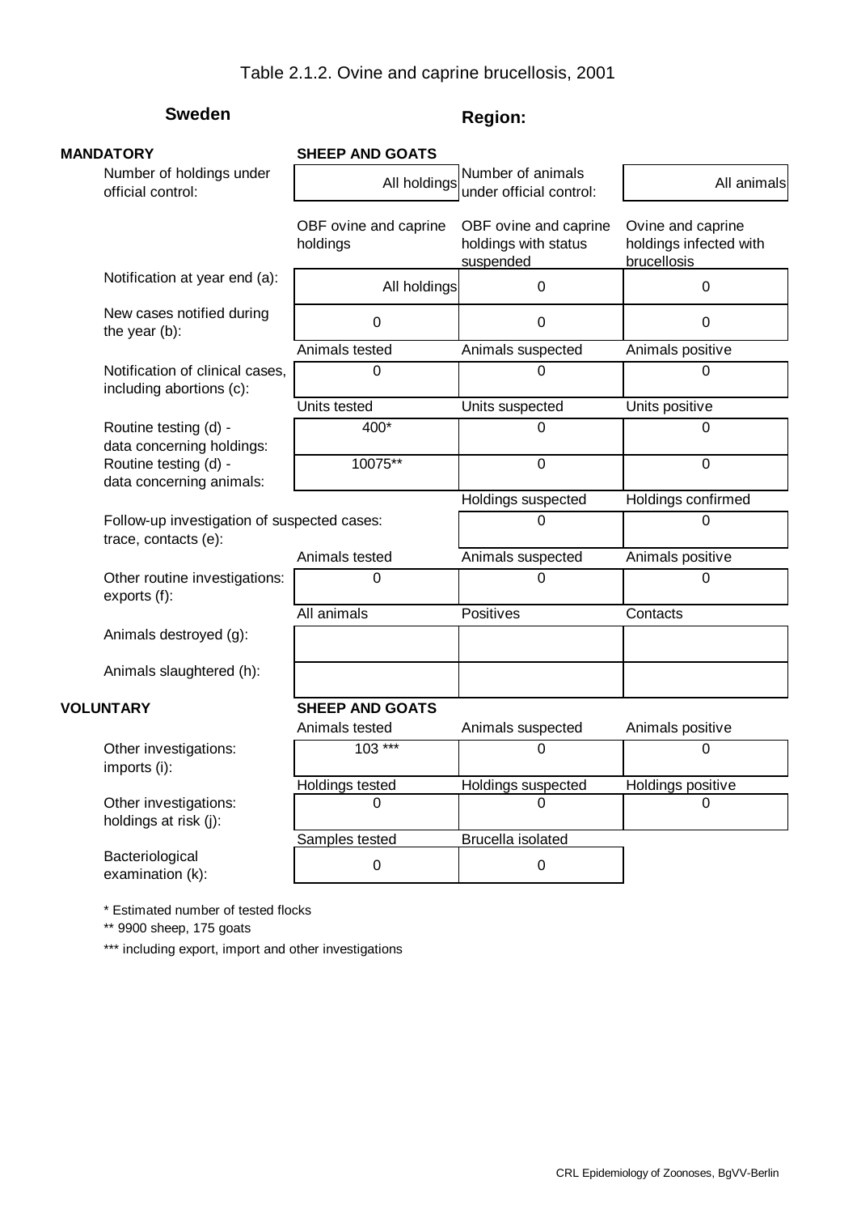# Table 2.1.2. Ovine and caprine brucellosis, 2001

**Sweden** | **Region:**

**MANDATORY** — **SHEEP AND GOATS**

| | | | |
|---|---|---|---|
| Number of holdings under official control: | All holdings | Number of animals under official control: | All animals |

| | OBF ovine and caprine holdings | OBF ovine and caprine holdings with status suspended | Ovine and caprine holdings infected with brucellosis |
|---|---|---|---|
| Notification at year end (a): | All holdings | 0 | 0 |
| New cases notified during the year (b): | 0 | 0 | 0 |

| | Animals tested | Animals suspected | Animals positive |
|---|---|---|---|
| Notification of clinical cases, including abortions (c): | 0 | 0 | 0 |

| | Units tested | Units suspected | Units positive |
|---|---|---|---|
| Routine testing (d) - data concerning holdings: | 400* | 0 | 0 |
| Routine testing (d) - data concerning animals: | 10075** | 0 | 0 |

| | | Holdings suspected | Holdings confirmed |
|---|---|---|---|
| Follow-up investigation of suspected cases: trace, contacts (e): | | 0 | 0 |

| | Animals tested | Animals suspected | Animals positive |
|---|---|---|---|
| Other routine investigations: exports (f): | 0 | 0 | 0 |

| | All animals | Positives | Contacts |
|---|---|---|---|
| Animals destroyed (g): | | | |
| Animals slaughtered (h): | | | |

**VOLUNTARY** — **SHEEP AND GOATS**

| | Animals tested | Animals suspected | Animals positive |
|---|---|---|---|
| Other investigations: imports (i): | 103 *** | 0 | 0 |

| | Holdings tested | Holdings suspected | Holdings positive |
|---|---|---|---|
| Other investigations: holdings at risk (j): | 0 | 0 | 0 |

| | Samples tested | Brucella isolated |
|---|---|---|
| Bacteriological examination (k): | 0 | 0 |

* Estimated number of tested flocks

** 9900 sheep, 175 goats

*** including export, import and other investigations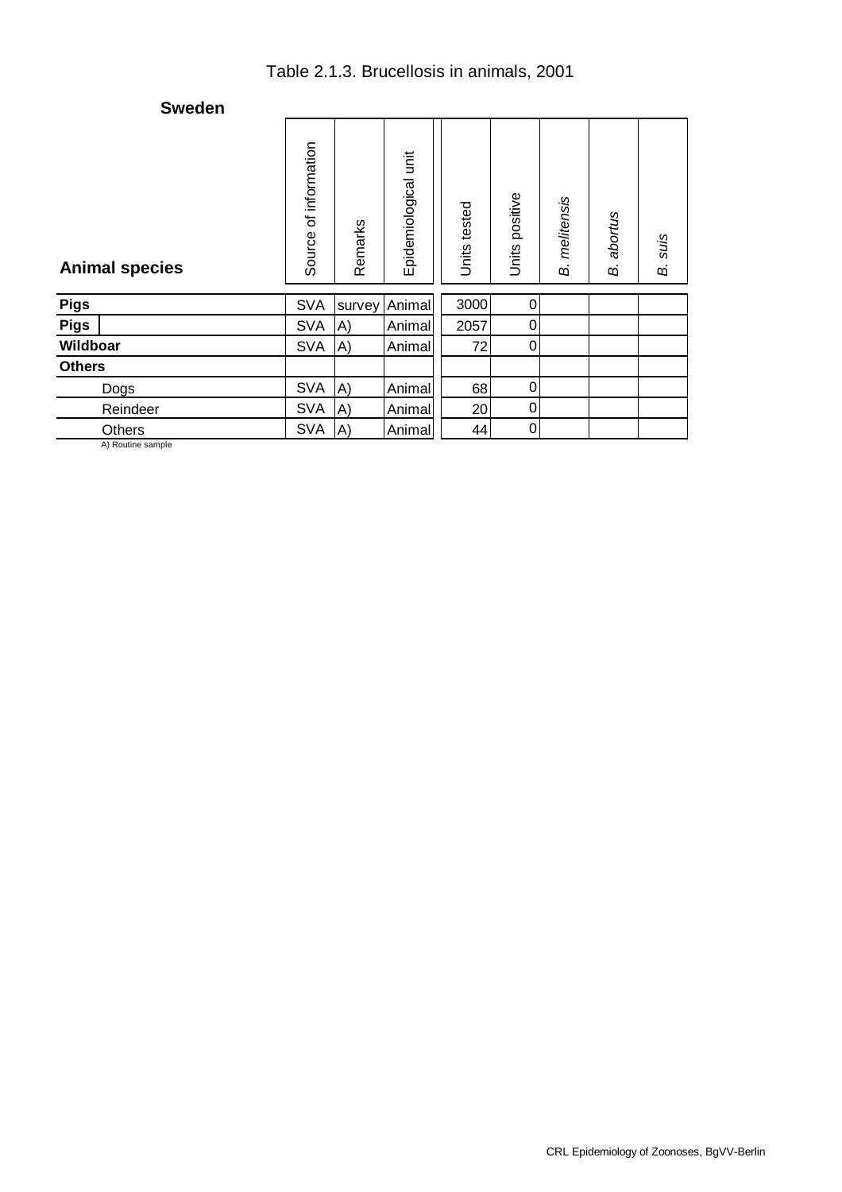# Table 2.1.3. Brucellosis in animals, 2001

## Sweden

| Animal species | Source of information | Remarks | Epidemiological unit | Units tested | Units positive | *B. melitensis* | *B. abortus* | *B. suis* |
|---|---|---|---|---|---|---|---|---|
| **Pigs** | SVA | survey | Animal | 3000 | 0 | | | |
| **Pigs** | SVA | A) | Animal | 2057 | 0 | | | |
| **Wildboar** | SVA | A) | Animal | 72 | 0 | | | |
| **Others** | | | | | | | | |
| Dogs | SVA | A) | Animal | 68 | 0 | | | |
| Reindeer | SVA | A) | Animal | 20 | 0 | | | |
| Others | SVA | A) | Animal | 44 | 0 | | | |

A) Routine sample

CRL Epidemiology of Zoonoses, BgVV-Berlin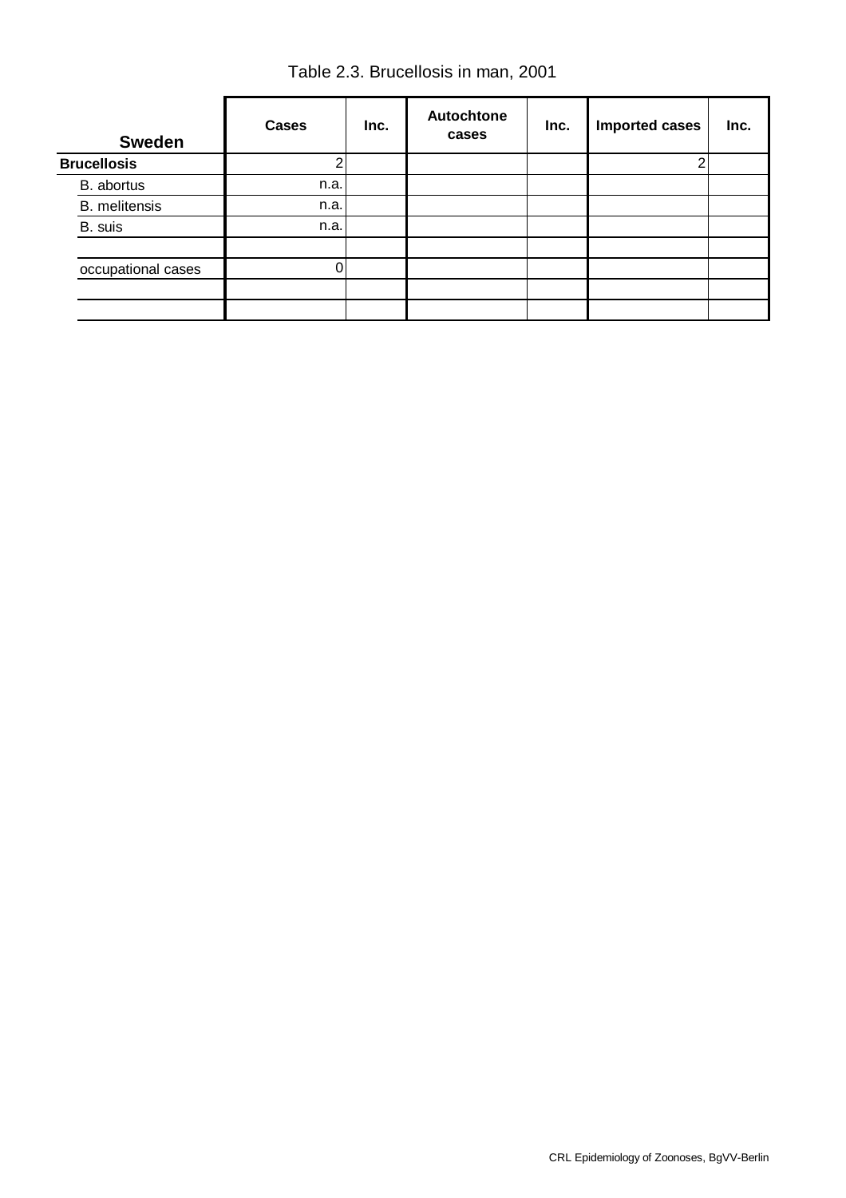Table 2.3. Brucellosis in man, 2001

| Sweden | Cases | Inc. | Autochtone cases | Inc. | Imported cases | Inc. |
|---|---|---|---|---|---|---|
| **Brucellosis** | 2 | | | | 2 | |
| B. abortus | n.a. | | | | | |
| B. melitensis | n.a. | | | | | |
| B. suis | n.a. | | | | | |
| | | | | | | |
| occupational cases | 0 | | | | | |
| | | | | | | |
| | | | | | | |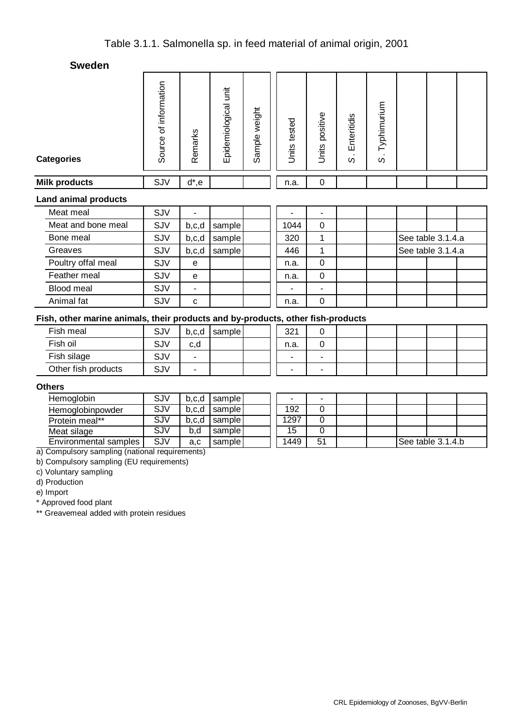# Table 3.1.1. Salmonella sp. in feed material of animal origin, 2001

## Sweden

| Categories | Source of information | Remarks | Epidemiological unit | Sample weight | Units tested | Units positive | S. Enteritidis | S. Typhimurium | | | |
|---|---|---|---|---|---|---|---|---|---|---|---|
| **Milk products** | SJV | d*,e | | | n.a. | 0 | | | | | |
| **Land animal products** | | | | | | | | | | | |
| Meat meal | SJV | - | | | - | - | | | | | |
| Meat and bone meal | SJV | b,c,d | sample | | 1044 | 0 | | | | | |
| Bone meal | SJV | b,c,d | sample | | 320 | 1 | | | See table 3.1.4.a | | |
| Greaves | SJV | b,c,d | sample | | 446 | 1 | | | See table 3.1.4.a | | |
| Poultry offal meal | SJV | e | | | n.a. | 0 | | | | | |
| Feather meal | SJV | e | | | n.a. | 0 | | | | | |
| Blood meal | SJV | - | | | - | - | | | | | |
| Animal fat | SJV | c | | | n.a. | 0 | | | | | |
| **Fish, other marine animals, their products and by-products, other fish-products** | | | | | | | | | | | |
| Fish meal | SJV | b,c,d | sample | | 321 | 0 | | | | | |
| Fish oil | SJV | c,d | | | n.a. | 0 | | | | | |
| Fish silage | SJV | - | | | - | - | | | | | |
| Other fish products | SJV | - | | | - | - | | | | | |
| **Others** | | | | | | | | | | | |
| Hemoglobin | SJV | b,c,d | sample | | - | - | | | | | |
| Hemoglobinpowder | SJV | b,c,d | sample | | 192 | 0 | | | | | |
| Protein meal** | SJV | b,c,d | sample | | 1297 | 0 | | | | | |
| Meat silage | SJV | b,d | sample | | 15 | 0 | | | | | |
| Environmental samples | SJV | a,c | sample | | 1449 | 51 | | | See table 3.1.4.b | | |

a) Compulsory sampling (national requirements)

b) Compulsory sampling (EU requirements)

c) Voluntary sampling

d) Production

e) Import

\* Approved food plant

** Greavemeal added with protein residues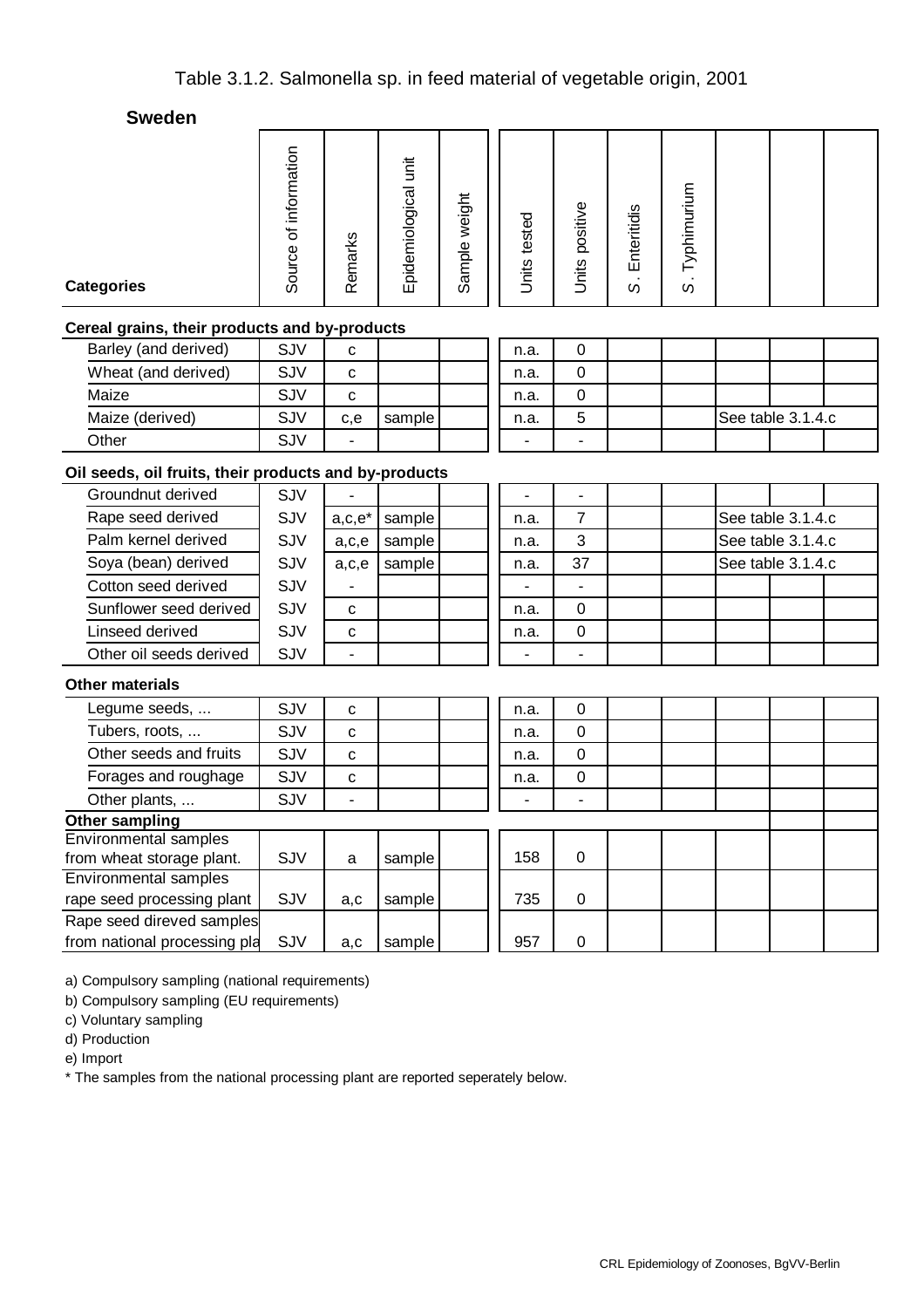# Table 3.1.2. Salmonella sp. in feed material of vegetable origin, 2001

**Sweden**

| Categories | Source of information | Remarks | Epidemiological unit | Sample weight | Units tested | Units positive | S. Enteritidis | S. Typhimurium | | | |
|---|---|---|---|---|---|---|---|---|---|---|---|
| **Cereal grains, their products and by-products** | | | | | | | | | | | |
| Barley (and derived) | SJV | c | | | n.a. | 0 | | | | | |
| Wheat (and derived) | SJV | c | | | n.a. | 0 | | | | | |
| Maize | SJV | c | | | n.a. | 0 | | | | | |
| Maize (derived) | SJV | c,e | sample | | n.a. | 5 | | | See table 3.1.4.c | | |
| Other | SJV | - | | | - | - | | | | | |
| **Oil seeds, oil fruits, their products and by-products** | | | | | | | | | | | |
| Groundnut derived | SJV | - | | | - | - | | | | | |
| Rape seed derived | SJV | a,c,e* | sample | | n.a. | 7 | | | See table 3.1.4.c | | |
| Palm kernel derived | SJV | a,c,e | sample | | n.a. | 3 | | | See table 3.1.4.c | | |
| Soya (bean) derived | SJV | a,c,e | sample | | n.a. | 37 | | | See table 3.1.4.c | | |
| Cotton seed derived | SJV | - | | | - | - | | | | | |
| Sunflower seed derived | SJV | c | | | n.a. | 0 | | | | | |
| Linseed derived | SJV | c | | | n.a. | 0 | | | | | |
| Other oil seeds derived | SJV | - | | | - | - | | | | | |
| **Other materials** | | | | | | | | | | | |
| Legume seeds, ... | SJV | c | | | n.a. | 0 | | | | | |
| Tubers, roots, ... | SJV | c | | | n.a. | 0 | | | | | |
| Other seeds and fruits | SJV | c | | | n.a. | 0 | | | | | |
| Forages and roughage | SJV | c | | | n.a. | 0 | | | | | |
| Other plants, ... | SJV | - | | | - | - | | | | | |
| **Other sampling** | | | | | | | | | | | |
| Environmental samples from wheat storage plant. | SJV | a | sample | | 158 | 0 | | | | | |
| Environmental samples rape seed processing plant | SJV | a,c | sample | | 735 | 0 | | | | | |
| Rape seed direved samples from national processing pla | SJV | a,c | sample | | 957 | 0 | | | | | |

a) Compulsory sampling (national requirements)
b) Compulsory sampling (EU requirements)
c) Voluntary sampling
d) Production
e) Import
* The samples from the national processing plant are reported seperately below.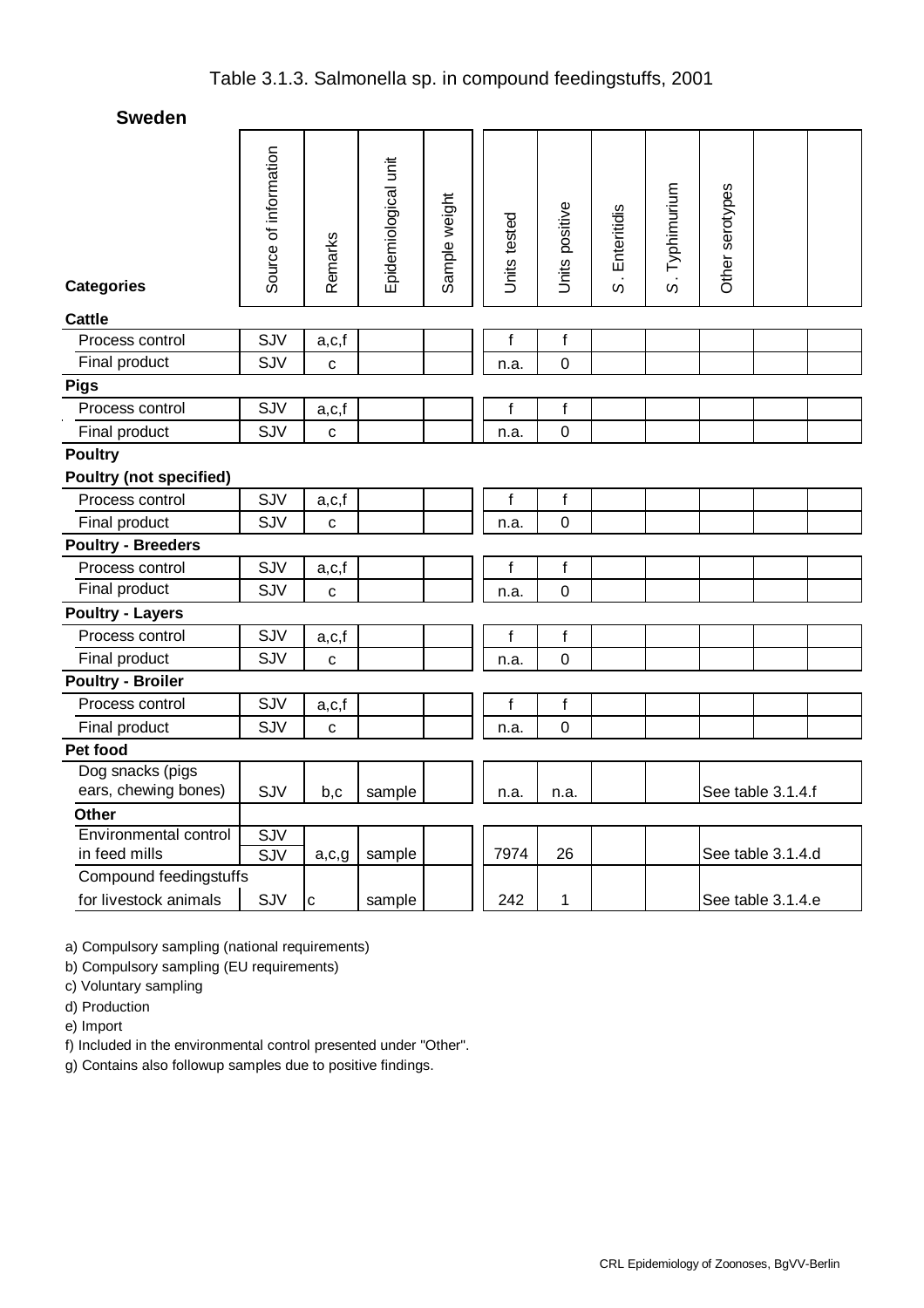# Table 3.1.3. Salmonella sp. in compound feedingstuffs, 2001

## Sweden

| Categories | Source of information | Remarks | Epidemiological unit | Sample weight | Units tested | Units positive | S. Enteritidis | S. Typhimurium | Other serotypes | | |
|---|---|---|---|---|---|---|---|---|---|---|---|
| **Cattle** | | | | | | | | | | | |
| Process control | SJV | a,c,f | | | f | f | | | | | |
| Final product | SJV | c | | | n.a. | 0 | | | | | |
| **Pigs** | | | | | | | | | | | |
| Process control | SJV | a,c,f | | | f | f | | | | | |
| Final product | SJV | c | | | n.a. | 0 | | | | | |
| **Poultry** | | | | | | | | | | | |
| **Poultry (not specified)** | | | | | | | | | | | |
| Process control | SJV | a,c,f | | | f | f | | | | | |
| Final product | SJV | c | | | n.a. | 0 | | | | | |
| **Poultry - Breeders** | | | | | | | | | | | |
| Process control | SJV | a,c,f | | | f | f | | | | | |
| Final product | SJV | c | | | n.a. | 0 | | | | | |
| **Poultry - Layers** | | | | | | | | | | | |
| Process control | SJV | a,c,f | | | f | f | | | | | |
| Final product | SJV | c | | | n.a. | 0 | | | | | |
| **Poultry - Broiler** | | | | | | | | | | | |
| Process control | SJV | a,c,f | | | f | f | | | | | |
| Final product | SJV | c | | | n.a. | 0 | | | | | |
| **Pet food** | | | | | | | | | | | |
| Dog snacks (pigs ears, chewing bones) | SJV | b,c | sample | | n.a. | n.a. | | | See table 3.1.4.f | | |
| **Other** | | | | | | | | | | | |
| Environmental control in feed mills | SJV SJV | a,c,g | sample | | 7974 | 26 | | | See table 3.1.4.d | | |
| Compound feedingstuffs for livestock animals | SJV | c | sample | | 242 | 1 | | | See table 3.1.4.e | | |

a) Compulsory sampling (national requirements)  
b) Compulsory sampling (EU requirements)  
c) Voluntary sampling  
d) Production  
e) Import  
f) Included in the environmental control presented under "Other".  
g) Contains also followup samples due to positive findings.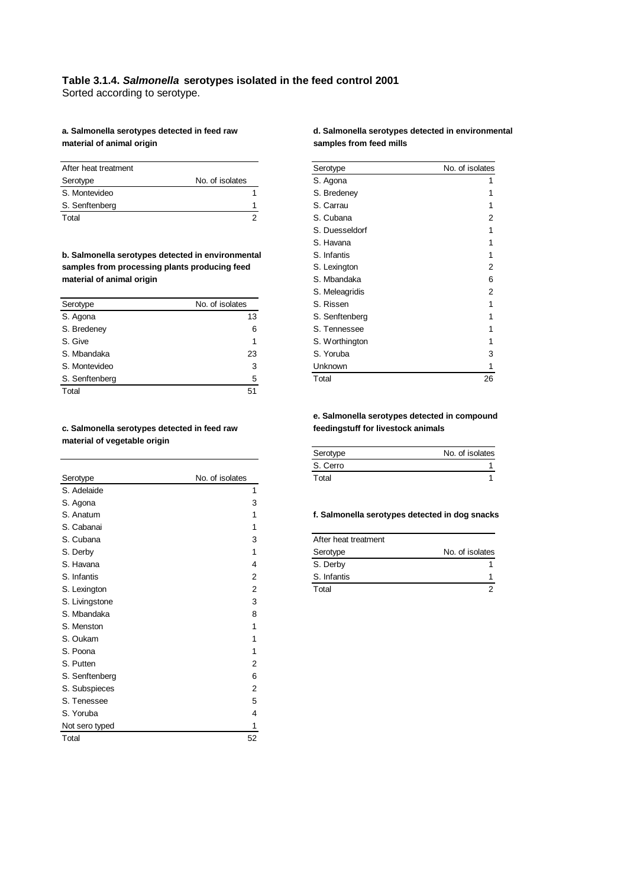**Table 3.1.4. *Salmonella* serotypes isolated in the feed control 2001**
Sorted according to serotype.

**a. Salmonella serotypes detected in feed raw material of animal origin**

| After heat treatment | |
|---|---|
| Serotype | No. of isolates |
| S. Montevideo | 1 |
| S. Senftenberg | 1 |
| Total | 2 |

**b. Salmonella serotypes detected in environmental samples from processing plants producing feed material of animal origin**

| Serotype | No. of isolates |
|---|---|
| S. Agona | 13 |
| S. Bredeney | 6 |
| S. Give | 1 |
| S. Mbandaka | 23 |
| S. Montevideo | 3 |
| S. Senftenberg | 5 |
| Total | 51 |

**c. Salmonella serotypes detected in feed raw material of vegetable origin**

| Serotype | No. of isolates |
|---|---|
| S. Adelaide | 1 |
| S. Agona | 3 |
| S. Anatum | 1 |
| S. Cabanai | 1 |
| S. Cubana | 3 |
| S. Derby | 1 |
| S. Havana | 4 |
| S. Infantis | 2 |
| S. Lexington | 2 |
| S. Livingstone | 3 |
| S. Mbandaka | 8 |
| S. Menston | 1 |
| S. Oukam | 1 |
| S. Poona | 1 |
| S. Putten | 2 |
| S. Senftenberg | 6 |
| S. Subspieces | 2 |
| S. Tenessee | 5 |
| S. Yoruba | 4 |
| Not sero typed | 1 |
| Total | 52 |

**d. Salmonella serotypes detected in environmental samples from feed mills**

| Serotype | No. of isolates |
|---|---|
| S. Agona | 1 |
| S. Bredeney | 1 |
| S. Carrau | 1 |
| S. Cubana | 2 |
| S. Duesseldorf | 1 |
| S. Havana | 1 |
| S. Infantis | 1 |
| S. Lexington | 2 |
| S. Mbandaka | 6 |
| S. Meleagridis | 2 |
| S. Rissen | 1 |
| S. Senftenberg | 1 |
| S. Tennessee | 1 |
| S. Worthington | 1 |
| S. Yoruba | 3 |
| Unknown | 1 |
| Total | 26 |

**e. Salmonella serotypes detected in compound feedingstuff for livestock animals**

| Serotype | No. of isolates |
|---|---|
| S. Cerro | 1 |
| Total | 1 |

**f. Salmonella serotypes detected in dog snacks**

| After heat treatment | |
|---|---|
| Serotype | No. of isolates |
| S. Derby | 1 |
| S. Infantis | 1 |
| Total | 2 |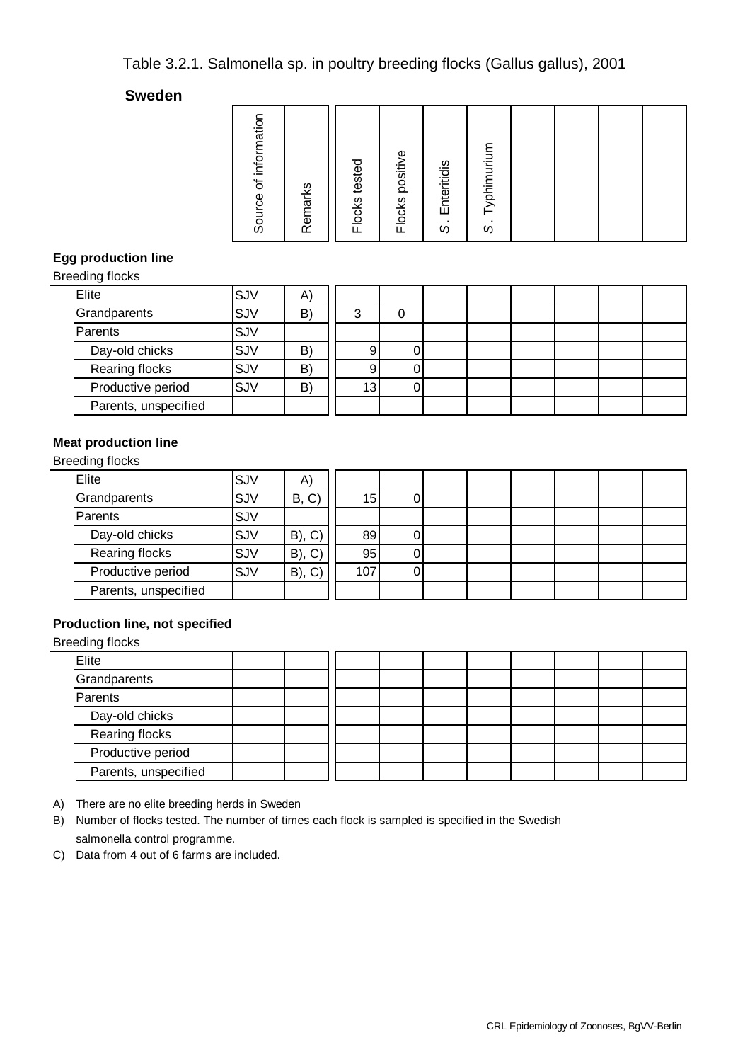Table 3.2.1. Salmonella sp. in poultry breeding flocks (Gallus gallus), 2001

**Sweden**

| | Source of information | Remarks | Flocks tested | Flocks positive | S. Enteritidis | S. Typhimurium | | | | |
|---|---|---|---|---|---|---|---|---|---|---|
| **Egg production line** | | | | | | | | | | |
| Breeding flocks | | | | | | | | | | |
| Elite | SJV | A) | | | | | | | | |
| Grandparents | SJV | B) | 3 | 0 | | | | | | |
| Parents | SJV | | | | | | | | | |
| Day-old chicks | SJV | B) | 9 | 0 | | | | | | |
| Rearing flocks | SJV | B) | 9 | 0 | | | | | | |
| Productive period | SJV | B) | 13 | 0 | | | | | | |
| Parents, unspecified | | | | | | | | | | |
| **Meat production line** | | | | | | | | | | |
| Breeding flocks | | | | | | | | | | |
| Elite | SJV | A) | | | | | | | | |
| Grandparents | SJV | B, C) | 15 | 0 | | | | | | |
| Parents | SJV | | | | | | | | | |
| Day-old chicks | SJV | B), C) | 89 | 0 | | | | | | |
| Rearing flocks | SJV | B), C) | 95 | 0 | | | | | | |
| Productive period | SJV | B), C) | 107 | 0 | | | | | | |
| Parents, unspecified | | | | | | | | | | |
| **Production line, not specified** | | | | | | | | | | |
| Breeding flocks | | | | | | | | | | |
| Elite | | | | | | | | | | |
| Grandparents | | | | | | | | | | |
| Parents | | | | | | | | | | |
| Day-old chicks | | | | | | | | | | |
| Rearing flocks | | | | | | | | | | |
| Productive period | | | | | | | | | | |
| Parents, unspecified | | | | | | | | | | |

A) There are no elite breeding herds in Sweden

B) Number of flocks tested. The number of times each flock is sampled is specified in the Swedish salmonella control programme.

C) Data from 4 out of 6 farms are included.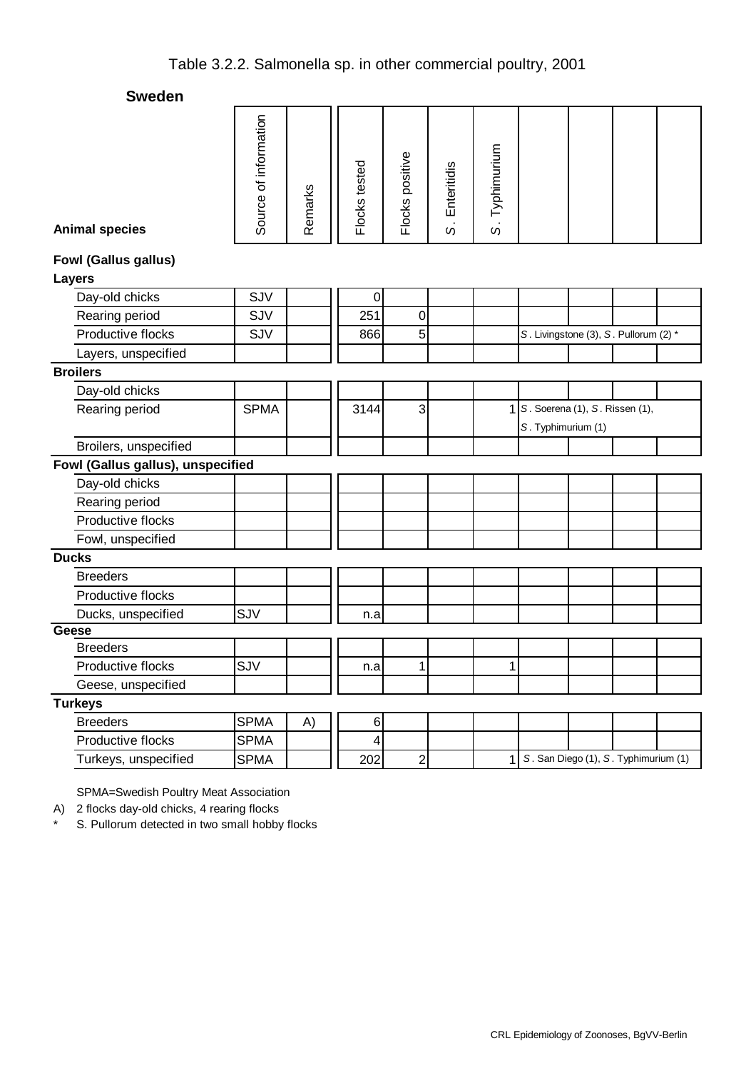# Table 3.2.2. Salmonella sp. in other commercial poultry, 2001

## Sweden

| Animal species | Source of information | Remarks | Flocks tested | Flocks positive | S. Enteritidis | S. Typhimurium | | | | |
|---|---|---|---|---|---|---|---|---|---|---|
| **Fowl (Gallus gallus)** | | | | | | | | | | |
| **Layers** | | | | | | | | | | |
| Day-old chicks | SJV | | 0 | | | | | | | |
| Rearing period | SJV | | 251 | 0 | | | | | | |
| Productive flocks | SJV | | 866 | 5 | | | *S*. Livingstone (3), *S*. Pullorum (2) * | | | |
| Layers, unspecified | | | | | | | | | | |
| **Broilers** | | | | | | | | | | |
| Day-old chicks | | | | | | | | | | |
| Rearing period | SPMA | | 3144 | 3 | | 1 | *S*. Soerena (1), *S*. Rissen (1), *S*. Typhimurium (1) | | | |
| Broilers, unspecified | | | | | | | | | | |
| **Fowl (Gallus gallus), unspecified** | | | | | | | | | | |
| Day-old chicks | | | | | | | | | | |
| Rearing period | | | | | | | | | | |
| Productive flocks | | | | | | | | | | |
| Fowl, unspecified | | | | | | | | | | |
| **Ducks** | | | | | | | | | | |
| Breeders | | | | | | | | | | |
| Productive flocks | | | | | | | | | | |
| Ducks, unspecified | SJV | | n.a | | | | | | | |
| **Geese** | | | | | | | | | | |
| Breeders | | | | | | | | | | |
| Productive flocks | SJV | | n.a | 1 | | 1 | | | | |
| Geese, unspecified | | | | | | | | | | |
| **Turkeys** | | | | | | | | | | |
| Breeders | SPMA | A) | 6 | | | | | | | |
| Productive flocks | SPMA | | 4 | | | | | | | |
| Turkeys, unspecified | SPMA | | 202 | 2 | | 1 | *S*. San Diego (1), *S*. Typhimurium (1) | | | |

SPMA=Swedish Poultry Meat Association

A) 2 flocks day-old chicks, 4 rearing flocks

\* S. Pullorum detected in two small hobby flocks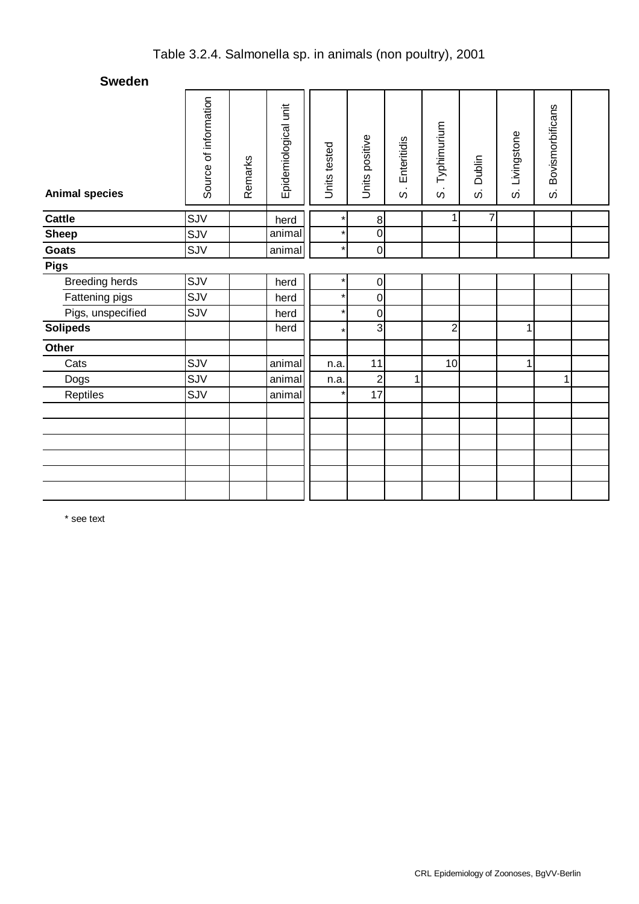# Table 3.2.4. Salmonella sp. in animals (non poultry), 2001

## Sweden

| Animal species | Source of information | Remarks | Epidemiological unit | Units tested | Units positive | S. Enteritidis | S. Typhimurium | S. Dublin | S. Livingstone | S. Bovismorbificans | |
|---|---|---|---|---|---|---|---|---|---|---|---|
| **Cattle** | SJV | | herd | * | 8 | | 1 | 7 | | | |
| **Sheep** | SJV | | animal | * | 0 | | | | | | |
| **Goats** | SJV | | animal | * | 0 | | | | | | |
| **Pigs** | | | | | | | | | | | |
| Breeding herds | SJV | | herd | * | 0 | | | | | | |
| Fattening pigs | SJV | | herd | * | 0 | | | | | | |
| Pigs, unspecified | SJV | | herd | * | 0 | | | | | | |
| **Solipeds** | | | herd | * | 3 | | 2 | | 1 | | |
| **Other** | | | | | | | | | | | |
| Cats | SJV | | animal | n.a. | 11 | | 10 | | 1 | | |
| Dogs | SJV | | animal | n.a. | 2 | 1 | | | | 1 | |
| Reptiles | SJV | | animal | * | 17 | | | | | | |

* see text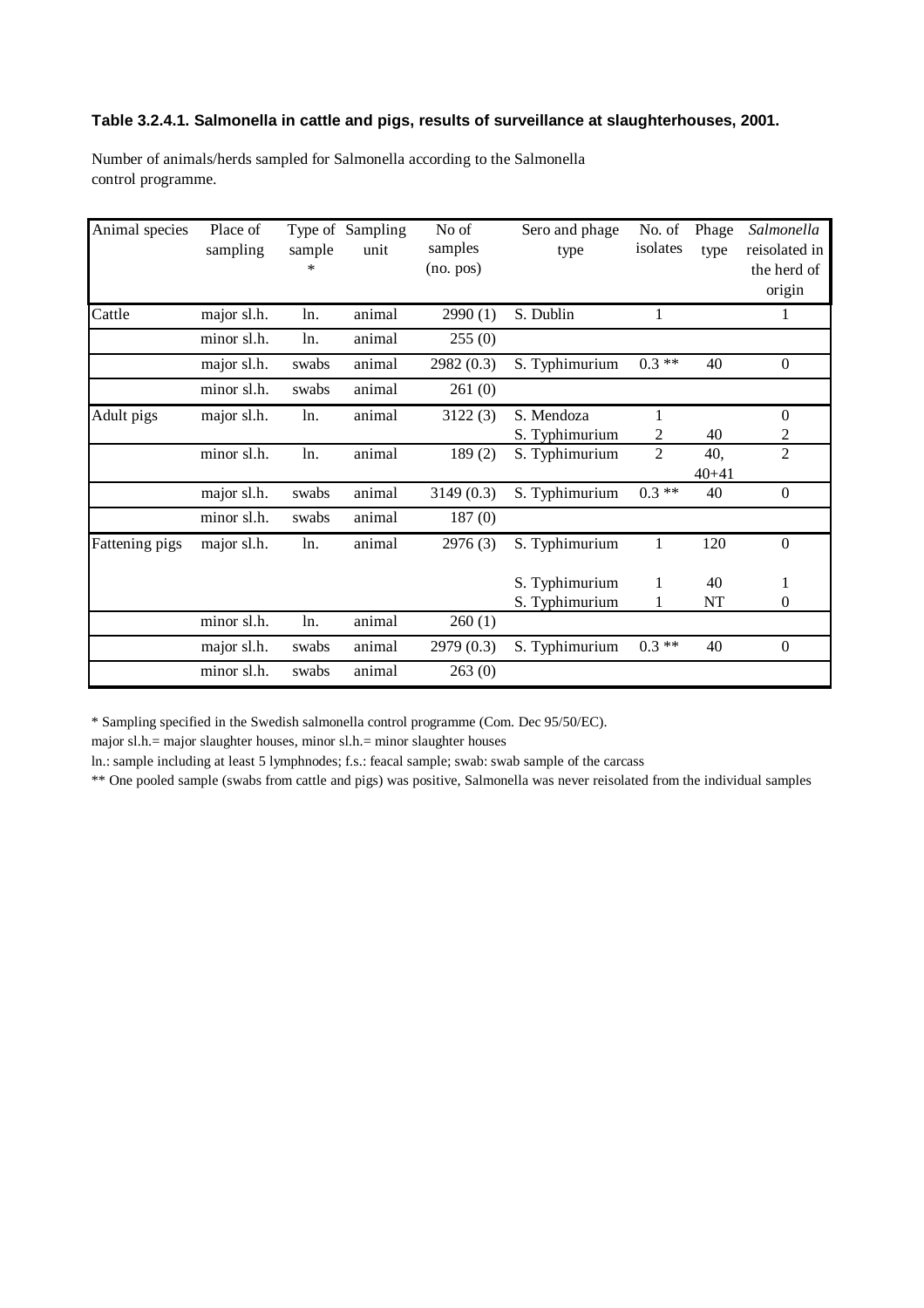**Table 3.2.4.1. Salmonella in cattle and pigs, results of surveillance at slaughterhouses, 2001.**

Number of animals/herds sampled for Salmonella according to the Salmonella control programme.

| Animal species | Place of sampling | Type of sample * | Sampling unit | No of samples (no. pos) | Sero and phage type | No. of isolates | Phage type | *Salmonella* reisolated in the herd of origin |
|---|---|---|---|---|---|---|---|---|
| Cattle | major sl.h. | ln. | animal | 2990 (1) | S. Dublin | 1 | | 1 |
| | minor sl.h. | ln. | animal | 255 (0) | | | | |
| | major sl.h. | swabs | animal | 2982 (0.3) | S. Typhimurium | 0.3 ** | 40 | 0 |
| | minor sl.h. | swabs | animal | 261 (0) | | | | |
| Adult pigs | major sl.h. | ln. | animal | 3122 (3) | S. Mendoza<br>S. Typhimurium | 1<br>2 | <br>40 | 0<br>2 |
| | minor sl.h. | ln. | animal | 189 (2) | S. Typhimurium | 2 | 40,<br>40+41 | 2 |
| | major sl.h. | swabs | animal | 3149 (0.3) | S. Typhimurium | 0.3 ** | 40 | 0 |
| | minor sl.h. | swabs | animal | 187 (0) | | | | |
| Fattening pigs | major sl.h. | ln. | animal | 2976 (3) | S. Typhimurium<br><br>S. Typhimurium<br>S. Typhimurium | 1<br><br>1<br>1 | 120<br><br>40<br>NT | 0<br><br>1<br>0 |
| | minor sl.h. | ln. | animal | 260 (1) | | | | |
| | major sl.h. | swabs | animal | 2979 (0.3) | S. Typhimurium | 0.3 ** | 40 | 0 |
| | minor sl.h. | swabs | animal | 263 (0) | | | | |

* Sampling specified in the Swedish salmonella control programme (Com. Dec 95/50/EC).

major sl.h.= major slaughter houses, minor sl.h.= minor slaughter houses

ln.: sample including at least 5 lymphnodes; f.s.: feacal sample; swab: swab sample of the carcass

** One pooled sample (swabs from cattle and pigs) was positive, Salmonella was never reisolated from the individual samples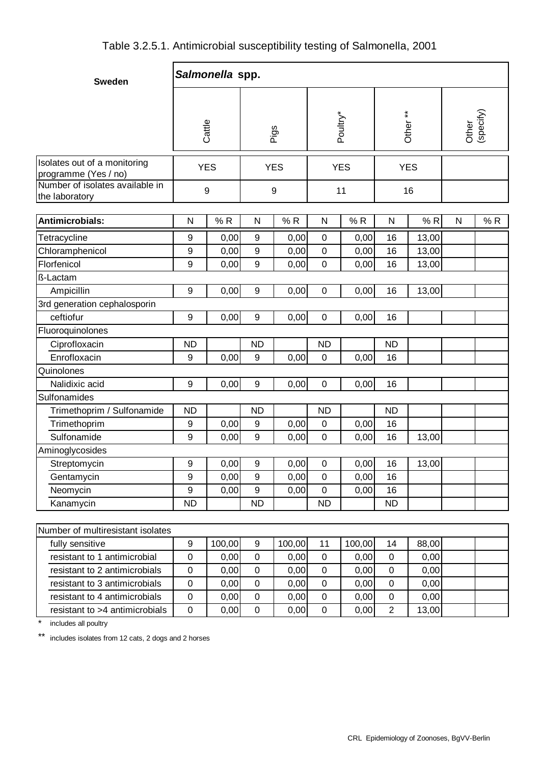# Table 3.2.5.1. Antimicrobial susceptibility testing of Salmonella, 2001

| Sweden | ***Salmonella* spp.** | | | | | | | | | |
|---|---|---|---|---|---|---|---|---|---|---|
| | Cattle | | Pigs | | Poultry* | | Other ** | | Other (specify) | |
| Isolates out of a monitoring programme (Yes / no) | YES | | YES | | YES | | YES | | | |
| Number of isolates available in the laboratory | 9 | | 9 | | 11 | | 16 | | | |
| **Antimicrobials:** | N | % R | N | % R | N | % R | N | % R | N | % R |
| Tetracycline | 9 | 0,00 | 9 | 0,00 | 0 | 0,00 | 16 | 13,00 | | |
| Chloramphenicol | 9 | 0,00 | 9 | 0,00 | 0 | 0,00 | 16 | 13,00 | | |
| Florfenicol | 9 | 0,00 | 9 | 0,00 | 0 | 0,00 | 16 | 13,00 | | |
| ß-Lactam | | | | | | | | | | |
| Ampicillin | 9 | 0,00 | 9 | 0,00 | 0 | 0,00 | 16 | 13,00 | | |
| 3rd generation cephalosporin | | | | | | | | | | |
| ceftiofur | 9 | 0,00 | 9 | 0,00 | 0 | 0,00 | 16 | | | |
| Fluoroquinolones | | | | | | | | | | |
| Ciprofloxacin | ND | | ND | | ND | | ND | | | |
| Enrofloxacin | 9 | 0,00 | 9 | 0,00 | 0 | 0,00 | 16 | | | |
| Quinolones | | | | | | | | | | |
| Nalidixic acid | 9 | 0,00 | 9 | 0,00 | 0 | 0,00 | 16 | | | |
| Sulfonamides | | | | | | | | | | |
| Trimethoprim / Sulfonamide | ND | | ND | | ND | | ND | | | |
| Trimethoprim | 9 | 0,00 | 9 | 0,00 | 0 | 0,00 | 16 | | | |
| Sulfonamide | 9 | 0,00 | 9 | 0,00 | 0 | 0,00 | 16 | 13,00 | | |
| Aminoglycosides | | | | | | | | | | |
| Streptomycin | 9 | 0,00 | 9 | 0,00 | 0 | 0,00 | 16 | 13,00 | | |
| Gentamycin | 9 | 0,00 | 9 | 0,00 | 0 | 0,00 | 16 | | | |
| Neomycin | 9 | 0,00 | 9 | 0,00 | 0 | 0,00 | 16 | | | |
| Kanamycin | ND | | ND | | ND | | ND | | | |
| Number of multiresistant isolates | | | | | | | | | | |
| fully sensitive | 9 | 100,00 | 9 | 100,00 | 11 | 100,00 | 14 | 88,00 | | |
| resistant to 1 antimicrobial | 0 | 0,00 | 0 | 0,00 | 0 | 0,00 | 0 | 0,00 | | |
| resistant to 2 antimicrobials | 0 | 0,00 | 0 | 0,00 | 0 | 0,00 | 0 | 0,00 | | |
| resistant to 3 antimicrobials | 0 | 0,00 | 0 | 0,00 | 0 | 0,00 | 0 | 0,00 | | |
| resistant to 4 antimicrobials | 0 | 0,00 | 0 | 0,00 | 0 | 0,00 | 0 | 0,00 | | |
| resistant to >4 antimicrobials | 0 | 0,00 | 0 | 0,00 | 0 | 0,00 | 2 | 13,00 | | |

\* includes all poultry

\*\* includes isolates from 12 cats, 2 dogs and 2 horses

CRL Epidemiology of Zoonoses, BgVV-Berlin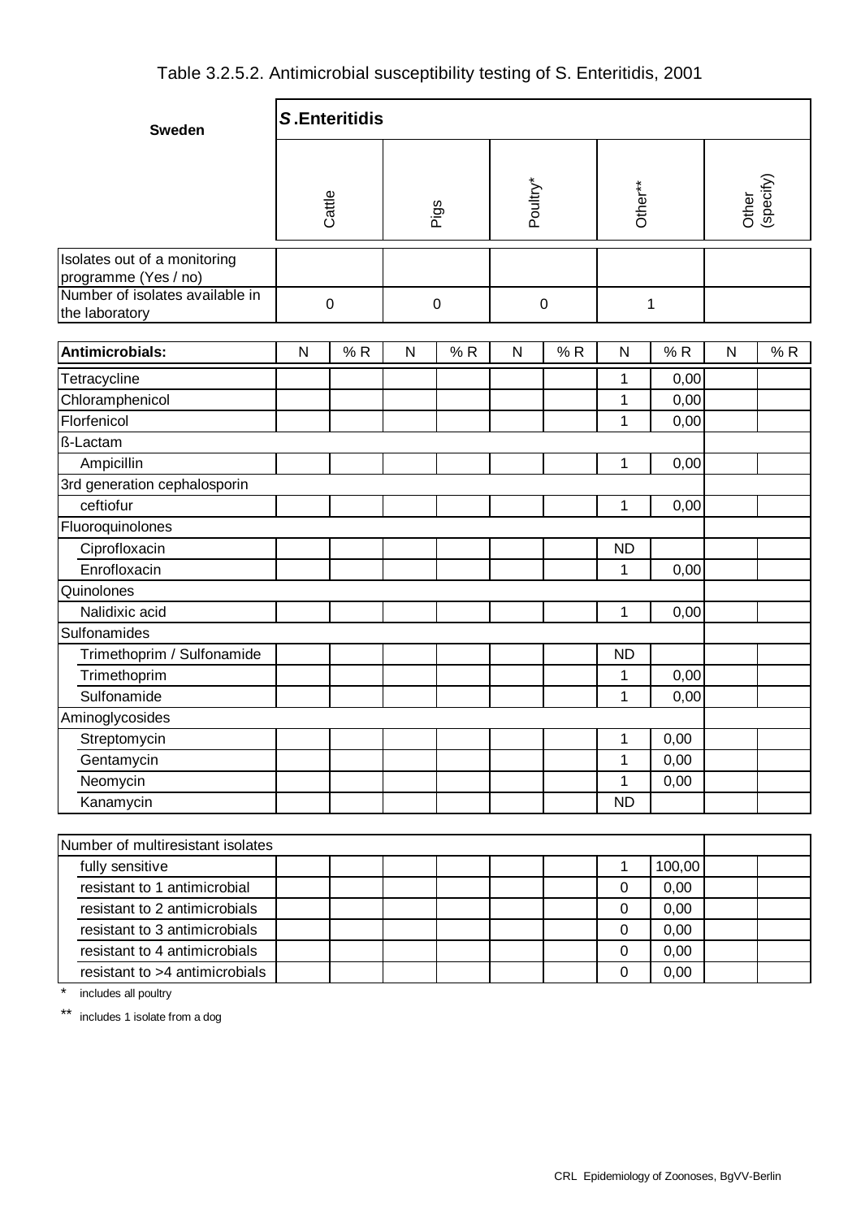# Table 3.2.5.2. Antimicrobial susceptibility testing of S. Enteritidis, 2001

| Sweden | *S*.Enteritidis | | | | | | | | | |
|---|---|---|---|---|---|---|---|---|---|---|
| | Cattle | | Pigs | | Poultry* | | Other** | | Other (specify) | |
| Isolates out of a monitoring programme (Yes / no) | | | | | | | | | | |
| Number of isolates available in the laboratory | 0 | | 0 | | 0 | | 1 | | | |
| **Antimicrobials:** | N | % R | N | % R | N | % R | N | % R | N | % R |
| Tetracycline | | | | | | | 1 | 0,00 | | |
| Chloramphenicol | | | | | | | 1 | 0,00 | | |
| Florfenicol | | | | | | | 1 | 0,00 | | |
| ß-Lactam | | | | | | | | | | |
| Ampicillin | | | | | | | 1 | 0,00 | | |
| 3rd generation cephalosporin | | | | | | | | | | |
| ceftiofur | | | | | | | 1 | 0,00 | | |
| Fluoroquinolones | | | | | | | | | | |
| Ciprofloxacin | | | | | | | ND | | | |
| Enrofloxacin | | | | | | | 1 | 0,00 | | |
| Quinolones | | | | | | | | | | |
| Nalidixic acid | | | | | | | 1 | 0,00 | | |
| Sulfonamides | | | | | | | | | | |
| Trimethoprim / Sulfonamide | | | | | | | ND | | | |
| Trimethoprim | | | | | | | 1 | 0,00 | | |
| Sulfonamide | | | | | | | 1 | 0,00 | | |
| Aminoglycosides | | | | | | | | | | |
| Streptomycin | | | | | | | 1 | 0,00 | | |
| Gentamycin | | | | | | | 1 | 0,00 | | |
| Neomycin | | | | | | | 1 | 0,00 | | |
| Kanamycin | | | | | | | ND | | | |
| Number of multiresistant isolates | | | | | | | | | | |
| fully sensitive | | | | | | | 1 | 100,00 | | |
| resistant to 1 antimicrobial | | | | | | | 0 | 0,00 | | |
| resistant to 2 antimicrobials | | | | | | | 0 | 0,00 | | |
| resistant to 3 antimicrobials | | | | | | | 0 | 0,00 | | |
| resistant to 4 antimicrobials | | | | | | | 0 | 0,00 | | |
| resistant to >4 antimicrobials | | | | | | | 0 | 0,00 | | |

\* includes all poultry

\*\* includes 1 isolate from a dog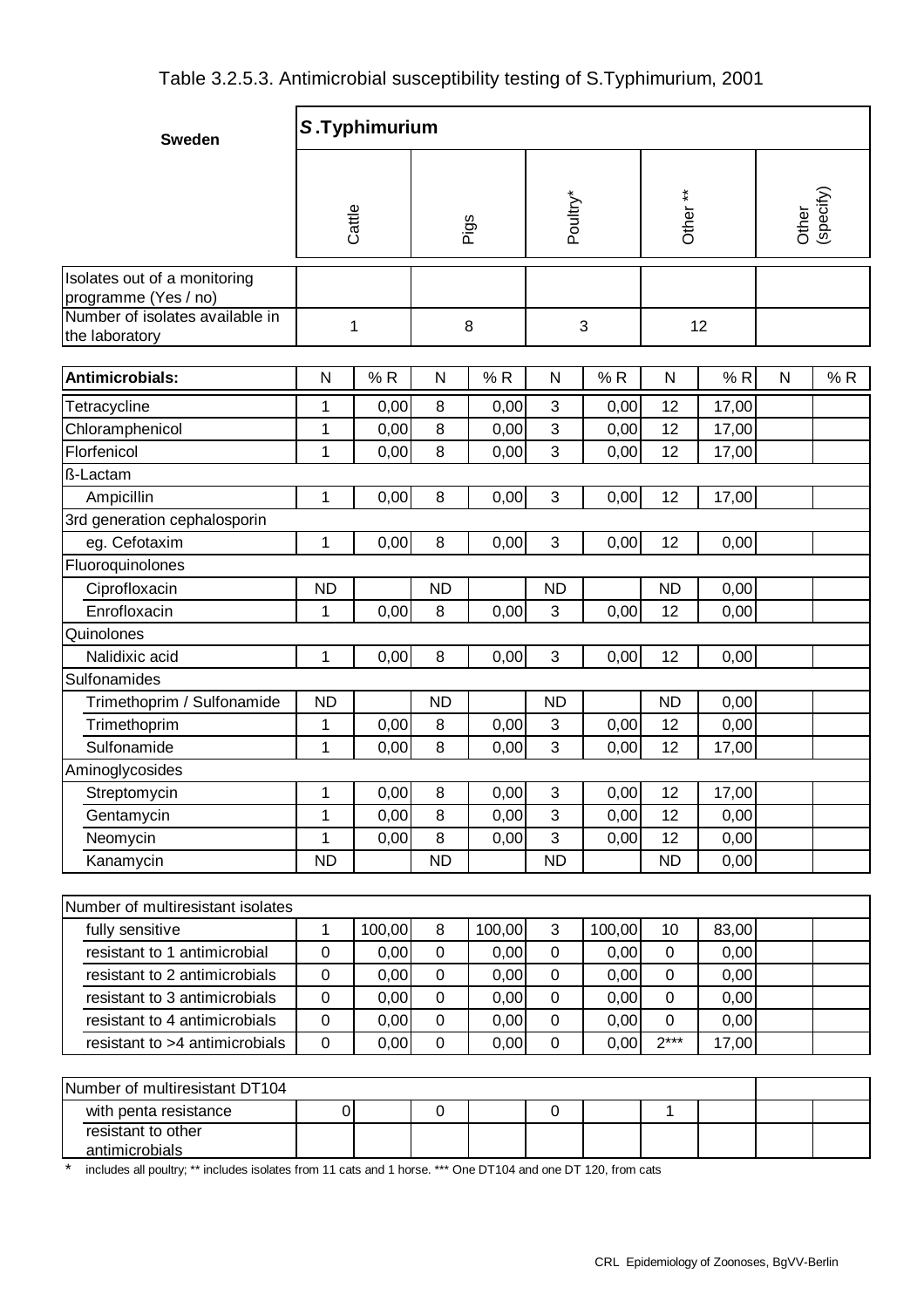# Table 3.2.5.3. Antimicrobial susceptibility testing of S.Typhimurium, 2001

| Sweden | *S*.Typhimurium | | | | | | | | | |
|---|---|---|---|---|---|---|---|---|---|---|
| | Cattle | | Pigs | | Poultry* | | Other ** | | Other (specify) | |
| Isolates out of a monitoring programme (Yes / no) | | | | | | | | | | |
| Number of isolates available in the laboratory | 1 | | 8 | | 3 | | 12 | | | |
| **Antimicrobials:** | N | % R | N | % R | N | % R | N | % R | N | % R |
| Tetracycline | 1 | 0,00 | 8 | 0,00 | 3 | 0,00 | 12 | 17,00 | | |
| Chloramphenicol | 1 | 0,00 | 8 | 0,00 | 3 | 0,00 | 12 | 17,00 | | |
| Florfenicol | 1 | 0,00 | 8 | 0,00 | 3 | 0,00 | 12 | 17,00 | | |
| ß-Lactam | | | | | | | | | | |
| Ampicillin | 1 | 0,00 | 8 | 0,00 | 3 | 0,00 | 12 | 17,00 | | |
| 3rd generation cephalosporin | | | | | | | | | | |
| eg. Cefotaxim | 1 | 0,00 | 8 | 0,00 | 3 | 0,00 | 12 | 0,00 | | |
| Fluoroquinolones | | | | | | | | | | |
| Ciprofloxacin | ND | | ND | | ND | | ND | 0,00 | | |
| Enrofloxacin | 1 | 0,00 | 8 | 0,00 | 3 | 0,00 | 12 | 0,00 | | |
| Quinolones | | | | | | | | | | |
| Nalidixic acid | 1 | 0,00 | 8 | 0,00 | 3 | 0,00 | 12 | 0,00 | | |
| Sulfonamides | | | | | | | | | | |
| Trimethoprim / Sulfonamide | ND | | ND | | ND | | ND | 0,00 | | |
| Trimethoprim | 1 | 0,00 | 8 | 0,00 | 3 | 0,00 | 12 | 0,00 | | |
| Sulfonamide | 1 | 0,00 | 8 | 0,00 | 3 | 0,00 | 12 | 17,00 | | |
| Aminoglycosides | | | | | | | | | | |
| Streptomycin | 1 | 0,00 | 8 | 0,00 | 3 | 0,00 | 12 | 17,00 | | |
| Gentamycin | 1 | 0,00 | 8 | 0,00 | 3 | 0,00 | 12 | 0,00 | | |
| Neomycin | 1 | 0,00 | 8 | 0,00 | 3 | 0,00 | 12 | 0,00 | | |
| Kanamycin | ND | | ND | | ND | | ND | 0,00 | | |
| Number of multiresistant isolates | | | | | | | | | | |
| fully sensitive | 1 | 100,00 | 8 | 100,00 | 3 | 100,00 | 10 | 83,00 | | |
| resistant to 1 antimicrobial | 0 | 0,00 | 0 | 0,00 | 0 | 0,00 | 0 | 0,00 | | |
| resistant to 2 antimicrobials | 0 | 0,00 | 0 | 0,00 | 0 | 0,00 | 0 | 0,00 | | |
| resistant to 3 antimicrobials | 0 | 0,00 | 0 | 0,00 | 0 | 0,00 | 0 | 0,00 | | |
| resistant to 4 antimicrobials | 0 | 0,00 | 0 | 0,00 | 0 | 0,00 | 0 | 0,00 | | |
| resistant to >4 antimicrobials | 0 | 0,00 | 0 | 0,00 | 0 | 0,00 | 2*** | 17,00 | | |
| Number of multiresistant DT104 | | | | | | | | | | |
| with penta resistance | 0 | | 0 | | 0 | | 1 | | | |
| resistant to other antimicrobials | | | | | | | | | | |

\* includes all poultry; ** includes isolates from 11 cats and 1 horse. *** One DT104 and one DT 120, from cats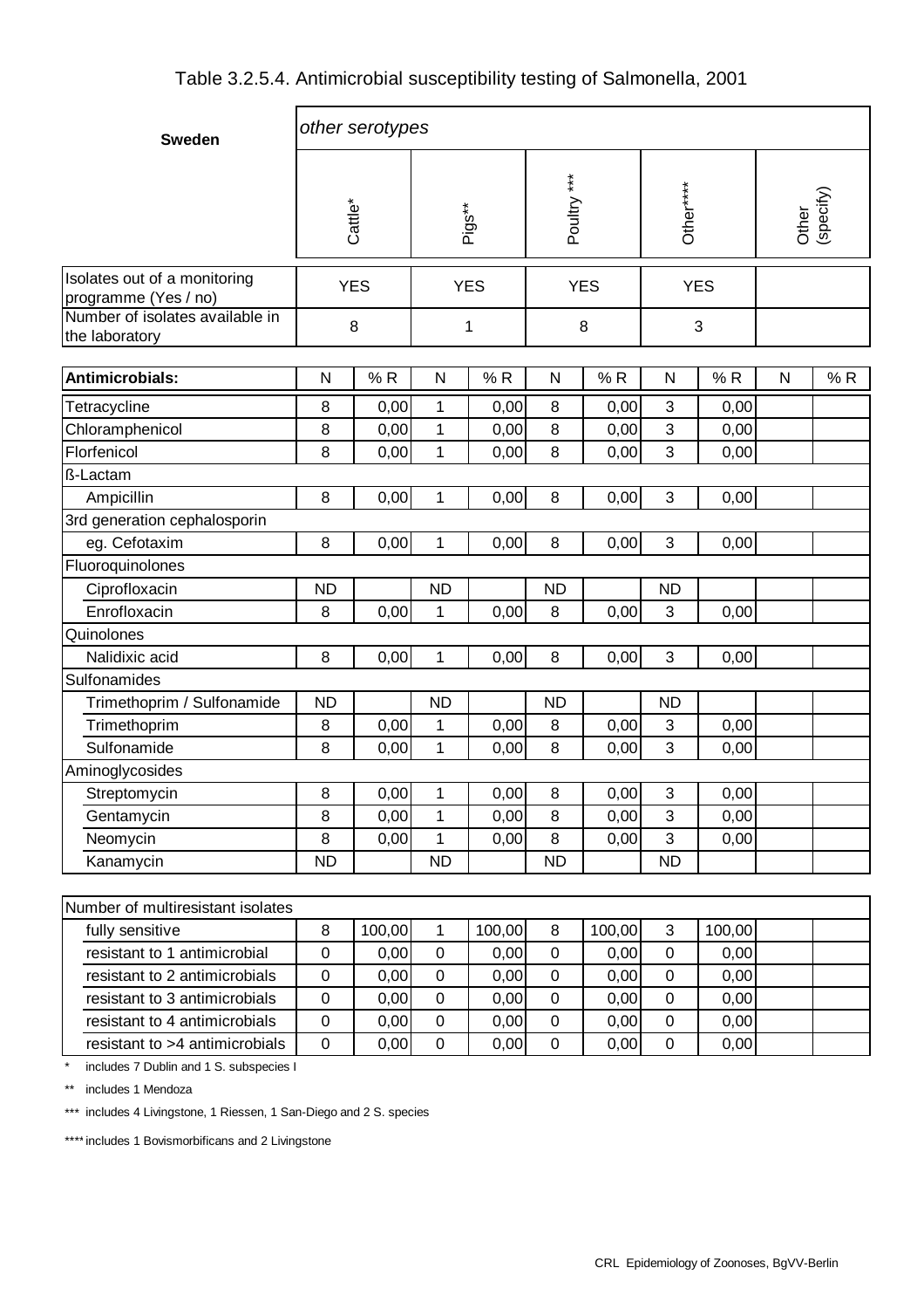# Table 3.2.5.4. Antimicrobial susceptibility testing of Salmonella, 2001

| Sweden | *other serotypes* | | | | | | | | | |
|---|---|---|---|---|---|---|---|---|---|---|
| | Cattle* | | Pigs** | | Poultry *** | | Other**** | | Other (specify) | |
| Isolates out of a monitoring programme (Yes / no) | YES | | YES | | YES | | YES | | | |
| Number of isolates available in the laboratory | 8 | | 1 | | 8 | | 3 | | | |
| **Antimicrobials:** | N | % R | N | % R | N | % R | N | % R | N | % R |
| Tetracycline | 8 | 0,00 | 1 | 0,00 | 8 | 0,00 | 3 | 0,00 | | |
| Chloramphenicol | 8 | 0,00 | 1 | 0,00 | 8 | 0,00 | 3 | 0,00 | | |
| Florfenicol | 8 | 0,00 | 1 | 0,00 | 8 | 0,00 | 3 | 0,00 | | |
| ß-Lactam | | | | | | | | | | |
| Ampicillin | 8 | 0,00 | 1 | 0,00 | 8 | 0,00 | 3 | 0,00 | | |
| 3rd generation cephalosporin | | | | | | | | | | |
| eg. Cefotaxim | 8 | 0,00 | 1 | 0,00 | 8 | 0,00 | 3 | 0,00 | | |
| Fluoroquinolones | | | | | | | | | | |
| Ciprofloxacin | ND | | ND | | ND | | ND | | | |
| Enrofloxacin | 8 | 0,00 | 1 | 0,00 | 8 | 0,00 | 3 | 0,00 | | |
| Quinolones | | | | | | | | | | |
| Nalidixic acid | 8 | 0,00 | 1 | 0,00 | 8 | 0,00 | 3 | 0,00 | | |
| Sulfonamides | | | | | | | | | | |
| Trimethoprim / Sulfonamide | ND | | ND | | ND | | ND | | | |
| Trimethoprim | 8 | 0,00 | 1 | 0,00 | 8 | 0,00 | 3 | 0,00 | | |
| Sulfonamide | 8 | 0,00 | 1 | 0,00 | 8 | 0,00 | 3 | 0,00 | | |
| Aminoglycosides | | | | | | | | | | |
| Streptomycin | 8 | 0,00 | 1 | 0,00 | 8 | 0,00 | 3 | 0,00 | | |
| Gentamycin | 8 | 0,00 | 1 | 0,00 | 8 | 0,00 | 3 | 0,00 | | |
| Neomycin | 8 | 0,00 | 1 | 0,00 | 8 | 0,00 | 3 | 0,00 | | |
| Kanamycin | ND | | ND | | ND | | ND | | | |
| Number of multiresistant isolates | | | | | | | | | | |
| fully sensitive | 8 | 100,00 | 1 | 100,00 | 8 | 100,00 | 3 | 100,00 | | |
| resistant to 1 antimicrobial | 0 | 0,00 | 0 | 0,00 | 0 | 0,00 | 0 | 0,00 | | |
| resistant to 2 antimicrobials | 0 | 0,00 | 0 | 0,00 | 0 | 0,00 | 0 | 0,00 | | |
| resistant to 3 antimicrobials | 0 | 0,00 | 0 | 0,00 | 0 | 0,00 | 0 | 0,00 | | |
| resistant to 4 antimicrobials | 0 | 0,00 | 0 | 0,00 | 0 | 0,00 | 0 | 0,00 | | |
| resistant to >4 antimicrobials | 0 | 0,00 | 0 | 0,00 | 0 | 0,00 | 0 | 0,00 | | |

\* includes 7 Dublin and 1 S. subspecies I

** includes 1 Mendoza

*** includes 4 Livingstone, 1 Riessen, 1 San-Diego and 2 S. species

**** includes 1 Bovismorbificans and 2 Livingstone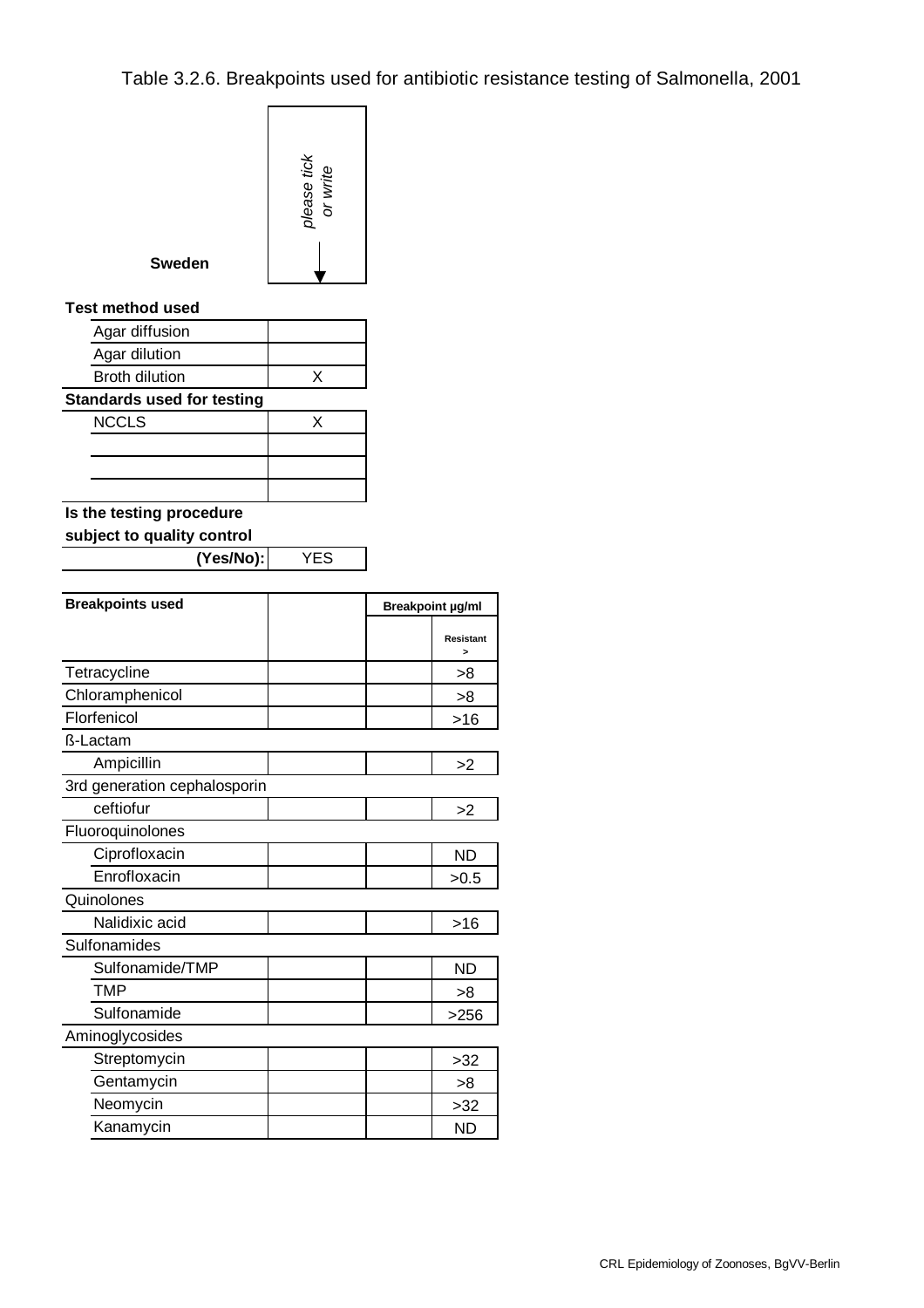# Table 3.2.6. Breakpoints used for antibiotic resistance testing of Salmonella, 2001

**Sweden**

*please tick or write*

**Test method used**

| | |
|---|---|
| Agar diffusion | |
| Agar dilution | |
| Broth dilution | X |

**Standards used for testing**

| | |
|---|---|
| NCCLS | X |
| | |
| | |
| | |

**Is the testing procedure subject to quality control (Yes/No):** YES

| **Breakpoints used** | | **Breakpoint µg/ml** | |
|---|---|---|---|
| | | | **Resistant >** |
| Tetracycline | | | >8 |
| Chloramphenicol | | | >8 |
| Florfenicol | | | >16 |
| ß-Lactam | | | |
| Ampicillin | | | >2 |
| 3rd generation cephalosporin | | | |
| ceftiofur | | | >2 |
| Fluoroquinolones | | | |
| Ciprofloxacin | | | ND |
| Enrofloxacin | | | >0.5 |
| Quinolones | | | |
| Nalidixic acid | | | >16 |
| Sulfonamides | | | |
| Sulfonamide/TMP | | | ND |
| TMP | | | >8 |
| Sulfonamide | | | >256 |
| Aminoglycosides | | | |
| Streptomycin | | | >32 |
| Gentamycin | | | >8 |
| Neomycin | | | >32 |
| Kanamycin | | | ND |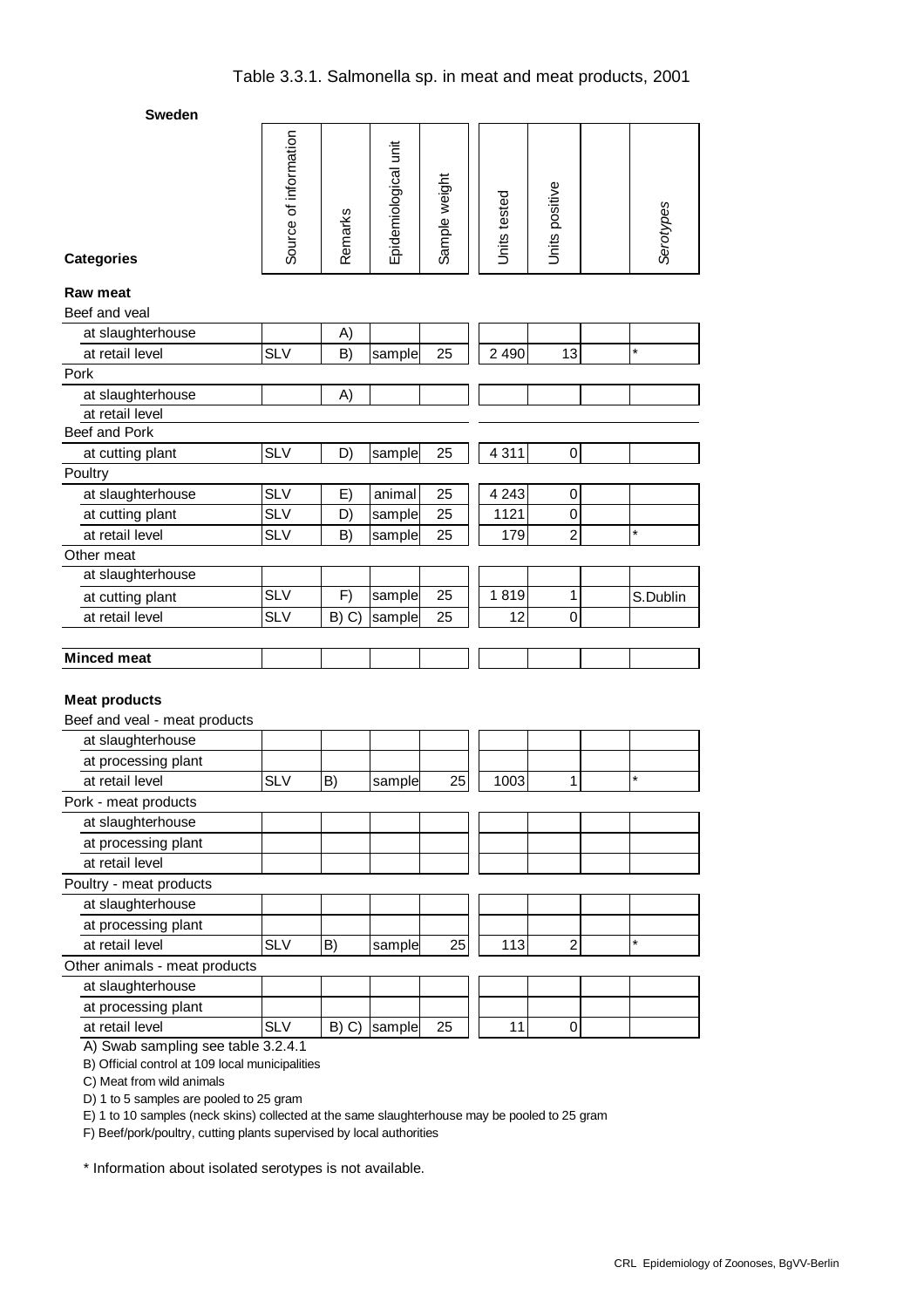# Table 3.3.1. Salmonella sp. in meat and meat products, 2001

**Sweden**

| **Categories** | Source of information | Remarks | Epidemiological unit | Sample weight | Units tested | Units positive | | *Serotypes* |
|---|---|---|---|---|---|---|---|---|
| **Raw meat** | | | | | | | | |
| Beef and veal | | | | | | | | |
| at slaughterhouse | | A) | | | | | | |
| at retail level | SLV | B) | sample | 25 | 2 490 | 13 | | * |
| Pork | | | | | | | | |
| at slaughterhouse | | A) | | | | | | |
| at retail level | | | | | | | | |
| Beef and Pork | | | | | | | | |
| at cutting plant | SLV | D) | sample | 25 | 4 311 | 0 | | |
| Poultry | | | | | | | | |
| at slaughterhouse | SLV | E) | animal | 25 | 4 243 | 0 | | |
| at cutting plant | SLV | D) | sample | 25 | 1121 | 0 | | |
| at retail level | SLV | B) | sample | 25 | 179 | 2 | | * |
| Other meat | | | | | | | | |
| at slaughterhouse | | | | | | | | |
| at cutting plant | SLV | F) | sample | 25 | 1 819 | 1 | | S.Dublin |
| at retail level | SLV | B) C) | sample | 25 | 12 | 0 | | |
| **Minced meat** | | | | | | | | |
| **Meat products** | | | | | | | | |
| Beef and veal - meat products | | | | | | | | |
| at slaughterhouse | | | | | | | | |
| at processing plant | | | | | | | | |
| at retail level | SLV | B) | sample | 25 | 1003 | 1 | | * |
| Pork - meat products | | | | | | | | |
| at slaughterhouse | | | | | | | | |
| at processing plant | | | | | | | | |
| at retail level | | | | | | | | |
| Poultry - meat products | | | | | | | | |
| at slaughterhouse | | | | | | | | |
| at processing plant | | | | | | | | |
| at retail level | SLV | B) | sample | 25 | 113 | 2 | | * |
| Other animals - meat products | | | | | | | | |
| at slaughterhouse | | | | | | | | |
| at processing plant | | | | | | | | |
| at retail level | SLV | B) C) | sample | 25 | 11 | 0 | | |

A) Swab sampling see table 3.2.4.1

B) Official control at 109 local municipalities

C) Meat from wild animals

D) 1 to 5 samples are pooled to 25 gram

E) 1 to 10 samples (neck skins) collected at the same slaughterhouse may be pooled to 25 gram

F) Beef/pork/poultry, cutting plants supervised by local authorities

\* Information about isolated serotypes is not available.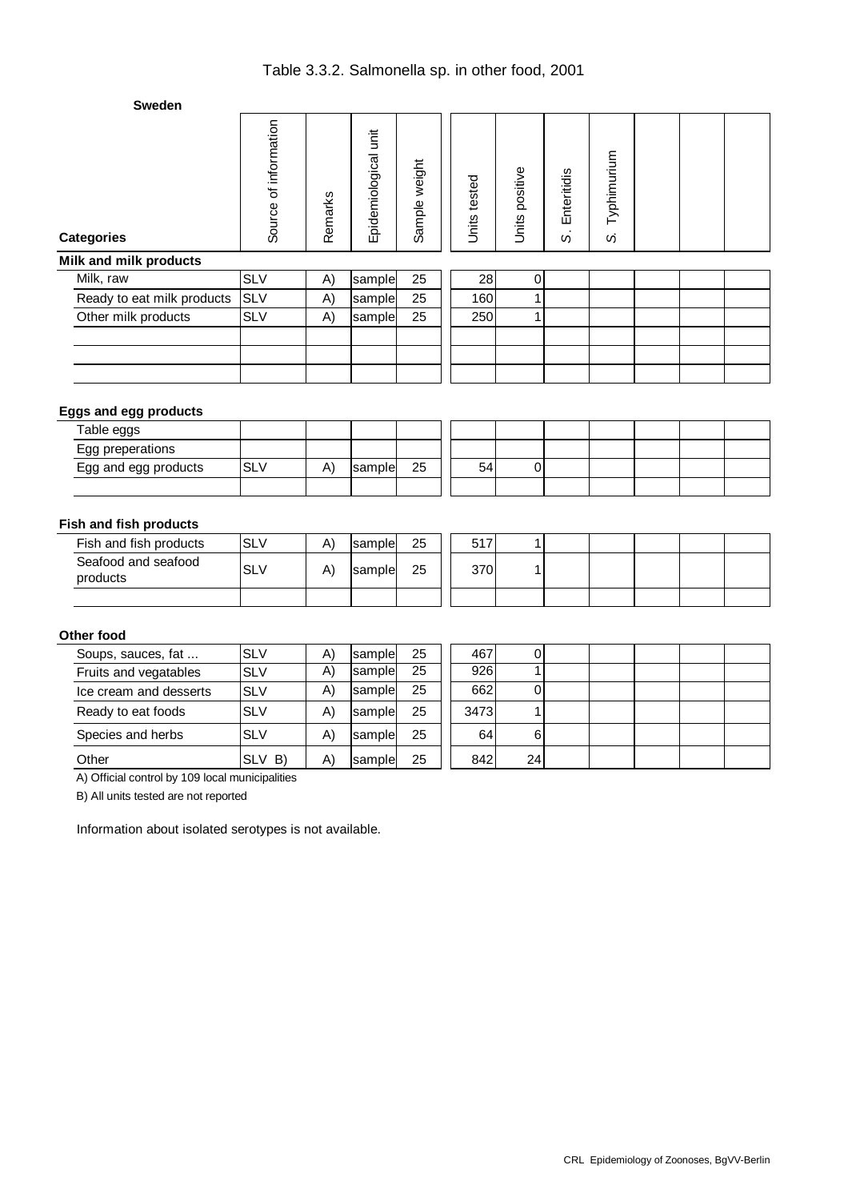# Table 3.3.2. Salmonella sp. in other food, 2001

**Sweden**

| Categories | Source of information | Remarks | Epidemiological unit | Sample weight | Units tested | Units positive | S. Enteritidis | S. Typhimurium | | | |
|---|---|---|---|---|---|---|---|---|---|---|---|
| **Milk and milk products** | | | | | | | | | | | |
| Milk, raw | SLV | A) | sample | 25 | 28 | 0 | | | | | |
| Ready to eat milk products | SLV | A) | sample | 25 | 160 | 1 | | | | | |
| Other milk products | SLV | A) | sample | 25 | 250 | 1 | | | | | |
| **Eggs and egg products** | | | | | | | | | | | |
| Table eggs | | | | | | | | | | | |
| Egg preperations | | | | | | | | | | | |
| Egg and egg products | SLV | A) | sample | 25 | 54 | 0 | | | | | |
| **Fish and fish products** | | | | | | | | | | | |
| Fish and fish products | SLV | A) | sample | 25 | 517 | 1 | | | | | |
| Seafood and seafood products | SLV | A) | sample | 25 | 370 | 1 | | | | | |
| **Other food** | | | | | | | | | | | |
| Soups, sauces, fat ... | SLV | A) | sample | 25 | 467 | 0 | | | | | |
| Fruits and vegatables | SLV | A) | sample | 25 | 926 | 1 | | | | | |
| Ice cream and desserts | SLV | A) | sample | 25 | 662 | 0 | | | | | |
| Ready to eat foods | SLV | A) | sample | 25 | 3473 | 1 | | | | | |
| Species and herbs | SLV | A) | sample | 25 | 64 | 6 | | | | | |
| Other | SLV B) | A) | sample | 25 | 842 | 24 | | | | | |

A) Official control by 109 local municipalities

B) All units tested are not reported

Information about isolated serotypes is not available.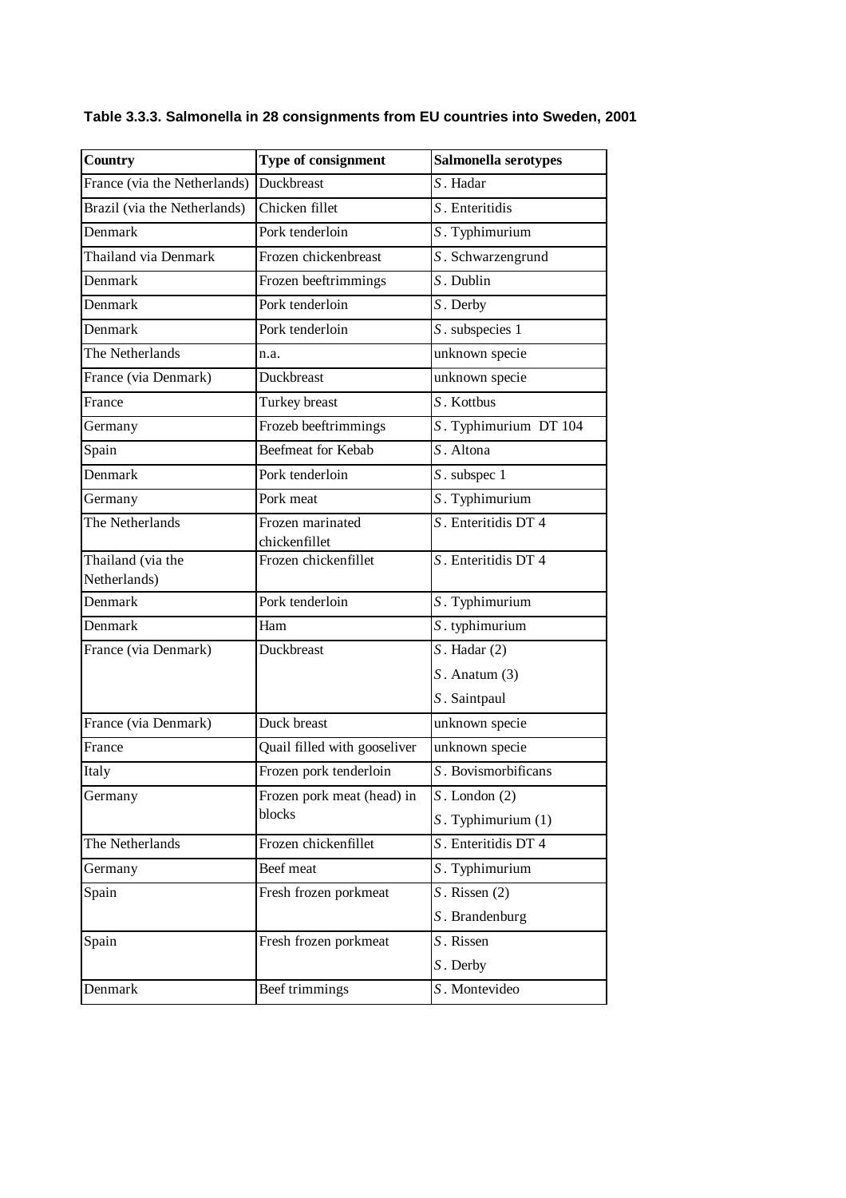**Table 3.3.3. Salmonella in 28 consignments from EU countries into Sweden, 2001**

| Country | Type of consignment | Salmonella serotypes |
|---|---|---|
| France (via the Netherlands) | Duckbreast | *S*. Hadar |
| Brazil (via the Netherlands) | Chicken fillet | *S*. Enteritidis |
| Denmark | Pork tenderloin | *S*. Typhimurium |
| Thailand via Denmark | Frozen chickenbreast | *S*. Schwarzengrund |
| Denmark | Frozen beeftrimmings | *S*. Dublin |
| Denmark | Pork tenderloin | *S*. Derby |
| Denmark | Pork tenderloin | *S*. subspecies 1 |
| The Netherlands | n.a. | unknown specie |
| France (via Denmark) | Duckbreast | unknown specie |
| France | Turkey breast | *S*. Kottbus |
| Germany | Frozeb beeftrimmings | *S*. Typhimurium DT 104 |
| Spain | Beefmeat for Kebab | *S*. Altona |
| Denmark | Pork tenderloin | *S*. subspec 1 |
| Germany | Pork meat | *S*. Typhimurium |
| The Netherlands | Frozen marinated chickenfillet | *S*. Enteritidis DT 4 |
| Thailand (via the Netherlands) | Frozen chickenfillet | *S*. Enteritidis DT 4 |
| Denmark | Pork tenderloin | *S*. Typhimurium |
| Denmark | Ham | *S*. typhimurium |
| France (via Denmark) | Duckbreast | *S*. Hadar (2)<br>*S*. Anatum (3)<br>*S*. Saintpaul |
| France (via Denmark) | Duck breast | unknown specie |
| France | Quail filled with gooseliver | unknown specie |
| Italy | Frozen pork tenderloin | *S*. Bovismorbificans |
| Germany | Frozen pork meat (head) in blocks | *S*. London (2)<br>*S*. Typhimurium (1) |
| The Netherlands | Frozen chickenfillet | *S*. Enteritidis DT 4 |
| Germany | Beef meat | *S*. Typhimurium |
| Spain | Fresh frozen porkmeat | *S*. Rissen (2)<br>*S*. Brandenburg |
| Spain | Fresh frozen porkmeat | *S*. Rissen<br>*S*. Derby |
| Denmark | Beef trimmings | *S*. Montevideo |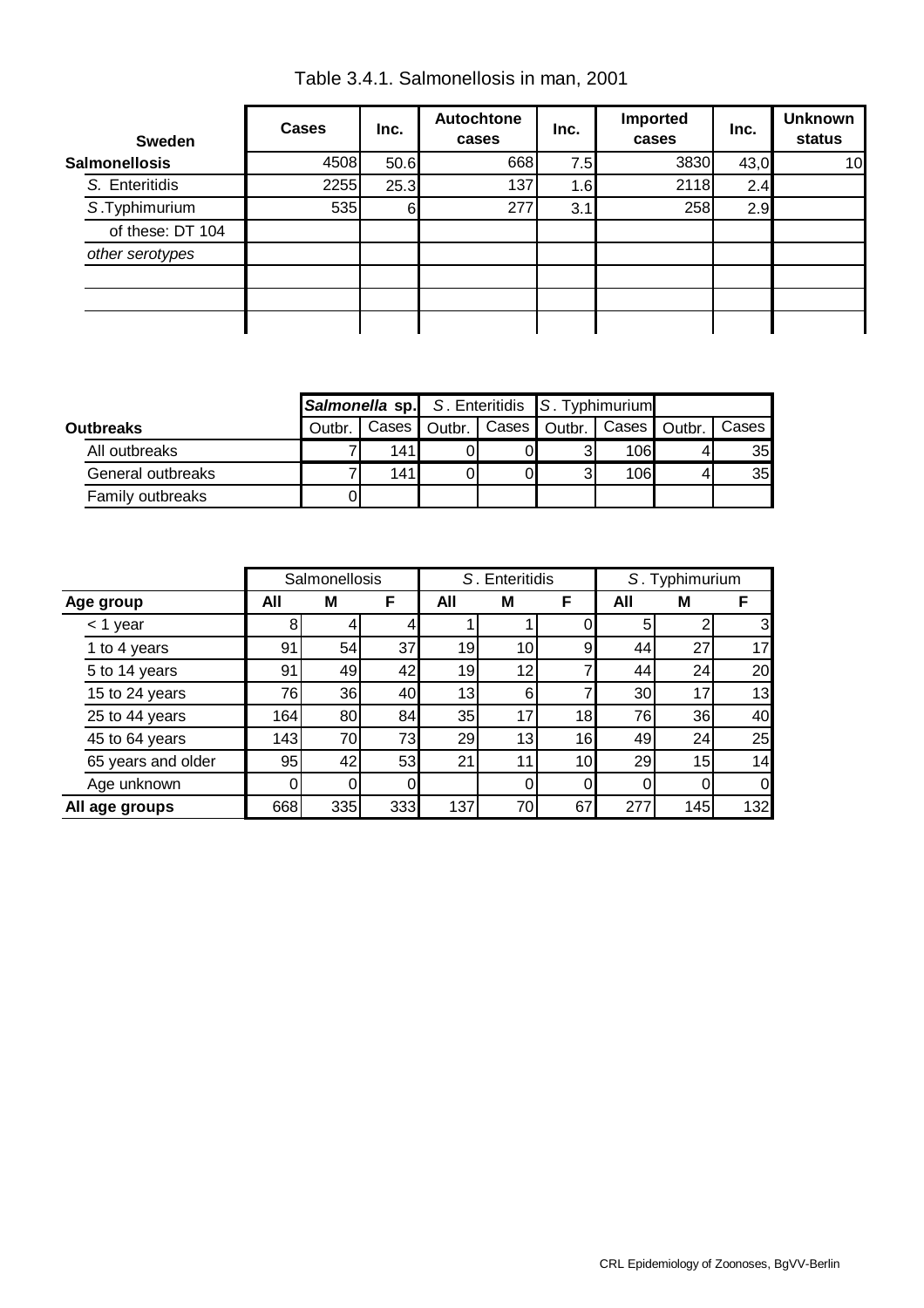# Table 3.4.1. Salmonellosis in man, 2001

| Sweden | Cases | Inc. | Autochtone cases | Inc. | Imported cases | Inc. | Unknown status |
|---|---|---|---|---|---|---|---|
| **Salmonellosis** | 4508 | 50.6 | 668 | 7.5 | 3830 | 43,0 | 10 |
| *S.* Enteritidis | 2255 | 25.3 | 137 | 1.6 | 2118 | 2.4 | |
| *S*.Typhimurium | 535 | 6 | 277 | 3.1 | 258 | 2.9 | |
| of these: DT 104 | | | | | | | |
| *other serotypes* | | | | | | | |
| | | | | | | | |
| | | | | | | | |
| | | | | | | | |

| | ***Salmonella* sp.** | | *S*. Enteritidis | | *S*. Typhimurium | | | |
|---|---|---|---|---|---|---|---|---|
| **Outbreaks** | Outbr. | Cases | Outbr. | Cases | Outbr. | Cases | Outbr. | Cases |
| All outbreaks | 7 | 141 | 0 | 0 | 3 | 106 | 4 | 35 |
| General outbreaks | 7 | 141 | 0 | 0 | 3 | 106 | 4 | 35 |
| Family outbreaks | 0 | | | | | | | |

| | Salmonellosis | | | *S*. Enteritidis | | | *S*. Typhimurium | | |
|---|---|---|---|---|---|---|---|---|---|
| **Age group** | **All** | **M** | **F** | **All** | **M** | **F** | **All** | **M** | **F** |
| < 1 year | 8 | 4 | 4 | 1 | 1 | 0 | 5 | 2 | 3 |
| 1 to 4 years | 91 | 54 | 37 | 19 | 10 | 9 | 44 | 27 | 17 |
| 5 to 14 years | 91 | 49 | 42 | 19 | 12 | 7 | 44 | 24 | 20 |
| 15 to 24 years | 76 | 36 | 40 | 13 | 6 | 7 | 30 | 17 | 13 |
| 25 to 44 years | 164 | 80 | 84 | 35 | 17 | 18 | 76 | 36 | 40 |
| 45 to 64 years | 143 | 70 | 73 | 29 | 13 | 16 | 49 | 24 | 25 |
| 65 years and older | 95 | 42 | 53 | 21 | 11 | 10 | 29 | 15 | 14 |
| Age unknown | 0 | 0 | 0 | | 0 | 0 | 0 | 0 | 0 |
| **All age groups** | 668 | 335 | 333 | 137 | 70 | 67 | 277 | 145 | 132 |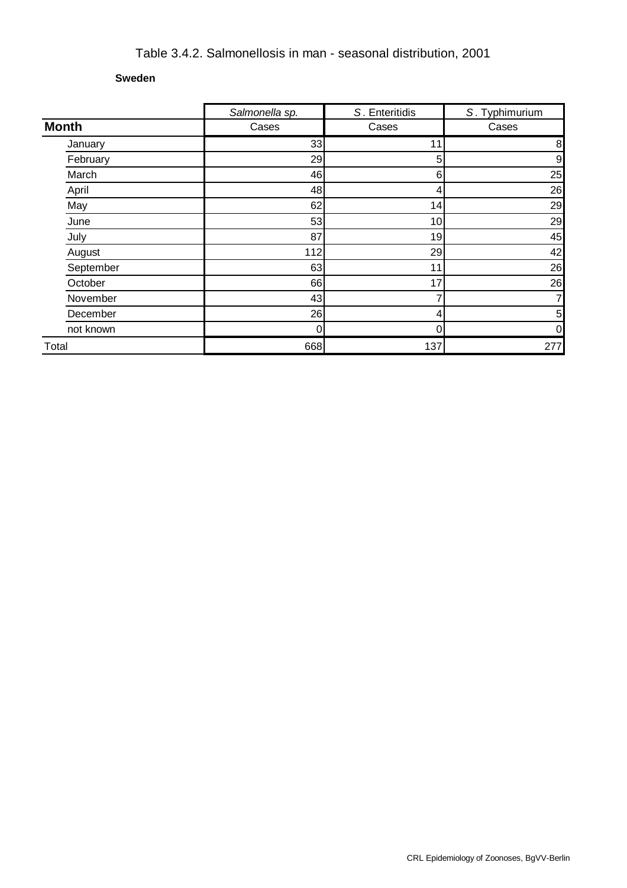# Table 3.4.2. Salmonellosis in man - seasonal distribution, 2001

**Sweden**

| | *Salmonella sp.* | *S*. Enteritidis | *S*. Typhimurium |
|---|---|---|---|
| **Month** | Cases | Cases | Cases |
| January | 33 | 11 | 8 |
| February | 29 | 5 | 9 |
| March | 46 | 6 | 25 |
| April | 48 | 4 | 26 |
| May | 62 | 14 | 29 |
| June | 53 | 10 | 29 |
| July | 87 | 19 | 45 |
| August | 112 | 29 | 42 |
| September | 63 | 11 | 26 |
| October | 66 | 17 | 26 |
| November | 43 | 7 | 7 |
| December | 26 | 4 | 5 |
| not known | 0 | 0 | 0 |
| Total | 668 | 137 | 277 |

CRL Epidemiology of Zoonoses, BgVV-Berlin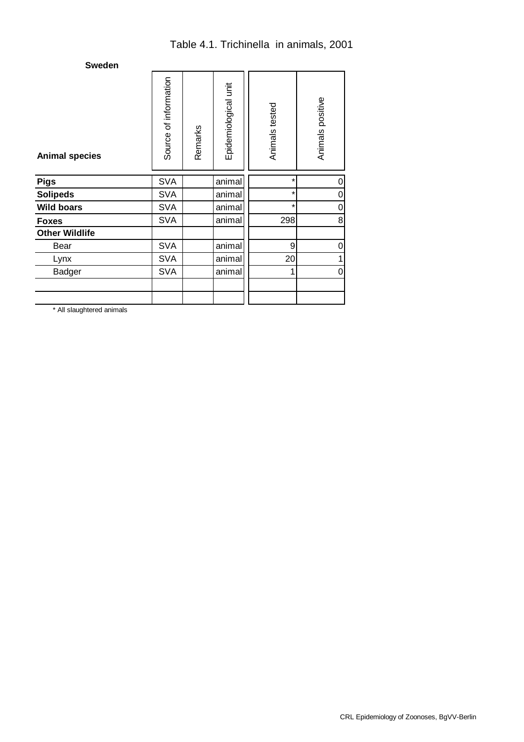# Table 4.1. Trichinella in animals, 2001

**Sweden**

| Animal species | Source of information | Remarks | Epidemiological unit | Animals tested | Animals positive |
|---|---|---|---|---|---|
| **Pigs** | SVA | | animal | * | 0 |
| **Solipeds** | SVA | | animal | * | 0 |
| **Wild boars** | SVA | | animal | * | 0 |
| **Foxes** | SVA | | animal | 298 | 8 |
| **Other Wildlife** | | | | | |
| Bear | SVA | | animal | 9 | 0 |
| Lynx | SVA | | animal | 20 | 1 |
| Badger | SVA | | animal | 1 | 0 |
| | | | | | |
| | | | | | |

* All slaughtered animals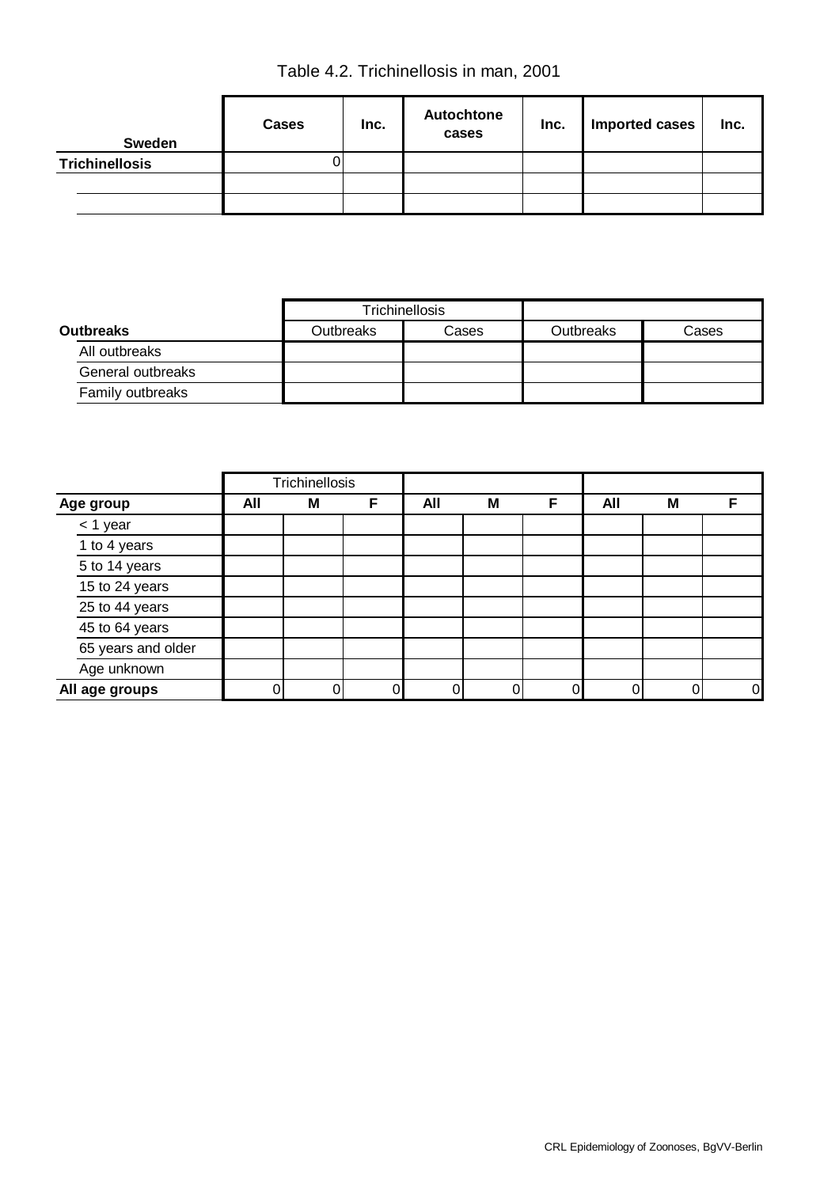# Table 4.2. Trichinellosis in man, 2001

| Sweden | Cases | Inc. | Autochtone cases | Inc. | Imported cases | Inc. |
|---|---|---|---|---|---|---|
| **Trichinellosis** | 0 | | | | | |
| | | | | | | |
| | | | | | | |

| Outbreaks | Trichinellosis | | | |
|---|---|---|---|---|
| | Outbreaks | Cases | Outbreaks | Cases |
| All outbreaks | | | | |
| General outbreaks | | | | |
| Family outbreaks | | | | |

| Age group | Trichinellosis | | | | | | | | |
|---|---|---|---|---|---|---|---|---|---|
| | All | M | F | All | M | F | All | M | F |
| < 1 year | | | | | | | | | |
| 1 to 4 years | | | | | | | | | |
| 5 to 14 years | | | | | | | | | |
| 15 to 24 years | | | | | | | | | |
| 25 to 44 years | | | | | | | | | |
| 45 to 64 years | | | | | | | | | |
| 65 years and older | | | | | | | | | |
| Age unknown | | | | | | | | | |
| **All age groups** | 0 | 0 | 0 | 0 | 0 | 0 | 0 | 0 | 0 |

CRL Epidemiology of Zoonoses, BgVV-Berlin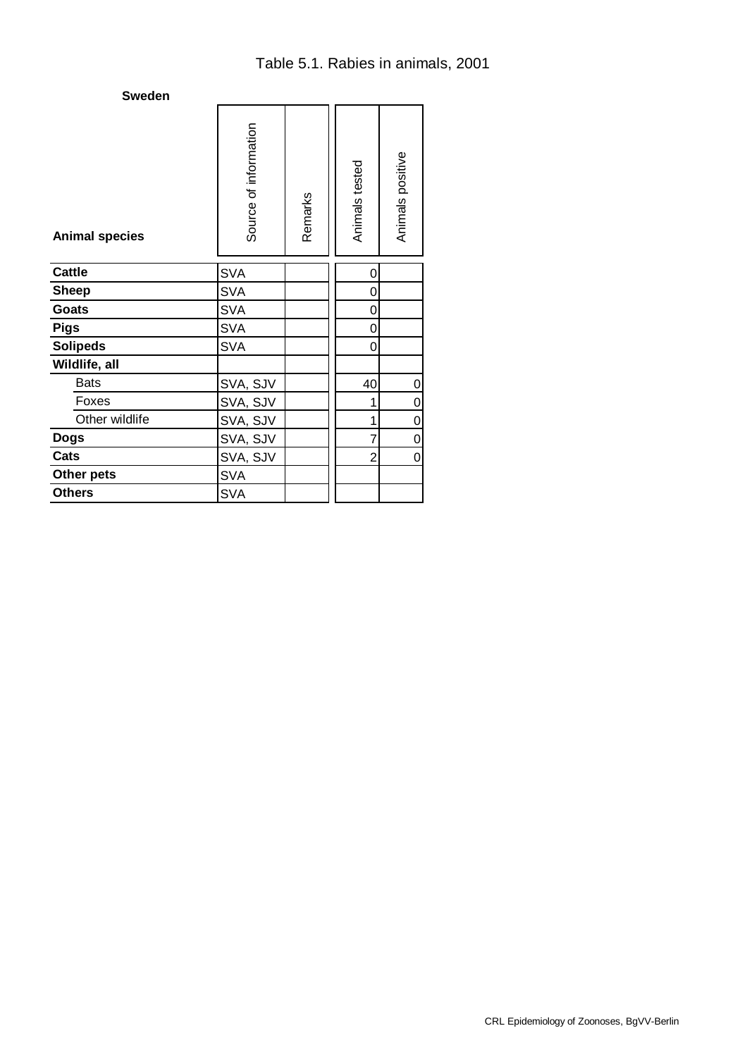# Table 5.1. Rabies in animals, 2001

**Sweden**

| Animal species | Source of information | Remarks | Animals tested | Animals positive |
|---|---|---|---|---|
| **Cattle** | SVA | | 0 | |
| **Sheep** | SVA | | 0 | |
| **Goats** | SVA | | 0 | |
| **Pigs** | SVA | | 0 | |
| **Solipeds** | SVA | | 0 | |
| **Wildlife, all** | | | | |
| Bats | SVA, SJV | | 40 | 0 |
| Foxes | SVA, SJV | | 1 | 0 |
| Other wildlife | SVA, SJV | | 1 | 0 |
| **Dogs** | SVA, SJV | | 7 | 0 |
| **Cats** | SVA, SJV | | 2 | 0 |
| **Other pets** | SVA | | | |
| **Others** | SVA | | | |

CRL Epidemiology of Zoonoses, BgVV-Berlin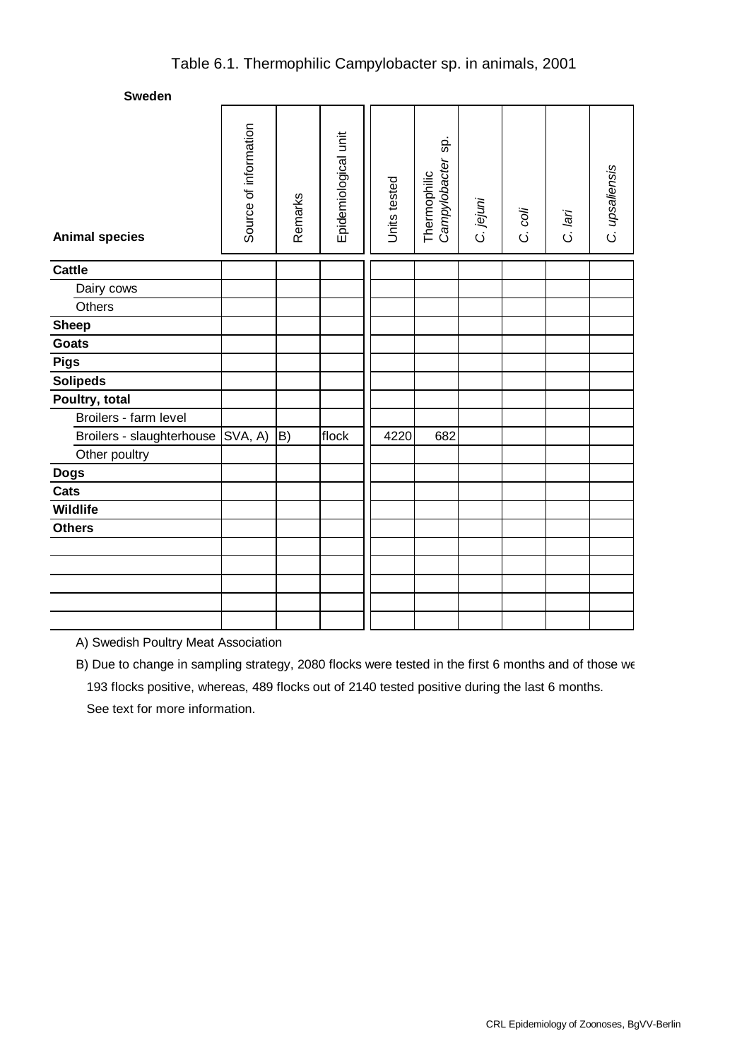# Table 6.1. Thermophilic Campylobacter sp. in animals, 2001

**Sweden**

| Animal species | Source of information | Remarks | Epidemiological unit | Units tested | Thermophilic *Campylobacter* sp. | *C. jejuni* | *C. coli* | *C. lari* | *C. upsaliensis* |
|---|---|---|---|---|---|---|---|---|---|
| **Cattle** | | | | | | | | | |
| Dairy cows | | | | | | | | | |
| Others | | | | | | | | | |
| **Sheep** | | | | | | | | | |
| **Goats** | | | | | | | | | |
| **Pigs** | | | | | | | | | |
| **Solipeds** | | | | | | | | | |
| **Poultry, total** | | | | | | | | | |
| Broilers - farm level | | | | | | | | | |
| Broilers - slaughterhouse | SVA, A) | B) | flock | 4220 | 682 | | | | |
| Other poultry | | | | | | | | | |
| **Dogs** | | | | | | | | | |
| **Cats** | | | | | | | | | |
| **Wildlife** | | | | | | | | | |
| **Others** | | | | | | | | | |
| | | | | | | | | | |
| | | | | | | | | | |
| | | | | | | | | | |
| | | | | | | | | | |
| | | | | | | | | | |

A) Swedish Poultry Meat Association

B) Due to change in sampling strategy, 2080 flocks were tested in the first 6 months and of those we
193 flocks positive, whereas, 489 flocks out of 2140 tested positive during the last 6 months.
See text for more information.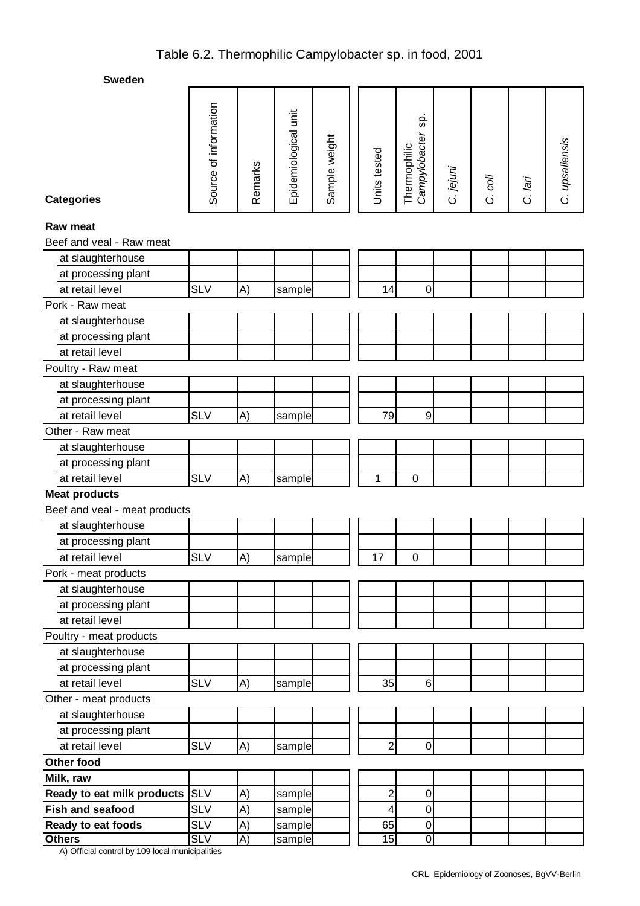# Table 6.2. Thermophilic Campylobacter sp. in food, 2001

**Sweden**

| Categories | Source of information | Remarks | Epidemiological unit | Sample weight | Units tested | Thermophilic *Campylobacter* sp. | *C. jejuni* | *C. coli* | *C. lari* | *C. upsaliensis* |
|---|---|---|---|---|---|---|---|---|---|---|
| **Raw meat** | | | | | | | | | | |
| Beef and veal - Raw meat | | | | | | | | | | |
| at slaughterhouse | | | | | | | | | | |
| at processing plant | | | | | | | | | | |
| at retail level | SLV | A) | sample | | 14 | 0 | | | | |
| Pork - Raw meat | | | | | | | | | | |
| at slaughterhouse | | | | | | | | | | |
| at processing plant | | | | | | | | | | |
| at retail level | | | | | | | | | | |
| Poultry - Raw meat | | | | | | | | | | |
| at slaughterhouse | | | | | | | | | | |
| at processing plant | | | | | | | | | | |
| at retail level | SLV | A) | sample | | 79 | 9 | | | | |
| Other - Raw meat | | | | | | | | | | |
| at slaughterhouse | | | | | | | | | | |
| at processing plant | | | | | | | | | | |
| at retail level | SLV | A) | sample | | 1 | 0 | | | | |
| **Meat products** | | | | | | | | | | |
| Beef and veal - meat products | | | | | | | | | | |
| at slaughterhouse | | | | | | | | | | |
| at processing plant | | | | | | | | | | |
| at retail level | SLV | A) | sample | | 17 | 0 | | | | |
| Pork - meat products | | | | | | | | | | |
| at slaughterhouse | | | | | | | | | | |
| at processing plant | | | | | | | | | | |
| at retail level | | | | | | | | | | |
| Poultry - meat products | | | | | | | | | | |
| at slaughterhouse | | | | | | | | | | |
| at processing plant | | | | | | | | | | |
| at retail level | SLV | A) | sample | | 35 | 6 | | | | |
| Other - meat products | | | | | | | | | | |
| at slaughterhouse | | | | | | | | | | |
| at processing plant | | | | | | | | | | |
| at retail level | SLV | A) | sample | | 2 | 0 | | | | |
| **Other food** | | | | | | | | | | |
| **Milk, raw** | | | | | | | | | | |
| **Ready to eat milk products** | SLV | A) | sample | | 2 | 0 | | | | |
| **Fish and seafood** | SLV | A) | sample | | 4 | 0 | | | | |
| **Ready to eat foods** | SLV | A) | sample | | 65 | 0 | | | | |
| **Others** | SLV | A) | sample | | 15 | 0 | | | | |

A) Official control by 109 local municipalities

CRL Epidemiology of Zoonoses, BgVV-Berlin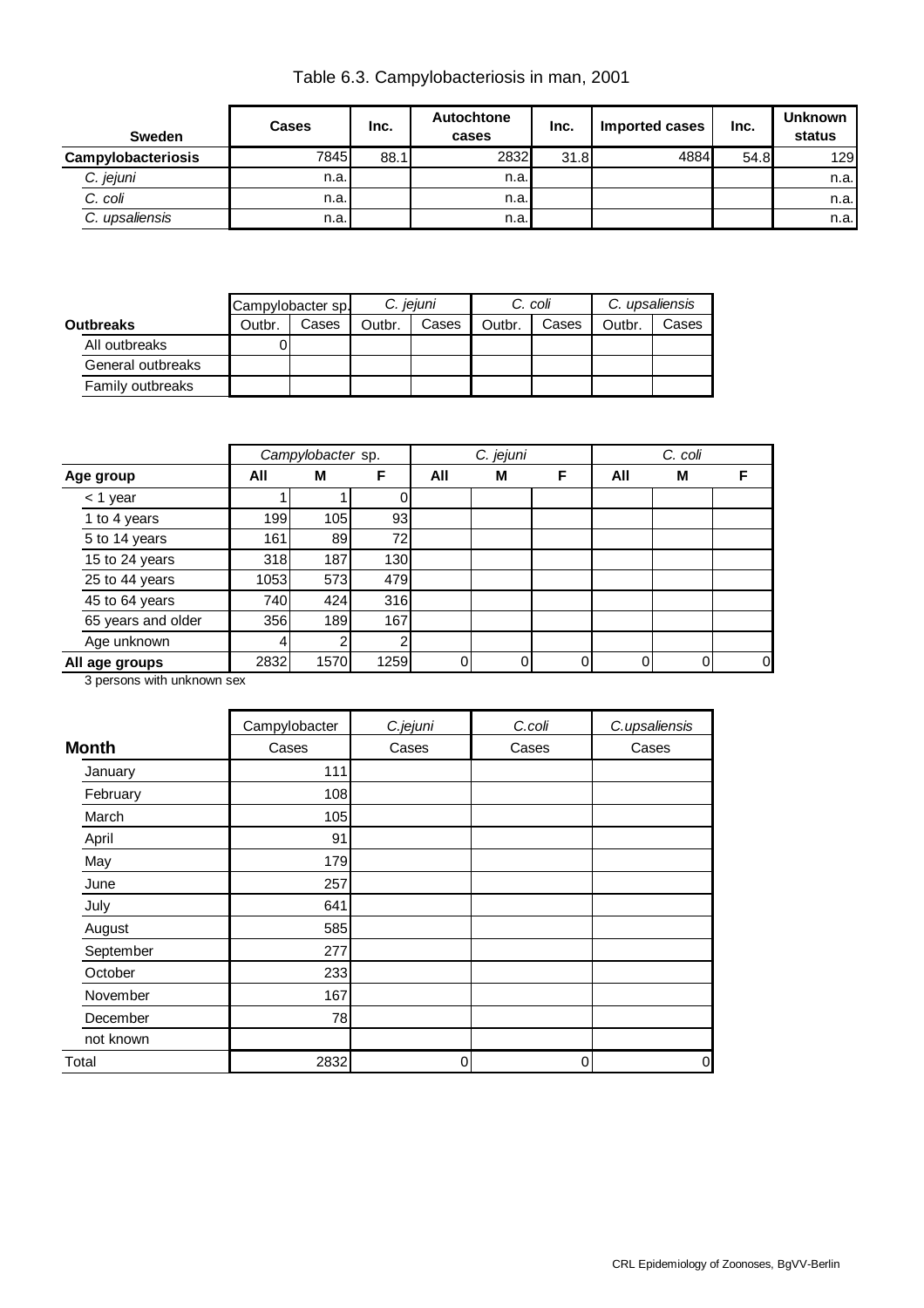# Table 6.3. Campylobacteriosis in man, 2001

| Sweden | Cases | Inc. | Autochtone cases | Inc. | Imported cases | Inc. | Unknown status |
|---|---|---|---|---|---|---|---|
| **Campylobacteriosis** | 7845 | 88.1 | 2832 | 31.8 | 4884 | 54.8 | 129 |
| *C. jejuni* | n.a. | | n.a. | | | | n.a. |
| *C. coli* | n.a. | | n.a. | | | | n.a. |
| *C. upsaliensis* | n.a. | | n.a. | | | | n.a. |

| | Campylobacter sp. | | *C. jejuni* | | *C. coli* | | *C. upsaliensis* | |
|---|---|---|---|---|---|---|---|---|
| **Outbreaks** | Outbr. | Cases | Outbr. | Cases | Outbr. | Cases | Outbr. | Cases |
| All outbreaks | 0 | | | | | | | |
| General outbreaks | | | | | | | | |
| Family outbreaks | | | | | | | | |

| | *Campylobacter* sp. | | | *C. jejuni* | | | *C. coli* | | |
|---|---|---|---|---|---|---|---|---|---|
| **Age group** | **All** | **M** | **F** | **All** | **M** | **F** | **All** | **M** | **F** |
| < 1 year | 1 | 1 | 0 | | | | | | |
| 1 to 4 years | 199 | 105 | 93 | | | | | | |
| 5 to 14 years | 161 | 89 | 72 | | | | | | |
| 15 to 24 years | 318 | 187 | 130 | | | | | | |
| 25 to 44 years | 1053 | 573 | 479 | | | | | | |
| 45 to 64 years | 740 | 424 | 316 | | | | | | |
| 65 years and older | 356 | 189 | 167 | | | | | | |
| Age unknown | 4 | 2 | 2 | | | | | | |
| **All age groups** | 2832 | 1570 | 1259 | 0 | 0 | 0 | 0 | 0 | 0 |

3 persons with unknown sex

| | Campylobacter | *C.jejuni* | *C.coli* | *C.upsaliensis* |
|---|---|---|---|---|
| **Month** | Cases | Cases | Cases | Cases |
| January | 111 | | | |
| February | 108 | | | |
| March | 105 | | | |
| April | 91 | | | |
| May | 179 | | | |
| June | 257 | | | |
| July | 641 | | | |
| August | 585 | | | |
| September | 277 | | | |
| October | 233 | | | |
| November | 167 | | | |
| December | 78 | | | |
| not known | | | | |
| Total | 2832 | 0 | 0 | 0 |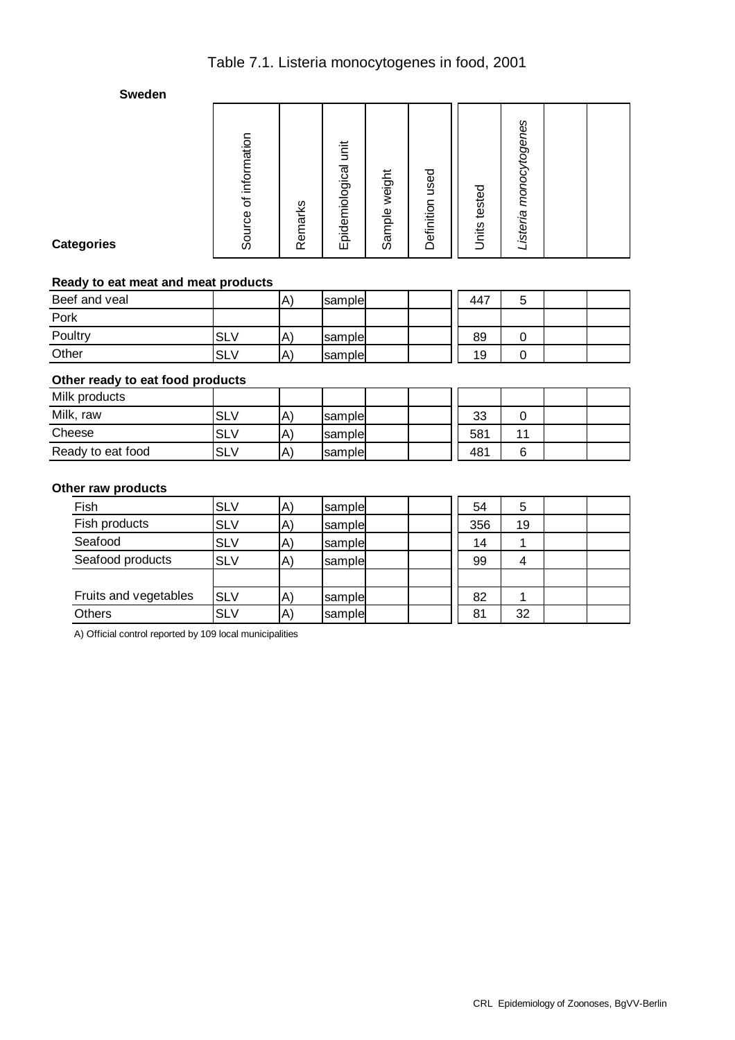# Table 7.1. Listeria monocytogenes in food, 2001

**Sweden**

| Categories | Source of information | Remarks | Epidemiological unit | Sample weight | Definition used | Units tested | *Listeria monocytogenes* | | |
|---|---|---|---|---|---|---|---|---|---|
| **Ready to eat meat and meat products** | | | | | | | | | |
| Beef and veal | | A) | sample | | | 447 | 5 | | |
| Pork | | | | | | | | | |
| Poultry | SLV | A) | sample | | | 89 | 0 | | |
| Other | SLV | A) | sample | | | 19 | 0 | | |
| **Other ready to eat food products** | | | | | | | | | |
| Milk products | | | | | | | | | |
| Milk, raw | SLV | A) | sample | | | 33 | 0 | | |
| Cheese | SLV | A) | sample | | | 581 | 11 | | |
| Ready to eat food | SLV | A) | sample | | | 481 | 6 | | |
| **Other raw products** | | | | | | | | | |
| Fish | SLV | A) | sample | | | 54 | 5 | | |
| Fish products | SLV | A) | sample | | | 356 | 19 | | |
| Seafood | SLV | A) | sample | | | 14 | 1 | | |
| Seafood products | SLV | A) | sample | | | 99 | 4 | | |
| | | | | | | | | | |
| Fruits and vegetables | SLV | A) | sample | | | 82 | 1 | | |
| Others | SLV | A) | sample | | | 81 | 32 | | |

A) Official control reported by 109 local municipalities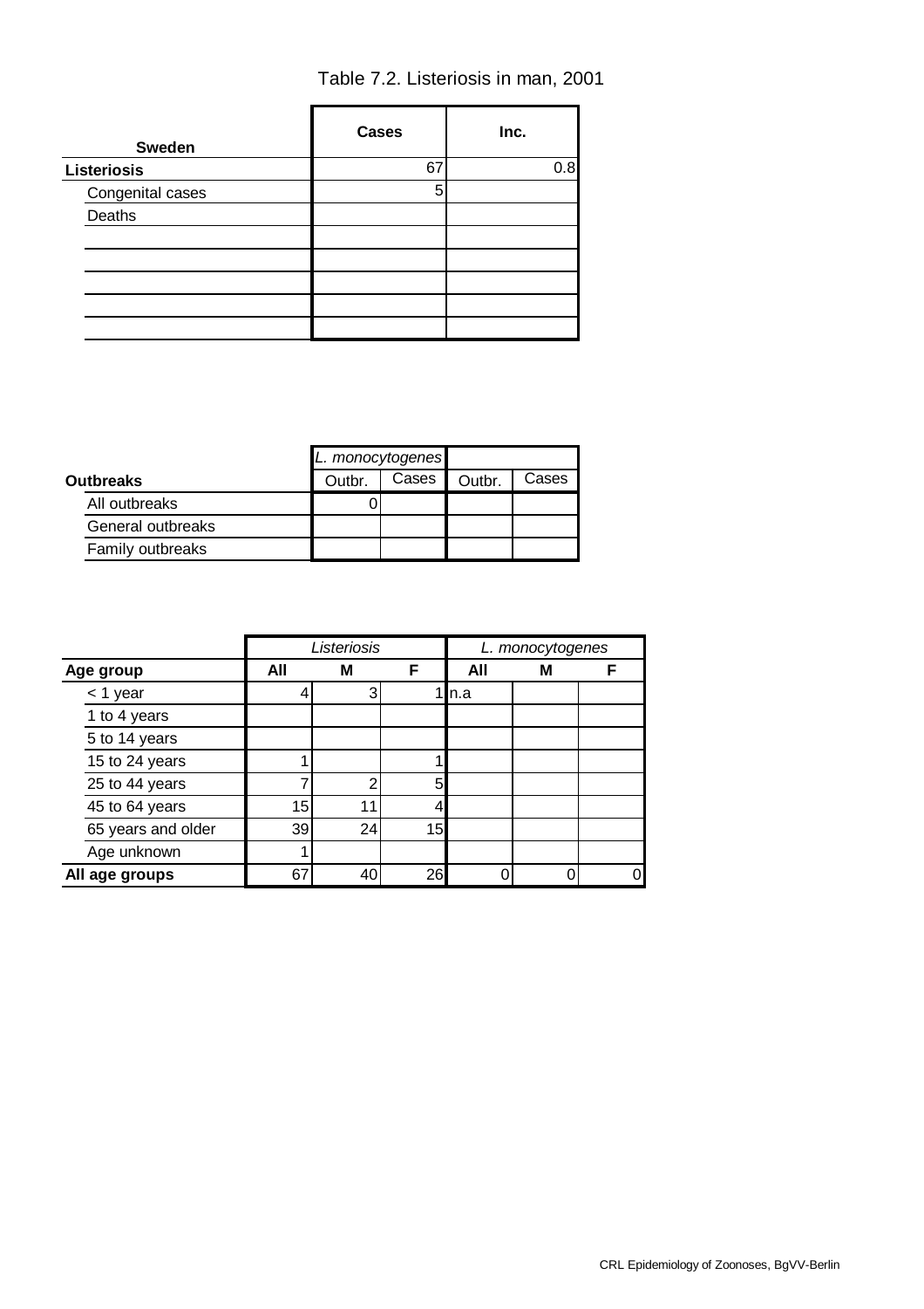# Table 7.2. Listeriosis in man, 2001

| Sweden | Cases | Inc. |
|---|---|---|
| **Listeriosis** | 67 | 0.8 |
| Congenital cases | 5 | |
| Deaths | | |
| | | |
| | | |
| | | |
| | | |
| | | |

| Outbreaks | *L. monocytogenes* | | | |
|---|---|---|---|---|
| | Outbr. | Cases | Outbr. | Cases |
| All outbreaks | 0 | | | |
| General outbreaks | | | | |
| Family outbreaks | | | | |

| Age group | *Listeriosis* | | | *L. monocytogenes* | | |
|---|---|---|---|---|---|---|
| | **All** | **M** | **F** | **All** | **M** | **F** |
| < 1 year | 4 | 3 | 1 | n.a | | |
| 1 to 4 years | | | | | | |
| 5 to 14 years | | | | | | |
| 15 to 24 years | 1 | | 1 | | | |
| 25 to 44 years | 7 | 2 | 5 | | | |
| 45 to 64 years | 15 | 11 | 4 | | | |
| 65 years and older | 39 | 24 | 15 | | | |
| Age unknown | 1 | | | | | |
| **All age groups** | 67 | 40 | 26 | 0 | 0 | 0 |

CRL Epidemiology of Zoonoses, BgVV-Berlin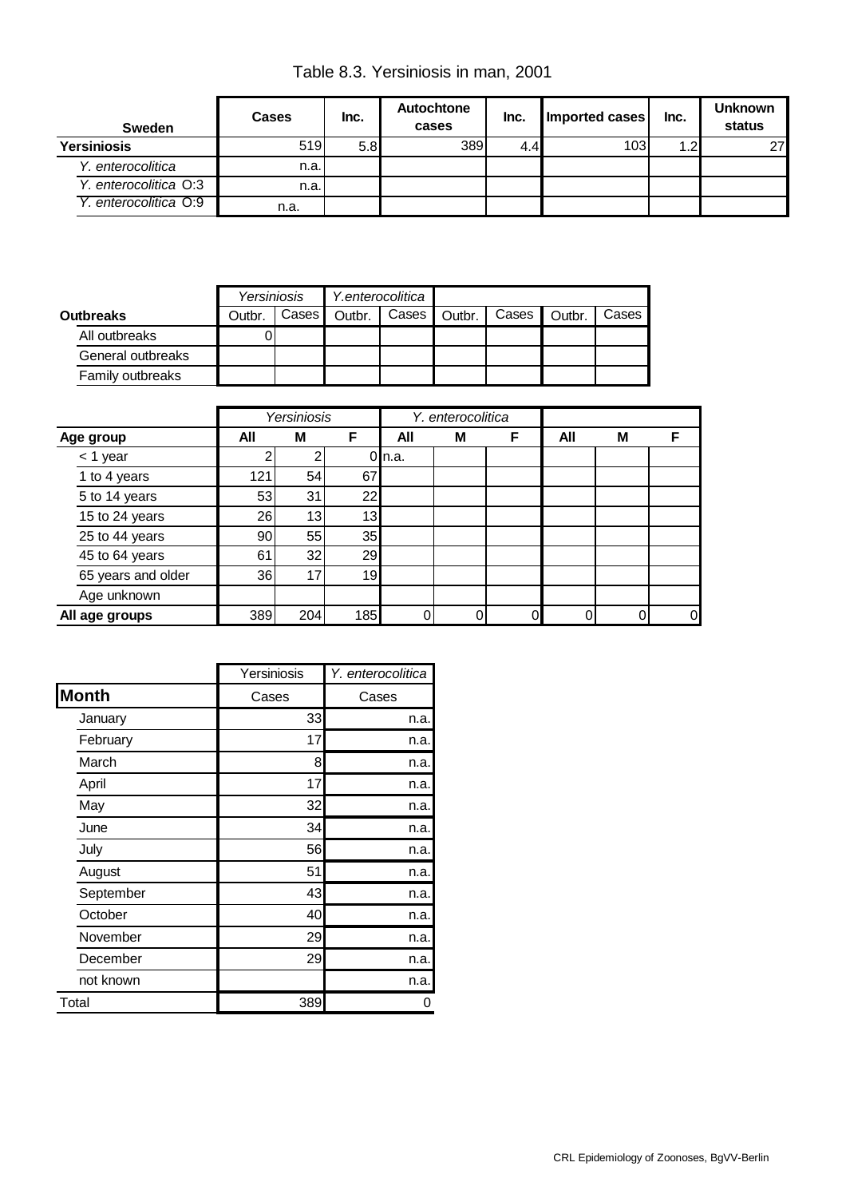# Table 8.3. Yersiniosis in man, 2001

| Sweden | Cases | Inc. | Autochtone cases | Inc. | Imported cases | Inc. | Unknown status |
|---|---|---|---|---|---|---|---|
| **Yersiniosis** | 519 | 5.8 | 389 | 4.4 | 103 | 1.2 | 27 |
| *Y. enterocolitica* | n.a. | | | | | | |
| *Y. enterocolitica* O:3 | n.a. | | | | | | |
| *Y. enterocolitica* O:9 | n.a. | | | | | | |

| | *Yersiniosis* | | *Y.enterocolitica* | | | | | |
|---|---|---|---|---|---|---|---|---|
| **Outbreaks** | Outbr. | Cases | Outbr. | Cases | Outbr. | Cases | Outbr. | Cases |
| All outbreaks | 0 | | | | | | | |
| General outbreaks | | | | | | | | |
| Family outbreaks | | | | | | | | |

| | *Yersiniosis* | | | *Y. enterocolitica* | | | | | |
|---|---|---|---|---|---|---|---|---|---|
| **Age group** | **All** | **M** | **F** | **All** | **M** | **F** | **All** | **M** | **F** |
| < 1 year | 2 | 2 | 0 | n.a. | | | | | |
| 1 to 4 years | 121 | 54 | 67 | | | | | | |
| 5 to 14 years | 53 | 31 | 22 | | | | | | |
| 15 to 24 years | 26 | 13 | 13 | | | | | | |
| 25 to 44 years | 90 | 55 | 35 | | | | | | |
| 45 to 64 years | 61 | 32 | 29 | | | | | | |
| 65 years and older | 36 | 17 | 19 | | | | | | |
| Age unknown | | | | | | | | | |
| **All age groups** | 389 | 204 | 185 | 0 | 0 | 0 | 0 | 0 | 0 |

| | Yersiniosis | *Y. enterocolitica* |
|---|---|---|
| **Month** | Cases | Cases |
| January | 33 | n.a. |
| February | 17 | n.a. |
| March | 8 | n.a. |
| April | 17 | n.a. |
| May | 32 | n.a. |
| June | 34 | n.a. |
| July | 56 | n.a. |
| August | 51 | n.a. |
| September | 43 | n.a. |
| October | 40 | n.a. |
| November | 29 | n.a. |
| December | 29 | n.a. |
| not known | | n.a. |
| Total | 389 | 0 |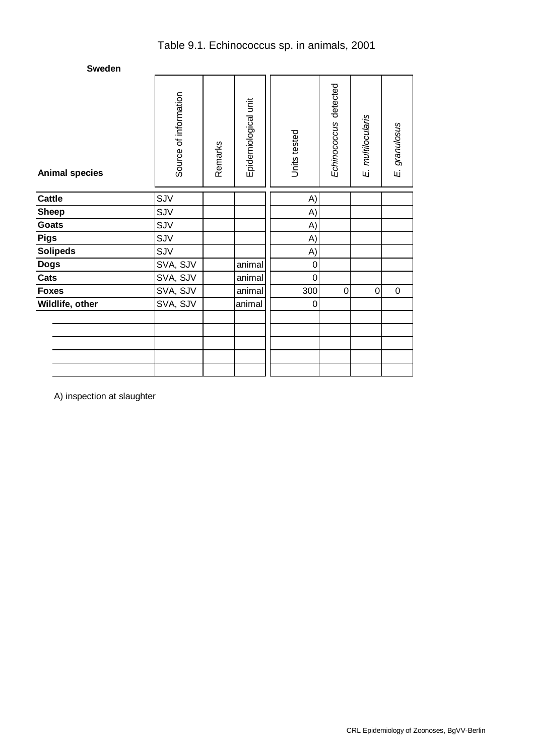# Table 9.1. Echinococcus sp. in animals, 2001

**Sweden**

| Animal species | Source of information | Remarks | Epidemiological unit | Units tested | *Echinococcus* detected | *E. multilocularis* | *E. granulosus* |
|---|---|---|---|---|---|---|---|
| **Cattle** | SJV | | | A) | | | |
| **Sheep** | SJV | | | A) | | | |
| **Goats** | SJV | | | A) | | | |
| **Pigs** | SJV | | | A) | | | |
| **Solipeds** | SJV | | | A) | | | |
| **Dogs** | SVA, SJV | | animal | 0 | | | |
| **Cats** | SVA, SJV | | animal | 0 | | | |
| **Foxes** | SVA, SJV | | animal | 300 | 0 | 0 | 0 |
| **Wildlife, other** | SVA, SJV | | animal | 0 | | | |
| | | | | | | | |
| | | | | | | | |
| | | | | | | | |
| | | | | | | | |
| | | | | | | | |

A) inspection at slaughter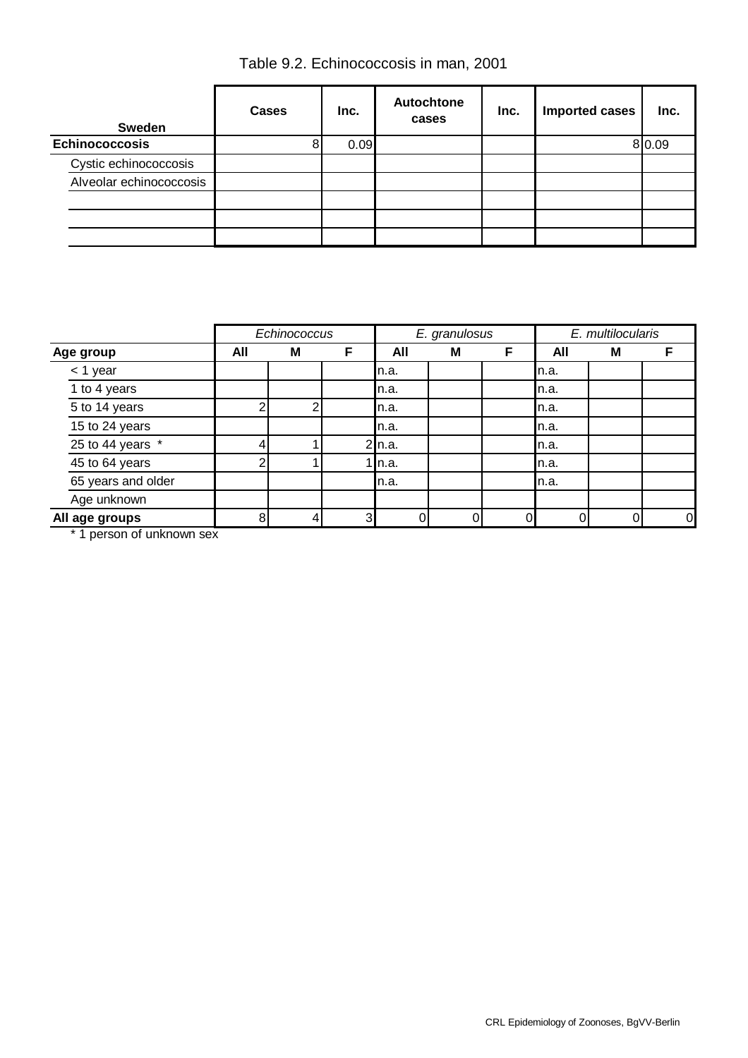# Table 9.2. Echinococcosis in man, 2001

| Sweden | Cases | Inc. | Autochtone cases | Inc. | Imported cases | Inc. |
|---|---|---|---|---|---|---|
| **Echinococcosis** | 8 | 0.09 | | | 8 | 0.09 |
| Cystic echinococcosis | | | | | | |
| Alveolar echinococcosis | | | | | | |
| | | | | | | |
| | | | | | | |
| | | | | | | |

| | *Echinococcus* | | | *E. granulosus* | | | *E. multilocularis* | | |
|---|---|---|---|---|---|---|---|---|---|
| **Age group** | **All** | **M** | **F** | **All** | **M** | **F** | **All** | **M** | **F** |
| < 1 year | | | | n.a. | | | n.a. | | |
| 1 to 4 years | | | | n.a. | | | n.a. | | |
| 5 to 14 years | 2 | 2 | | n.a. | | | n.a. | | |
| 15 to 24 years | | | | n.a. | | | n.a. | | |
| 25 to 44 years * | 4 | 1 | 2 | n.a. | | | n.a. | | |
| 45 to 64 years | 2 | 1 | 1 | n.a. | | | n.a. | | |
| 65 years and older | | | | n.a. | | | n.a. | | |
| Age unknown | | | | | | | | | |
| **All age groups** | 8 | 4 | 3 | 0 | 0 | 0 | 0 | 0 | 0 |

* 1 person of unknown sex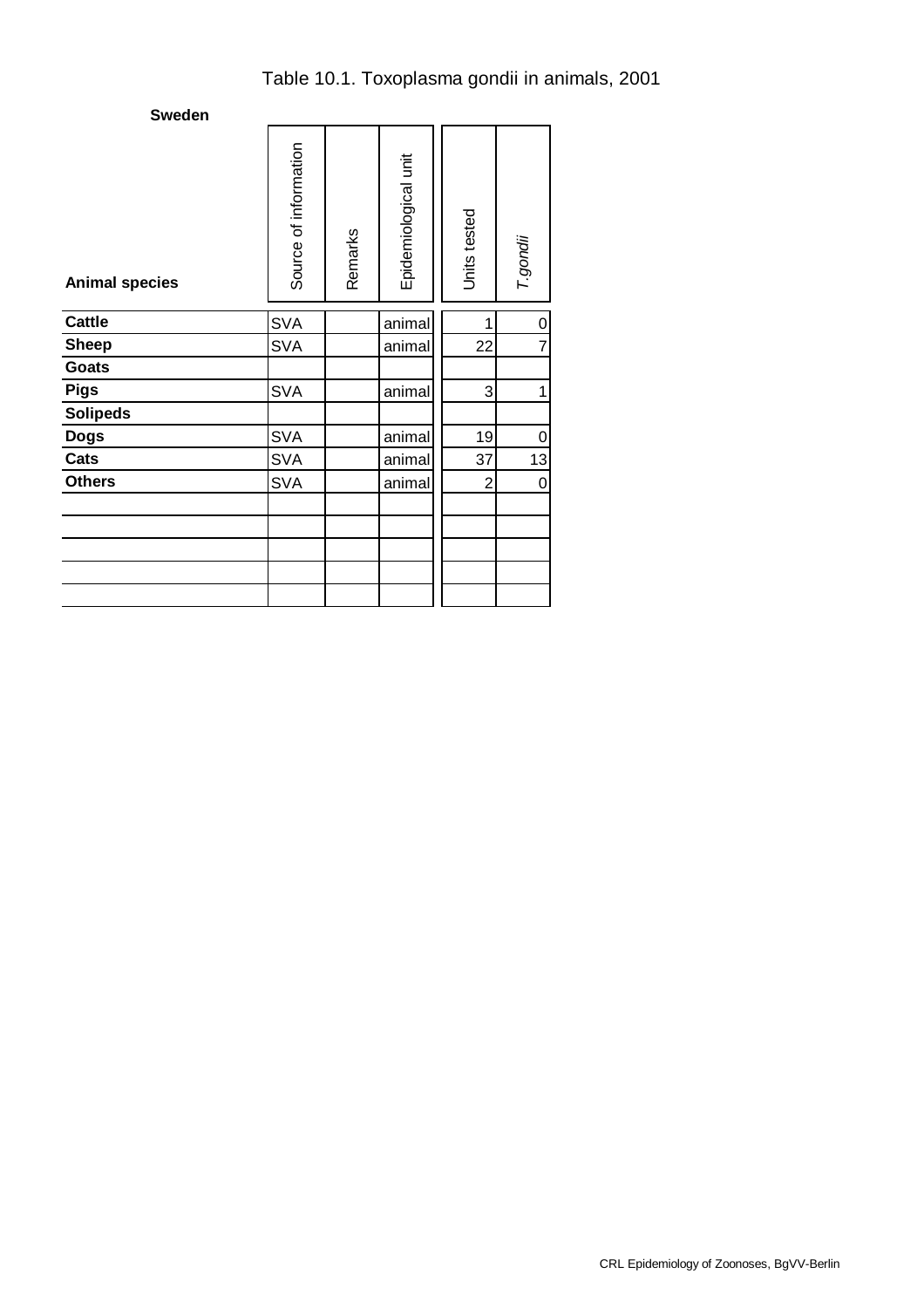# Table 10.1. Toxoplasma gondii in animals, 2001

**Sweden**

| Animal species | Source of information | Remarks | Epidemiological unit | Units tested | *T.gondii* |
|---|---|---|---|---|---|
| **Cattle** | SVA | | animal | 1 | 0 |
| **Sheep** | SVA | | animal | 22 | 7 |
| **Goats** | | | | | |
| **Pigs** | SVA | | animal | 3 | 1 |
| **Solipeds** | | | | | |
| **Dogs** | SVA | | animal | 19 | 0 |
| **Cats** | SVA | | animal | 37 | 13 |
| **Others** | SVA | | animal | 2 | 0 |
| | | | | | |
| | | | | | |
| | | | | | |
| | | | | | |
| | | | | | |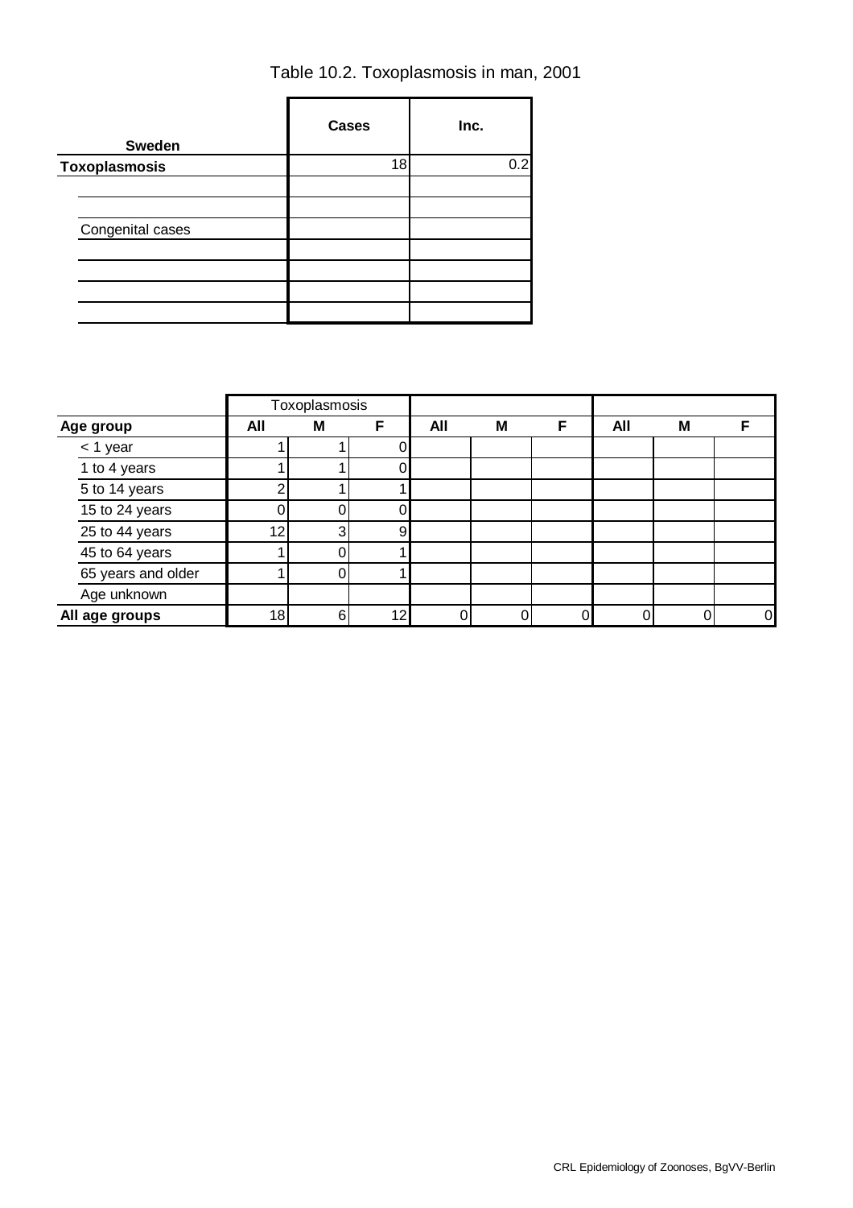# Table 10.2. Toxoplasmosis in man, 2001

| Sweden | Cases | Inc. |
|---|---|---|
| **Toxoplasmosis** | 18 | 0.2 |
| | | |
| | | |
| Congenital cases | | |
| | | |
| | | |
| | | |
| | | |

| | Toxoplasmosis | | | | | | | | |
|---|---|---|---|---|---|---|---|---|---|
| **Age group** | **All** | **M** | **F** | **All** | **M** | **F** | **All** | **M** | **F** |
| < 1 year | 1 | 1 | 0 | | | | | | |
| 1 to 4 years | 1 | 1 | 0 | | | | | | |
| 5 to 14 years | 2 | 1 | 1 | | | | | | |
| 15 to 24 years | 0 | 0 | 0 | | | | | | |
| 25 to 44 years | 12 | 3 | 9 | | | | | | |
| 45 to 64 years | 1 | 0 | 1 | | | | | | |
| 65 years and older | 1 | 0 | 1 | | | | | | |
| Age unknown | | | | | | | | | |
| **All age groups** | 18 | 6 | 12 | 0 | 0 | 0 | 0 | 0 | 0 |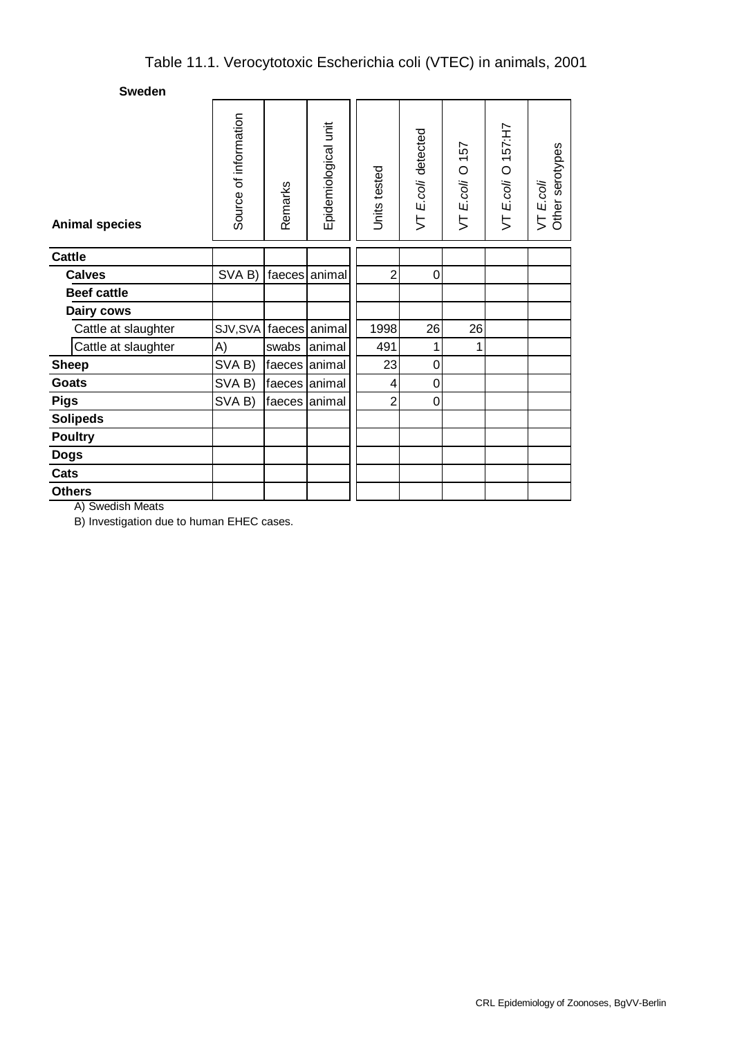# Table 11.1. Verocytotoxic Escherichia coli (VTEC) in animals, 2001

**Sweden**

| Animal species | Source of information | Remarks | Epidemiological unit | Units tested | VT *E.coli* detected | VT *E.coli* O 157 | VT *E.coli* O 157:H7 | VT *E.coli* Other serotypes |
|---|---|---|---|---|---|---|---|---|
| **Cattle** | | | | | | | | |
| **Calves** | SVA B) | faeces | animal | 2 | 0 | | | |
| **Beef cattle** | | | | | | | | |
| **Dairy cows** | | | | | | | | |
| Cattle at slaughter | SJV,SVA | faeces | animal | 1998 | 26 | 26 | | |
| Cattle at slaughter | A) | swabs | animal | 491 | 1 | 1 | | |
| **Sheep** | SVA B) | faeces | animal | 23 | 0 | | | |
| **Goats** | SVA B) | faeces | animal | 4 | 0 | | | |
| **Pigs** | SVA B) | faeces | animal | 2 | 0 | | | |
| **Solipeds** | | | | | | | | |
| **Poultry** | | | | | | | | |
| **Dogs** | | | | | | | | |
| **Cats** | | | | | | | | |
| **Others** | | | | | | | | |

A) Swedish Meats

B) Investigation due to human EHEC cases.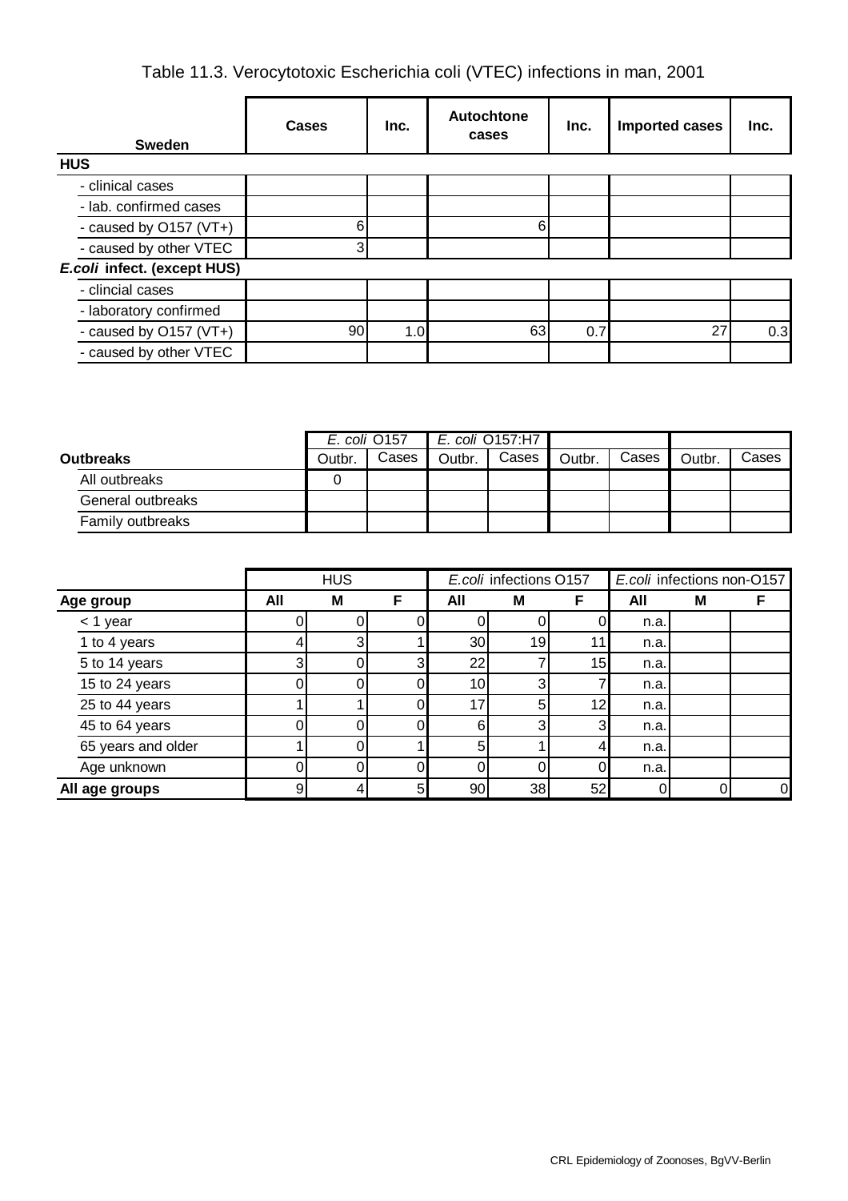# Table 11.3. Verocytotoxic Escherichia coli (VTEC) infections in man, 2001

| Sweden | Cases | Inc. | Autochtone cases | Inc. | Imported cases | Inc. |
|---|---|---|---|---|---|---|
| **HUS** | | | | | | |
| - clinical cases | | | | | | |
| - lab. confirmed cases | | | | | | |
| - caused by O157 (VT+) | 6 | | 6 | | | |
| - caused by other VTEC | 3 | | | | | |
| ***E.coli* infect. (except HUS)** | | | | | | |
| - clincial cases | | | | | | |
| - laboratory confirmed | | | | | | |
| - caused by O157 (VT+) | 90 | 1.0 | 63 | 0.7 | 27 | 0.3 |
| - caused by other VTEC | | | | | | |

| | *E. coli* O157 | | *E. coli* O157:H7 | | | | | |
|---|---|---|---|---|---|---|---|---|
| **Outbreaks** | Outbr. | Cases | Outbr. | Cases | Outbr. | Cases | Outbr. | Cases |
| All outbreaks | 0 | | | | | | | |
| General outbreaks | | | | | | | | |
| Family outbreaks | | | | | | | | |

| | HUS | | | *E.coli* infections O157 | | | *E.coli* infections non-O157 | | |
|---|---|---|---|---|---|---|---|---|---|
| **Age group** | **All** | **M** | **F** | **All** | **M** | **F** | **All** | **M** | **F** |
| < 1 year | 0 | 0 | 0 | 0 | 0 | 0 | n.a. | | |
| 1 to 4 years | 4 | 3 | 1 | 30 | 19 | 11 | n.a. | | |
| 5 to 14 years | 3 | 0 | 3 | 22 | 7 | 15 | n.a. | | |
| 15 to 24 years | 0 | 0 | 0 | 10 | 3 | 7 | n.a. | | |
| 25 to 44 years | 1 | 1 | 0 | 17 | 5 | 12 | n.a. | | |
| 45 to 64 years | 0 | 0 | 0 | 6 | 3 | 3 | n.a. | | |
| 65 years and older | 1 | 0 | 1 | 5 | 1 | 4 | n.a. | | |
| Age unknown | 0 | 0 | 0 | 0 | 0 | 0 | n.a. | | |
| **All age groups** | 9 | 4 | 5 | 90 | 38 | 52 | 0 | 0 | 0 |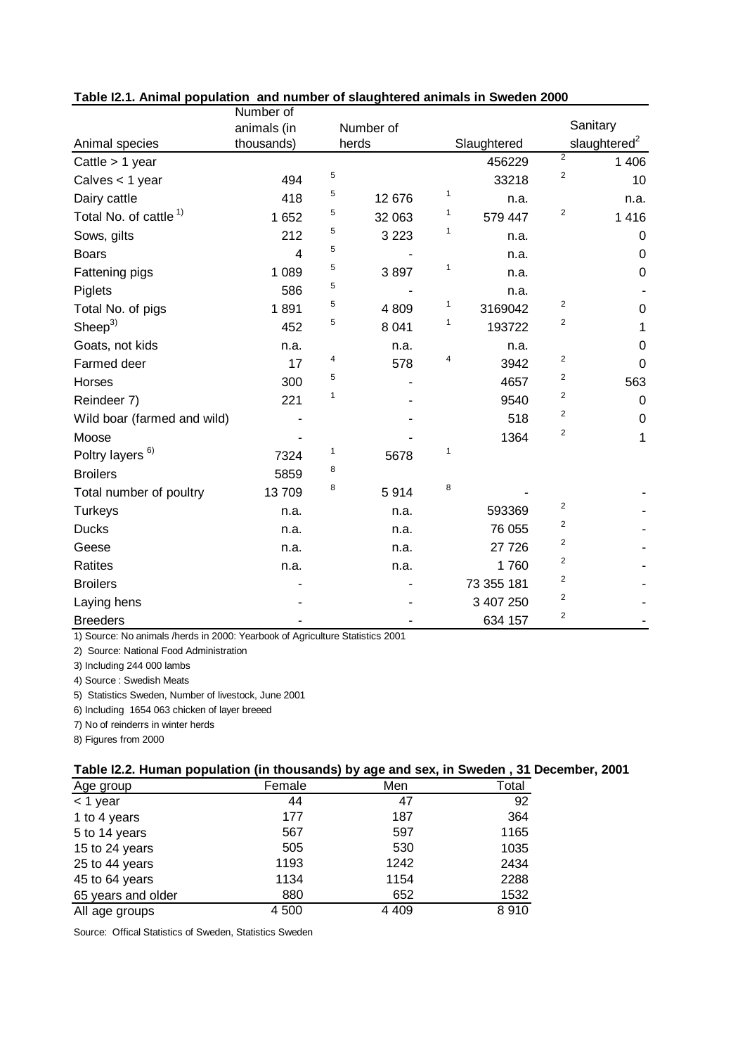**Table I2.1. Animal population and number of slaughtered animals in Sweden 2000**

| Animal species | Number of animals (in thousands) | | Number of herds | | Slaughtered | | Sanitary slaughtered[2] |
|---|---|---|---|---|---|---|---|
| Cattle > 1 year | | | | | 456229 | 2 | 1 406 |
| Calves < 1 year | 494 | 5 | | | 33218 | 2 | 10 |
| Dairy cattle | 418 | 5 | 12 676 | 1 | n.a. | | n.a. |
| Total No. of cattle [1] | 1 652 | 5 | 32 063 | 1 | 579 447 | 2 | 1 416 |
| Sows, gilts | 212 | 5 | 3 223 | 1 | n.a. | | 0 |
| Boars | 4 | 5 | - | | n.a. | | 0 |
| Fattening pigs | 1 089 | 5 | 3 897 | 1 | n.a. | | 0 |
| Piglets | 586 | 5 | - | | n.a. | | - |
| Total No. of pigs | 1 891 | 5 | 4 809 | 1 | 3169042 | 2 | 0 |
| Sheep[3] | 452 | 5 | 8 041 | 1 | 193722 | 2 | 1 |
| Goats, not kids | n.a. | | n.a. | | n.a. | | 0 |
| Farmed deer | 17 | 4 | 578 | 4 | 3942 | 2 | 0 |
| Horses | 300 | 5 | - | | 4657 | 2 | 563 |
| Reindeer 7) | 221 | 1 | - | | 9540 | 2 | 0 |
| Wild boar (farmed and wild) | - | | - | | 518 | 2 | 0 |
| Moose | - | | - | | 1364 | 2 | 1 |
| Poltry layers [6] | 7324 | 1 | 5678 | 1 | | | |
| Broilers | 5859 | 8 | | | | | |
| Total number of poultry | 13 709 | 8 | 5 914 | 8 | - | | - |
| Turkeys | n.a. | | n.a. | | 593369 | 2 | - |
| Ducks | n.a. | | n.a. | | 76 055 | 2 | - |
| Geese | n.a. | | n.a. | | 27 726 | 2 | - |
| Ratites | n.a. | | n.a. | | 1 760 | 2 | - |
| Broilers | - | | - | | 73 355 181 | 2 | - |
| Laying hens | - | | - | | 3 407 250 | 2 | - |
| Breeders | - | | - | | 634 157 | 2 | - |

1) Source: No animals /herds in 2000: Yearbook of Agriculture Statistics 2001

2) Source: National Food Administration

3) Including 244 000 lambs

4) Source : Swedish Meats

5) Statistics Sweden, Number of livestock, June 2001

6) Including 1654 063 chicken of layer breeed

7) No of reinderrs in winter herds

8) Figures from 2000

**Table I2.2. Human population (in thousands) by age and sex, in Sweden , 31 December, 2001**

| Age group | Female | Men | Total |
|---|---|---|---|
| < 1 year | 44 | 47 | 92 |
| 1 to 4 years | 177 | 187 | 364 |
| 5 to 14 years | 567 | 597 | 1165 |
| 15 to 24 years | 505 | 530 | 1035 |
| 25 to 44 years | 1193 | 1242 | 2434 |
| 45 to 64 years | 1134 | 1154 | 2288 |
| 65 years and older | 880 | 652 | 1532 |
| All age groups | 4 500 | 4 409 | 8 910 |

Source: Offical Statistics of Sweden, Statistics Sweden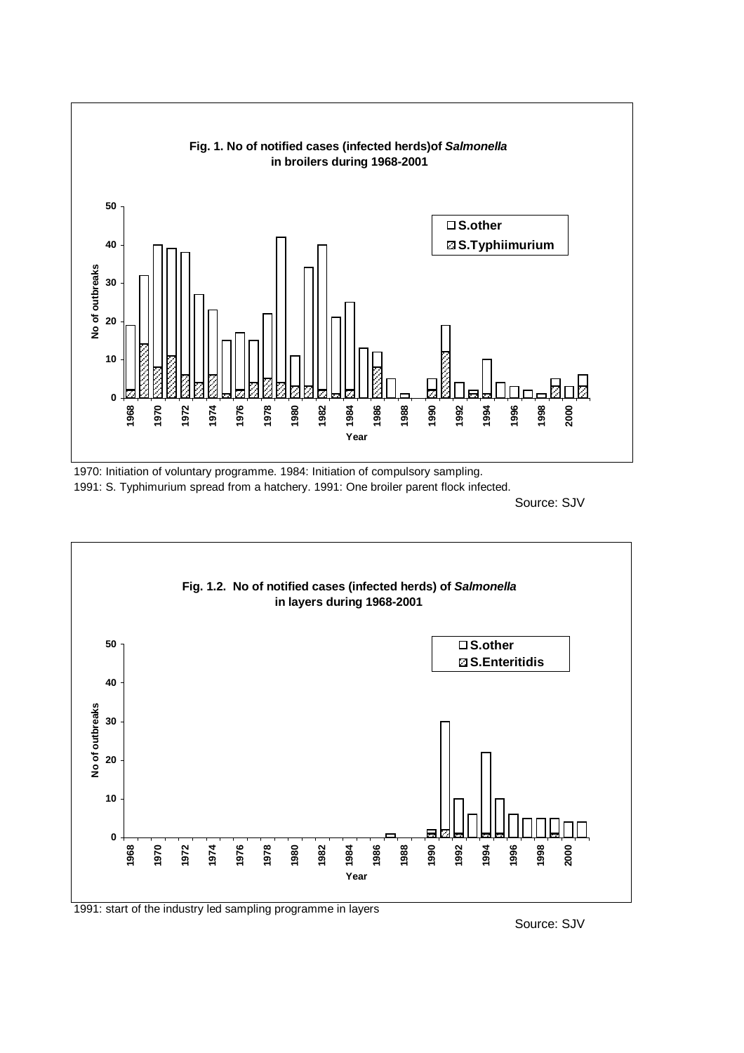**Fig. 1. No of notified cases (infected herds)of *Salmonella* in broilers during 1968-2001**

1970: Initiation of voluntary programme. 1984: Initiation of compulsory sampling.

1991: S. Typhimurium spread from a hatchery. 1991: One broiler parent flock infected.

Source: SJV

**Fig. 1.2. No of notified cases (infected herds) of *Salmonella* in layers during 1968-2001**

1991: start of the industry led sampling programme in layers

Source: SJV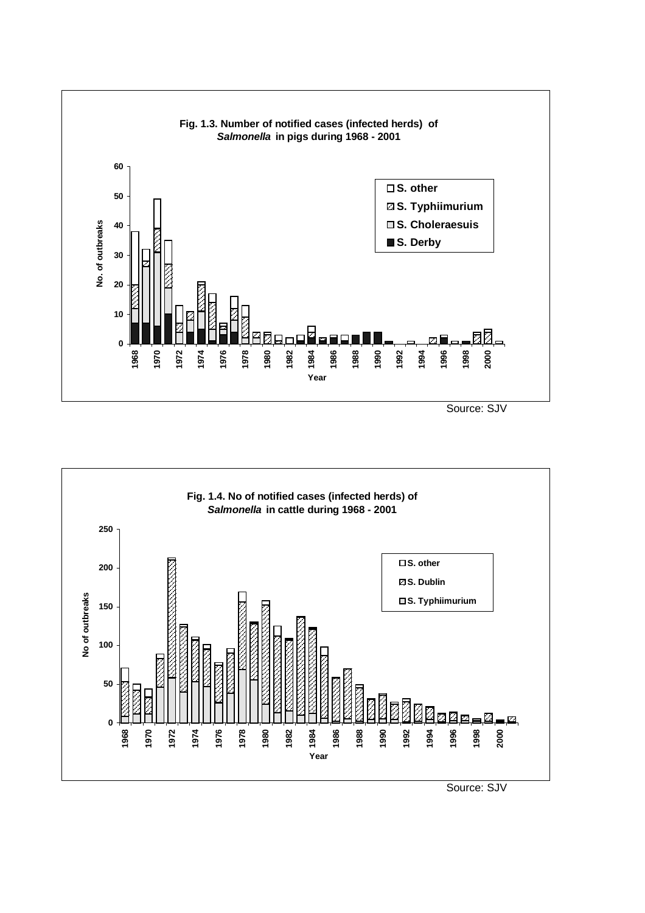**Fig. 1.3. Number of notified cases (infected herds) of *Salmonella* in pigs during 1968 - 2001**

Source: SJV

**Fig. 1.4. No of notified cases (infected herds) of *Salmonella* in cattle during 1968 - 2001**

Source: SJV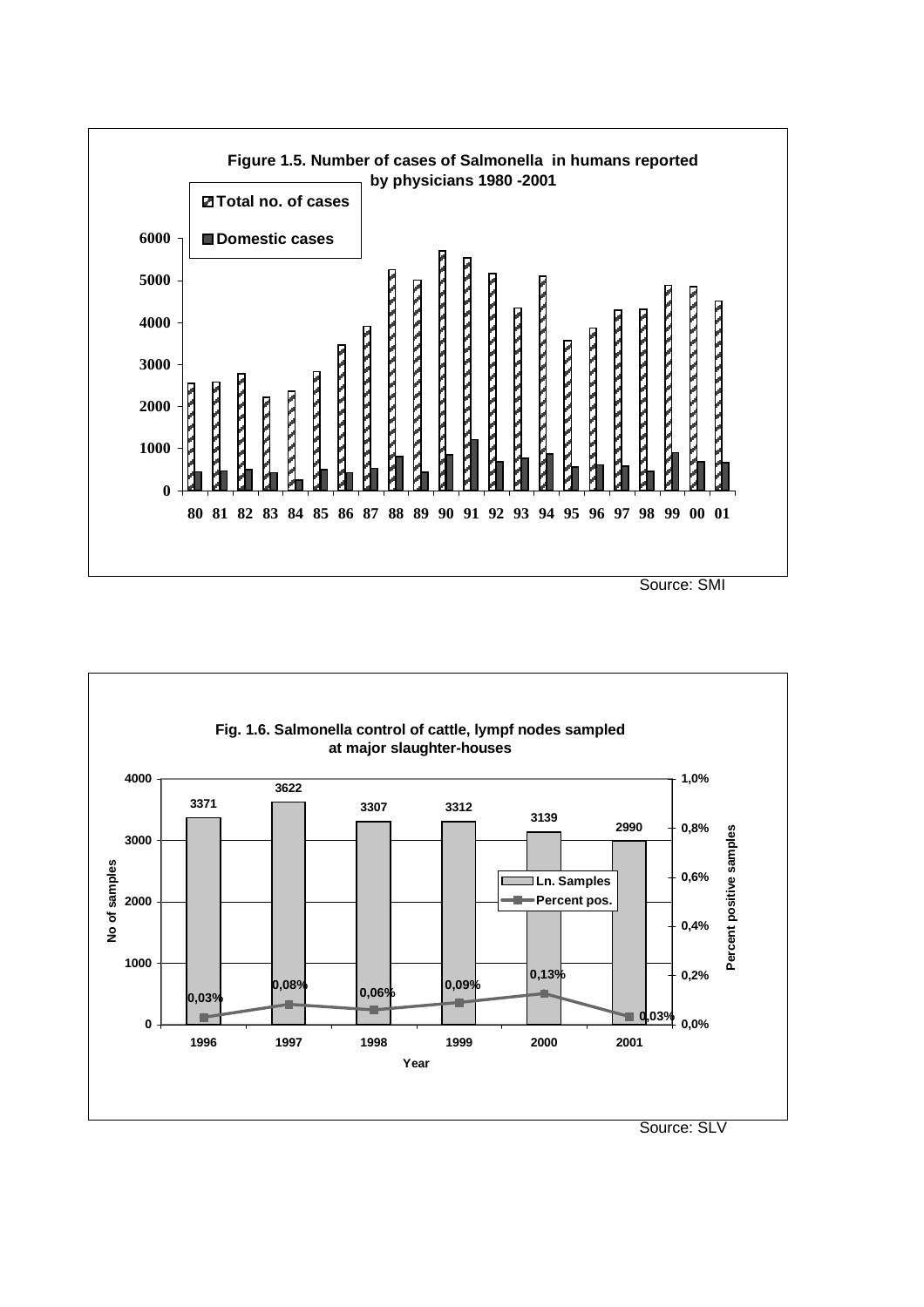**Figure 1.5. Number of cases of Salmonella in humans reported by physicians 1980 -2001**

Source: SMI

**Fig. 1.6. Salmonella control of cattle, lympf nodes sampled at major slaughter-houses**

| Year | Ln. Samples | Percent pos. |
|---|---|---|
| 1996 | 3371 | 0,03% |
| 1997 | 3622 | 0,08% |
| 1998 | 3307 | 0,06% |
| 1999 | 3312 | 0,09% |
| 2000 | 3139 | 0,13% |
| 2001 | 2990 | 0,03% |

Source: SLV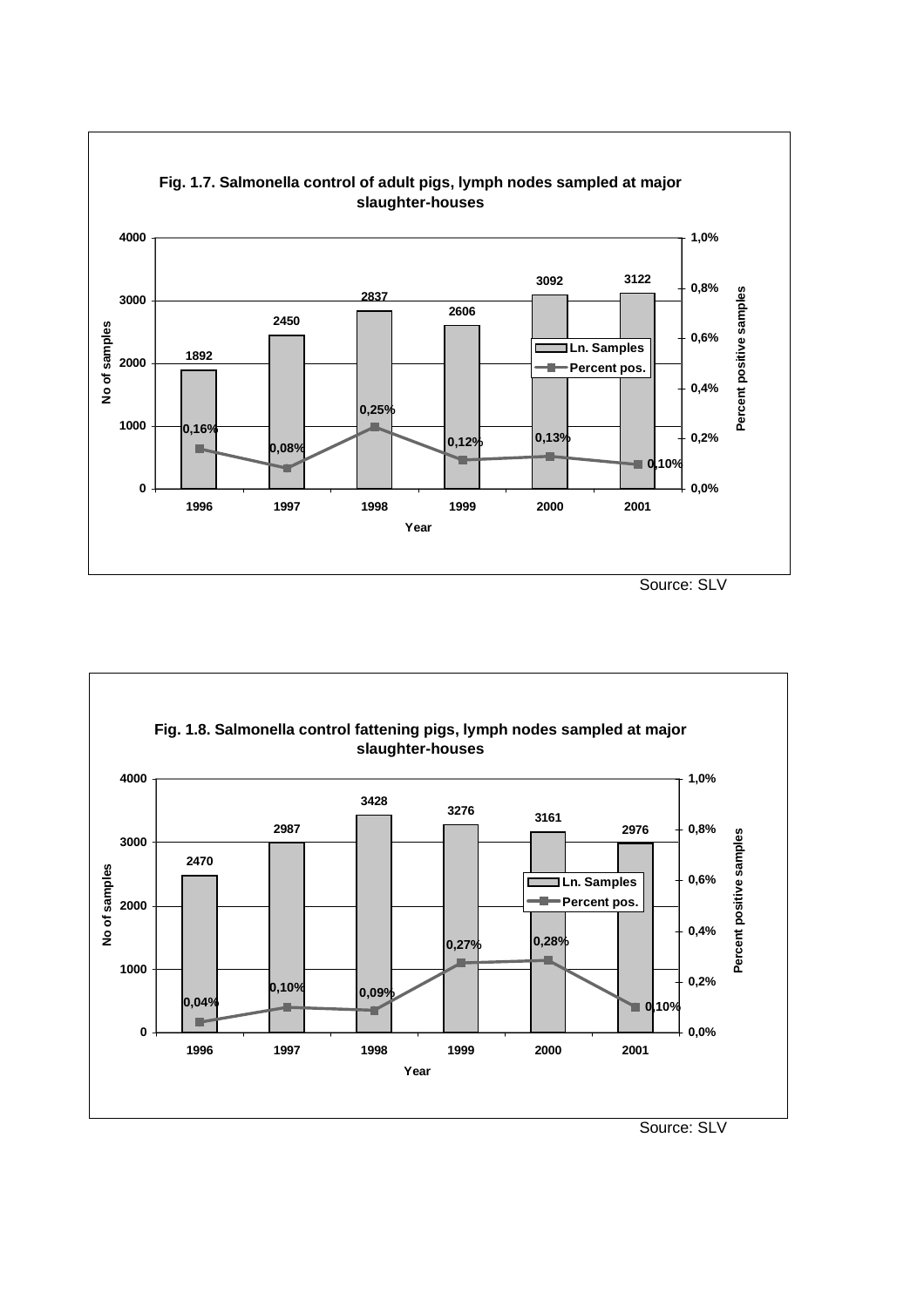**Fig. 1.7. Salmonella control of adult pigs, lymph nodes sampled at major slaughter-houses**

| Year | Ln. Samples | Percent pos. |
|---|---|---|
| 1996 | 1892 | 0,16% |
| 1997 | 2450 | 0,08% |
| 1998 | 2837 | 0,25% |
| 1999 | 2606 | 0,12% |
| 2000 | 3092 | 0,13% |
| 2001 | 3122 | 0,10% |

Source: SLV

**Fig. 1.8. Salmonella control fattening pigs, lymph nodes sampled at major slaughter-houses**

| Year | Ln. Samples | Percent pos. |
|---|---|---|
| 1996 | 2470 | 0,04% |
| 1997 | 2987 | 0,10% |
| 1998 | 3428 | 0,09% |
| 1999 | 3276 | 0,27% |
| 2000 | 3161 | 0,28% |
| 2001 | 2976 | 0,10% |

Source: SLV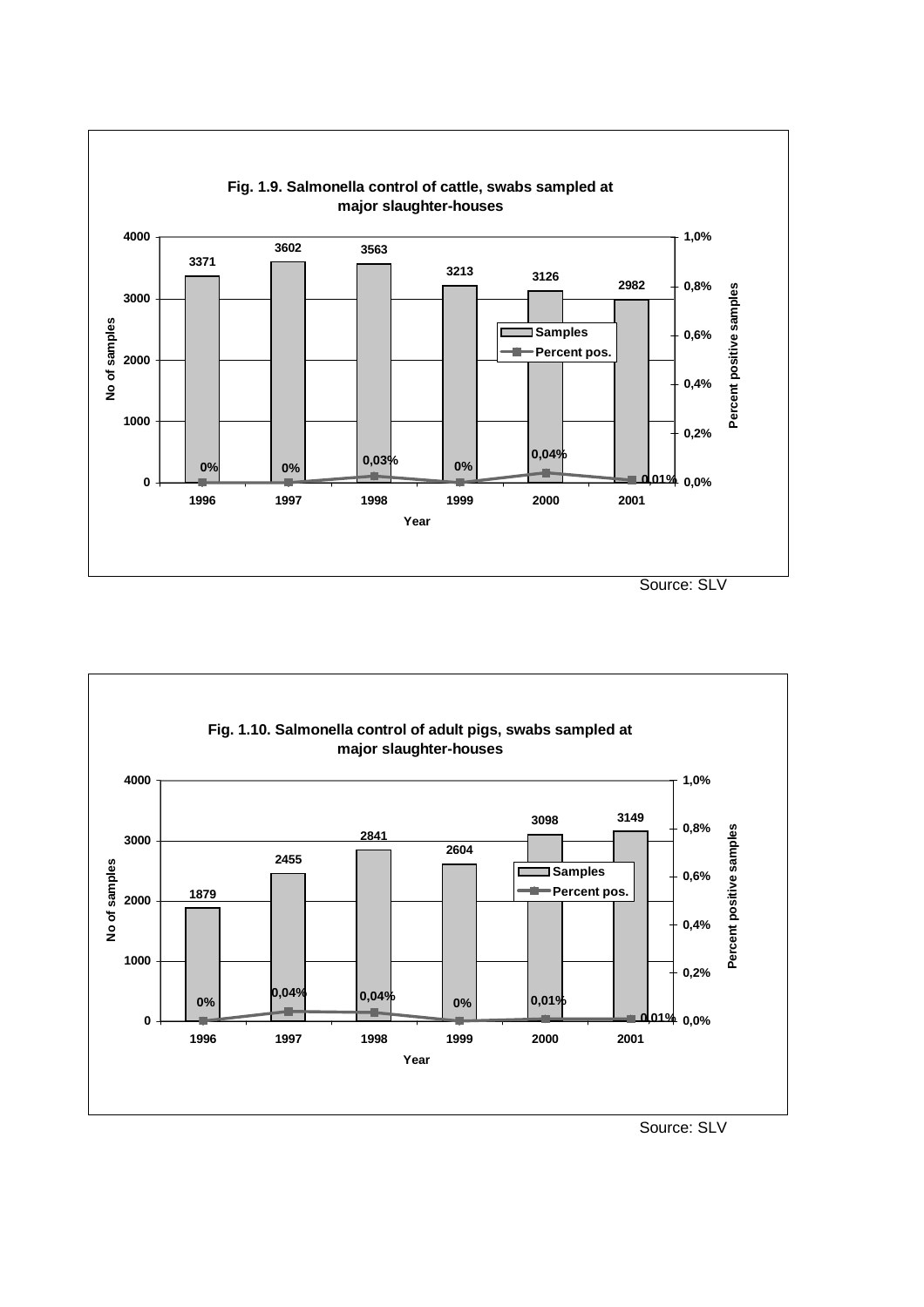**Fig. 1.9. Salmonella control of cattle, swabs sampled at major slaughter-houses**

| Year | No of samples | Percent positive samples |
|---|---|---|
| 1996 | 3371 | 0% |
| 1997 | 3602 | 0% |
| 1998 | 3563 | 0,03% |
| 1999 | 3213 | 0% |
| 2000 | 3126 | 0,04% |
| 2001 | 2982 | 0,01% |

Source: SLV

**Fig. 1.10. Salmonella control of adult pigs, swabs sampled at major slaughter-houses**

| Year | No of samples | Percent positive samples |
|---|---|---|
| 1996 | 1879 | 0% |
| 1997 | 2455 | 0,04% |
| 1998 | 2841 | 0,04% |
| 1999 | 2604 | 0% |
| 2000 | 3098 | 0,01% |
| 2001 | 3149 | 0,01% |

Source: SLV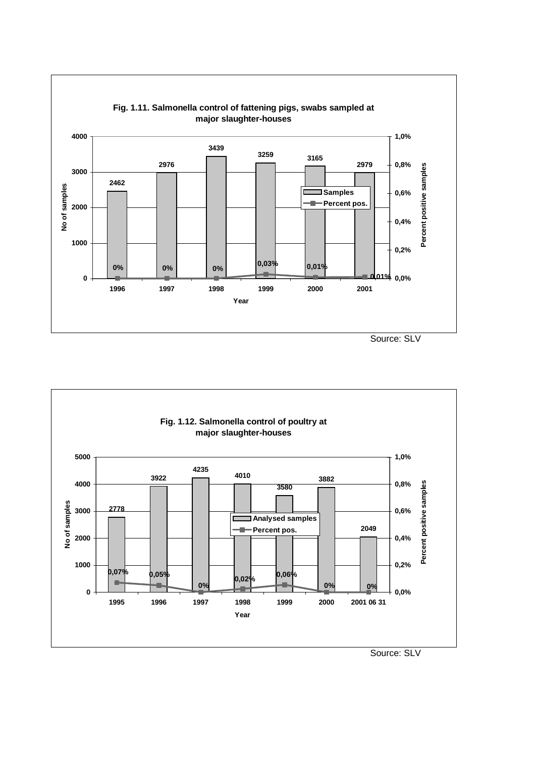**Fig. 1.11. Salmonella control of fattening pigs, swabs sampled at major slaughter-houses**

| Year | No of samples | Percent pos. |
|---|---|---|
| 1996 | 2462 | 0% |
| 1997 | 2976 | 0% |
| 1998 | 3439 | 0% |
| 1999 | 3259 | 0,03% |
| 2000 | 3165 | 0,01% |
| 2001 | 2979 | 0,01% |

Source: SLV

**Fig. 1.12. Salmonella control of poultry at major slaughter-houses**

| Year | Analysed samples | Percent pos. |
|---|---|---|
| 1995 | 2778 | 0,07% |
| 1996 | 3922 | 0,05% |
| 1997 | 4235 | 0% |
| 1998 | 4010 | 0,02% |
| 1999 | 3580 | 0,06% |
| 2000 | 3882 | 0% |
| 2001 06 31 | 2049 | 0% |

Source: SLV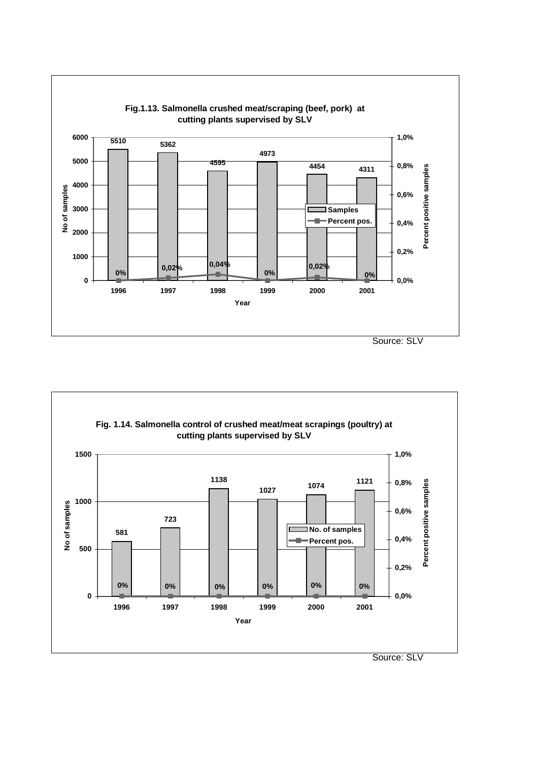**Fig.1.13. Salmonella crushed meat/scraping (beef, pork) at cutting plants supervised by SLV**

| Year | Samples | Percent pos. |
|---|---|---|
| 1996 | 5510 | 0% |
| 1997 | 5362 | 0,02% |
| 1998 | 4595 | 0,04% |
| 1999 | 4973 | 0% |
| 2000 | 4454 | 0,02% |
| 2001 | 4311 | 0% |

Source: SLV

**Fig. 1.14. Salmonella control of crushed meat/meat scrapings (poultry) at cutting plants supervised by SLV**

| Year | No. of samples | Percent pos. |
|---|---|---|
| 1996 | 581 | 0% |
| 1997 | 723 | 0% |
| 1998 | 1138 | 0% |
| 1999 | 1027 | 0% |
| 2000 | 1074 | 0% |
| 2001 | 1121 | 0% |

Source: SLV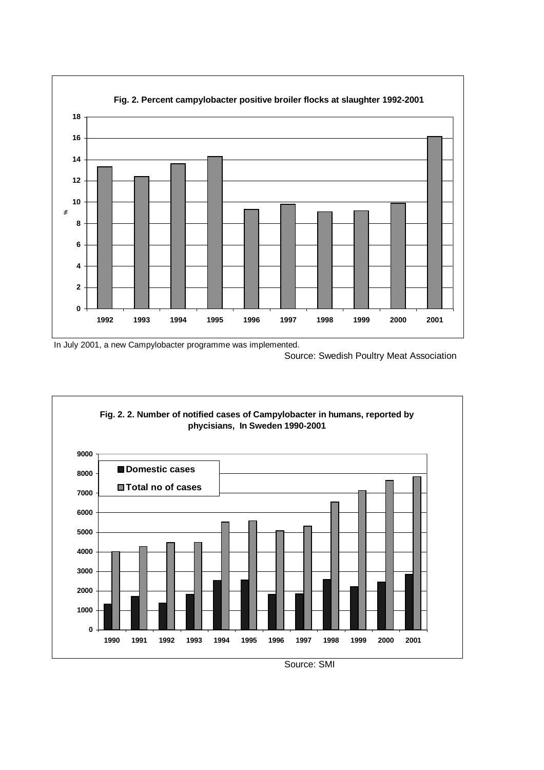**Fig. 2. Percent campylobacter positive broiler flocks at slaughter 1992-2001**

In July 2001, a new Campylobacter programme was implemented.

Source: Swedish Poultry Meat Association

**Fig. 2. 2. Number of notified cases of Campylobacter in humans, reported by phycisians, In Sweden 1990-2001**

Source: SMI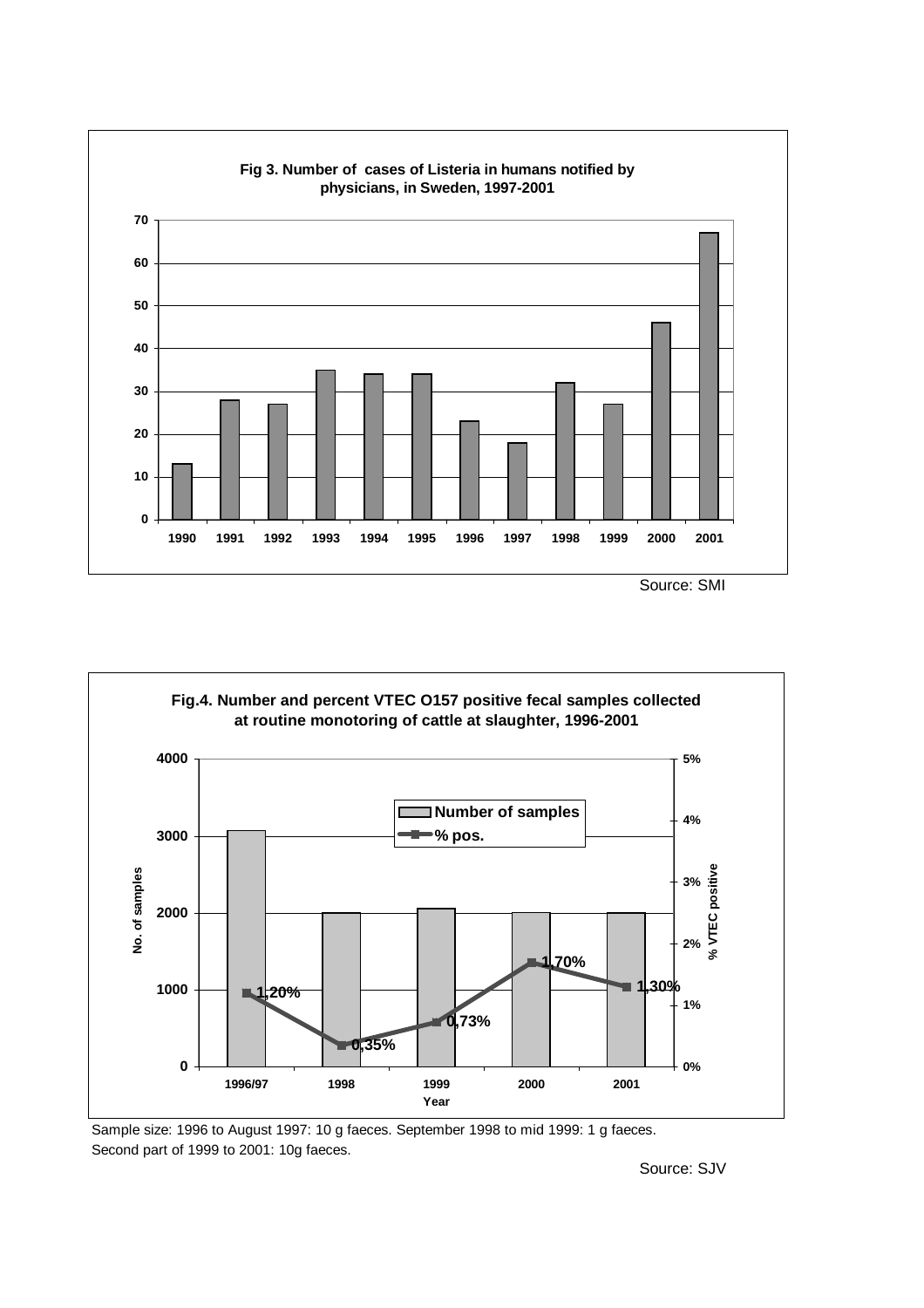**Fig 3. Number of cases of Listeria in humans notified by physicians, in Sweden, 1997-2001**

| Year | Number of cases |
|---|---|
| 1990 | 13 |
| 1991 | 28 |
| 1992 | 27 |
| 1993 | 35 |
| 1994 | 34 |
| 1995 | 34 |
| 1996 | 23 |
| 1997 | 18 |
| 1998 | 32 |
| 1999 | 27 |
| 2000 | 46 |
| 2001 | 67 |

Source: SMI

**Fig.4. Number and percent VTEC O157 positive fecal samples collected at routine monotoring of cattle at slaughter, 1996-2001**

| Year | % pos. |
|---|---|
| 1996/97 | 1,20% |
| 1998 | 0,35% |
| 1999 | 0,73% |
| 2000 | 1,70% |
| 2001 | 1,30% |

Sample size: 1996 to August 1997: 10 g faeces. September 1998 to mid 1999: 1 g faeces. Second part of 1999 to 2001: 10g faeces.

Source: SJV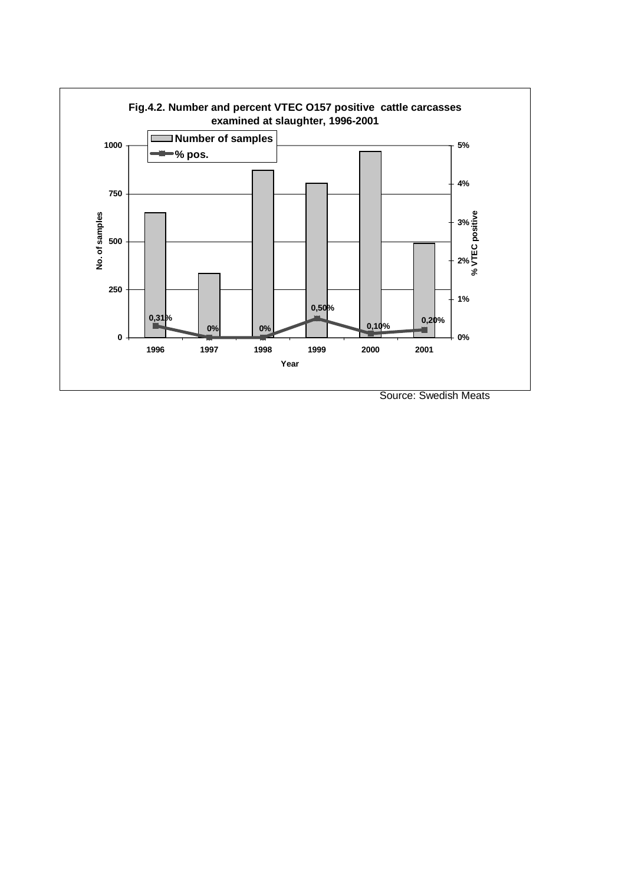**Fig.4.2. Number and percent VTEC O157 positive cattle carcasses examined at slaughter, 1996-2001**

Number of samples

% pos.

No. of samples

1000

750

500

250

0

% VTEC positive

5%

4%

3%

2%

1%

0%

0,31%

0%

0%

0,50%

0,10%

0,20%

1996

1997

1998

1999

2000

2001

Year

Source: Swedish Meats